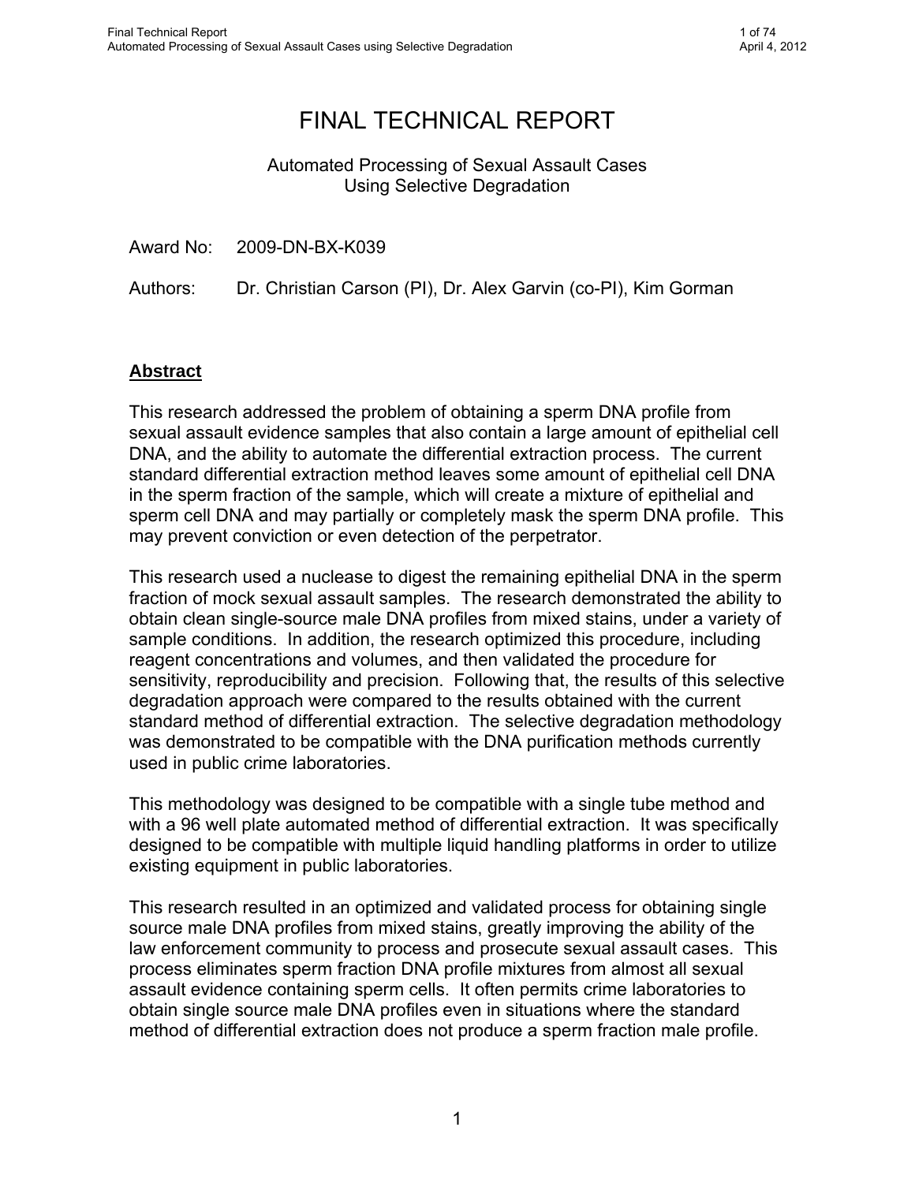# FINAL TECHNICAL REPORT

Automated Processing of Sexual Assault Cases
Using Selective Degradation

Award No: 2009-DN-BX-K039

Authors: Dr. Christian Carson (PI), Dr. Alex Garvin (co-PI), Kim Gorman

## Abstract

This research addressed the problem of obtaining a sperm DNA profile from sexual assault evidence samples that also contain a large amount of epithelial cell DNA, and the ability to automate the differential extraction process. The current standard differential extraction method leaves some amount of epithelial cell DNA in the sperm fraction of the sample, which will create a mixture of epithelial and sperm cell DNA and may partially or completely mask the sperm DNA profile. This may prevent conviction or even detection of the perpetrator.

This research used a nuclease to digest the remaining epithelial DNA in the sperm fraction of mock sexual assault samples. The research demonstrated the ability to obtain clean single-source male DNA profiles from mixed stains, under a variety of sample conditions. In addition, the research optimized this procedure, including reagent concentrations and volumes, and then validated the procedure for sensitivity, reproducibility and precision. Following that, the results of this selective degradation approach were compared to the results obtained with the current standard method of differential extraction. The selective degradation methodology was demonstrated to be compatible with the DNA purification methods currently used in public crime laboratories.

This methodology was designed to be compatible with a single tube method and with a 96 well plate automated method of differential extraction. It was specifically designed to be compatible with multiple liquid handling platforms in order to utilize existing equipment in public laboratories.

This research resulted in an optimized and validated process for obtaining single source male DNA profiles from mixed stains, greatly improving the ability of the law enforcement community to process and prosecute sexual assault cases. This process eliminates sperm fraction DNA profile mixtures from almost all sexual assault evidence containing sperm cells. It often permits crime laboratories to obtain single source male DNA profiles even in situations where the standard method of differential extraction does not produce a sperm fraction male profile.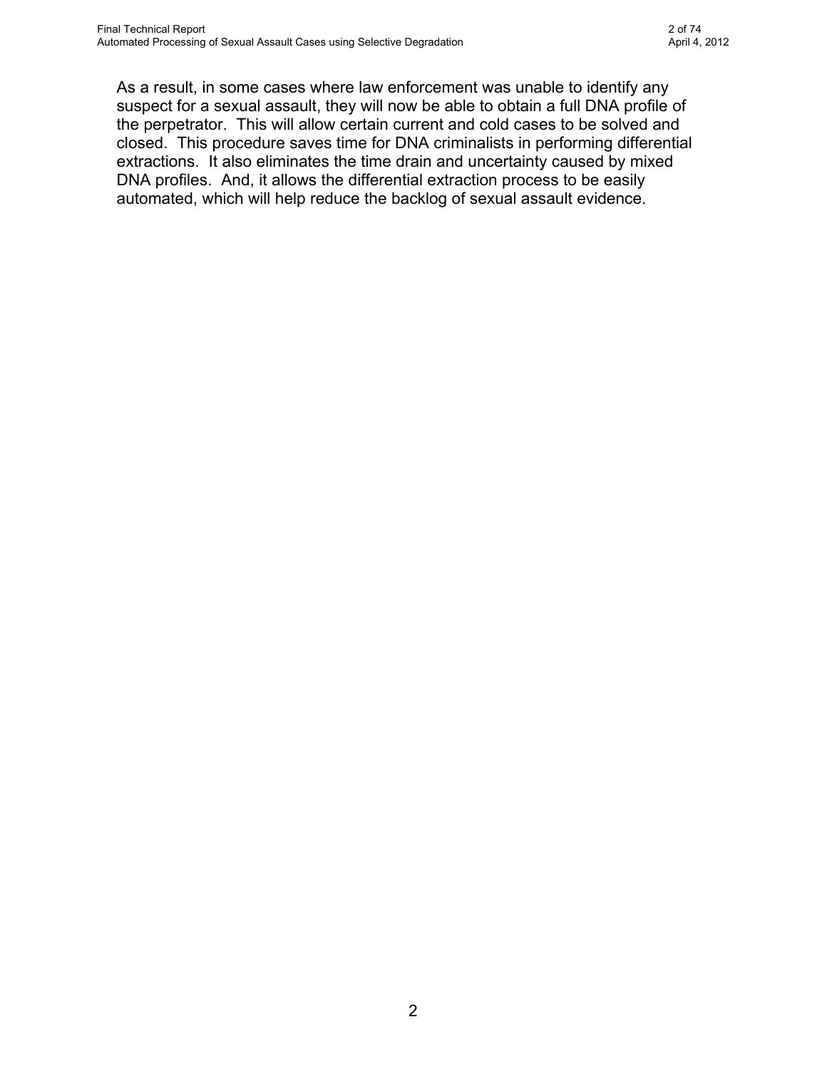As a result, in some cases where law enforcement was unable to identify any suspect for a sexual assault, they will now be able to obtain a full DNA profile of the perpetrator. This will allow certain current and cold cases to be solved and closed. This procedure saves time for DNA criminalists in performing differential extractions. It also eliminates the time drain and uncertainty caused by mixed DNA profiles. And, it allows the differential extraction process to be easily automated, which will help reduce the backlog of sexual assault evidence.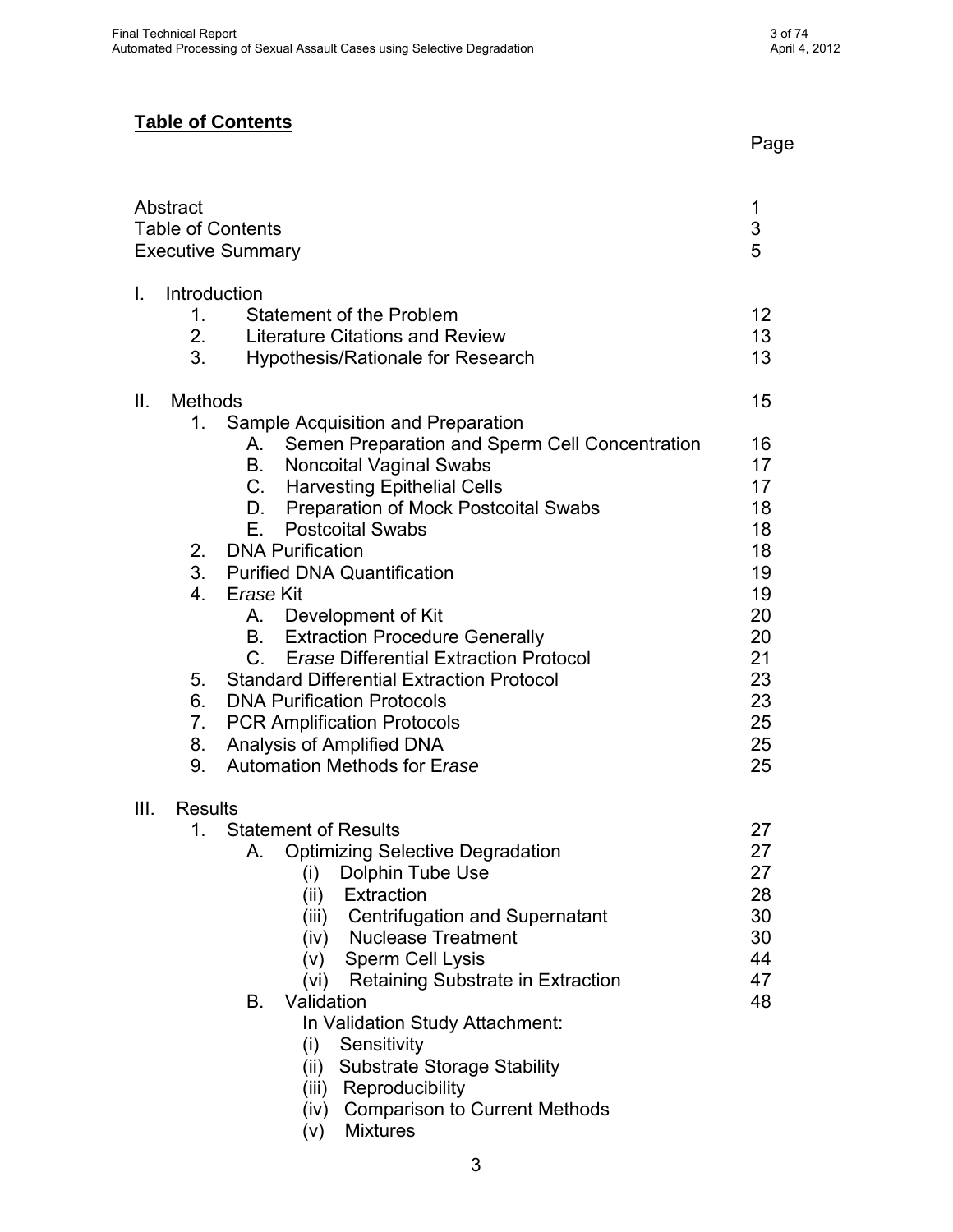## **Table of Contents**

| | Page |
|---|---|
| Abstract | 1 |
| Table of Contents | 3 |
| Executive Summary | 5 |
| I. Introduction | |
| 1. Statement of the Problem | 12 |
| 2. Literature Citations and Review | 13 |
| 3. Hypothesis/Rationale for Research | 13 |
| II. Methods | 15 |
| 1. Sample Acquisition and Preparation | |
| A. Semen Preparation and Sperm Cell Concentration | 16 |
| B. Noncoital Vaginal Swabs | 17 |
| C. Harvesting Epithelial Cells | 17 |
| D. Preparation of Mock Postcoital Swabs | 18 |
| E. Postcoital Swabs | 18 |
| 2. DNA Purification | 18 |
| 3. Purified DNA Quantification | 19 |
| 4. E*rase* Kit | 19 |
| A. Development of Kit | 20 |
| B. Extraction Procedure Generally | 20 |
| C. E*rase* Differential Extraction Protocol | 21 |
| 5. Standard Differential Extraction Protocol | 23 |
| 6. DNA Purification Protocols | 23 |
| 7. PCR Amplification Protocols | 25 |
| 8. Analysis of Amplified DNA | 25 |
| 9. Automation Methods for E*rase* | 25 |
| III. Results | |
| 1. Statement of Results | 27 |
| A. Optimizing Selective Degradation | 27 |
| (i) Dolphin Tube Use | 27 |
| (ii) Extraction | 28 |
| (iii) Centrifugation and Supernatant | 30 |
| (iv) Nuclease Treatment | 30 |
| (v) Sperm Cell Lysis | 44 |
| (vi) Retaining Substrate in Extraction | 47 |
| B. Validation | 48 |
| In Validation Study Attachment: | |
| (i) Sensitivity | |
| (ii) Substrate Storage Stability | |
| (iii) Reproducibility | |
| (iv) Comparison to Current Methods | |
| (v) Mixtures | |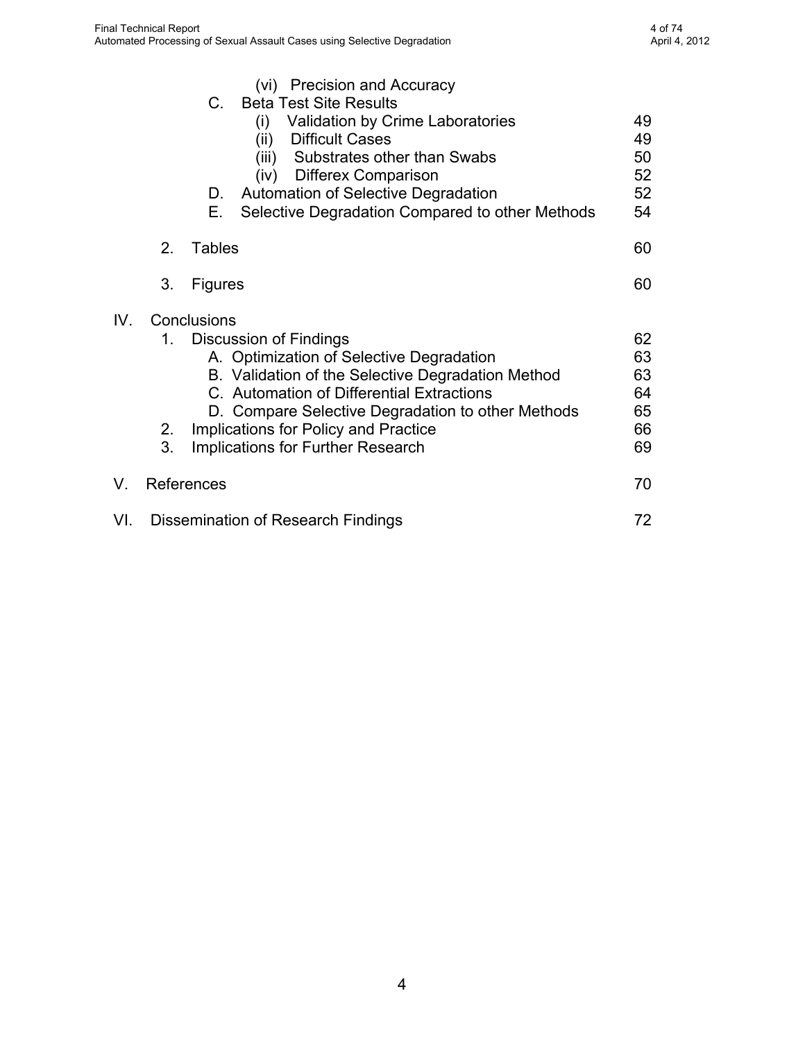(vi) Precision and Accuracy

C. Beta Test Site Results

(i) Validation by Crime Laboratories 49

(ii) Difficult Cases 49

(iii) Substrates other than Swabs 50

(iv) Differex Comparison 52

D. Automation of Selective Degradation 52

E. Selective Degradation Compared to other Methods 54

2. Tables 60

3. Figures 60

IV. Conclusions

1. Discussion of Findings 62

A. Optimization of Selective Degradation 63

B. Validation of the Selective Degradation Method 63

C. Automation of Differential Extractions 64

D. Compare Selective Degradation to other Methods 65

2. Implications for Policy and Practice 66

3. Implications for Further Research 69

V. References 70

VI. Dissemination of Research Findings 72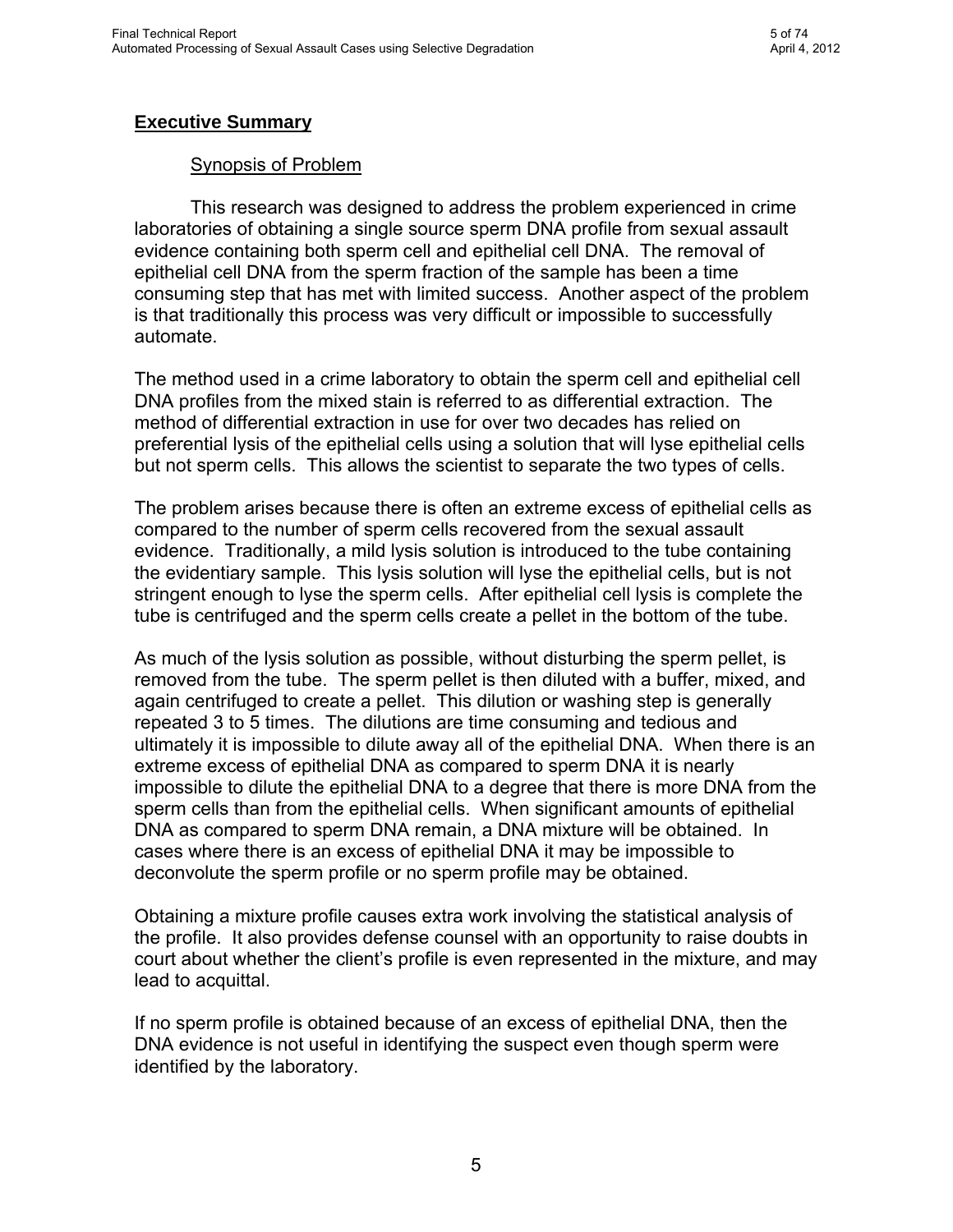## **Executive Summary**

### Synopsis of Problem

This research was designed to address the problem experienced in crime laboratories of obtaining a single source sperm DNA profile from sexual assault evidence containing both sperm cell and epithelial cell DNA. The removal of epithelial cell DNA from the sperm fraction of the sample has been a time consuming step that has met with limited success. Another aspect of the problem is that traditionally this process was very difficult or impossible to successfully automate.

The method used in a crime laboratory to obtain the sperm cell and epithelial cell DNA profiles from the mixed stain is referred to as differential extraction. The method of differential extraction in use for over two decades has relied on preferential lysis of the epithelial cells using a solution that will lyse epithelial cells but not sperm cells. This allows the scientist to separate the two types of cells.

The problem arises because there is often an extreme excess of epithelial cells as compared to the number of sperm cells recovered from the sexual assault evidence. Traditionally, a mild lysis solution is introduced to the tube containing the evidentiary sample. This lysis solution will lyse the epithelial cells, but is not stringent enough to lyse the sperm cells. After epithelial cell lysis is complete the tube is centrifuged and the sperm cells create a pellet in the bottom of the tube.

As much of the lysis solution as possible, without disturbing the sperm pellet, is removed from the tube. The sperm pellet is then diluted with a buffer, mixed, and again centrifuged to create a pellet. This dilution or washing step is generally repeated 3 to 5 times. The dilutions are time consuming and tedious and ultimately it is impossible to dilute away all of the epithelial DNA. When there is an extreme excess of epithelial DNA as compared to sperm DNA it is nearly impossible to dilute the epithelial DNA to a degree that there is more DNA from the sperm cells than from the epithelial cells. When significant amounts of epithelial DNA as compared to sperm DNA remain, a DNA mixture will be obtained. In cases where there is an excess of epithelial DNA it may be impossible to deconvolute the sperm profile or no sperm profile may be obtained.

Obtaining a mixture profile causes extra work involving the statistical analysis of the profile. It also provides defense counsel with an opportunity to raise doubts in court about whether the client's profile is even represented in the mixture, and may lead to acquittal.

If no sperm profile is obtained because of an excess of epithelial DNA, then the DNA evidence is not useful in identifying the suspect even though sperm were identified by the laboratory.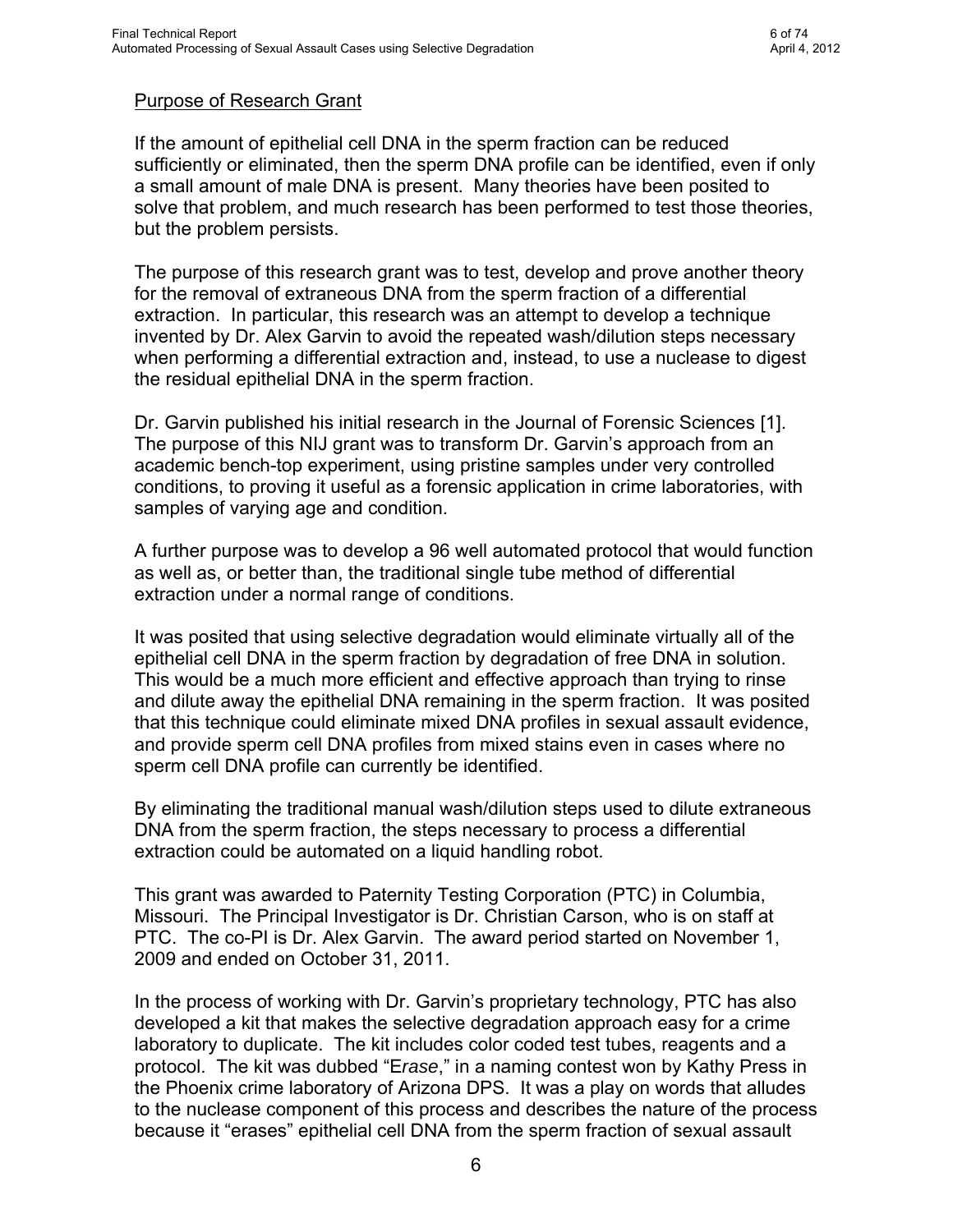## Purpose of Research Grant

If the amount of epithelial cell DNA in the sperm fraction can be reduced sufficiently or eliminated, then the sperm DNA profile can be identified, even if only a small amount of male DNA is present. Many theories have been posited to solve that problem, and much research has been performed to test those theories, but the problem persists.

The purpose of this research grant was to test, develop and prove another theory for the removal of extraneous DNA from the sperm fraction of a differential extraction. In particular, this research was an attempt to develop a technique invented by Dr. Alex Garvin to avoid the repeated wash/dilution steps necessary when performing a differential extraction and, instead, to use a nuclease to digest the residual epithelial DNA in the sperm fraction.

Dr. Garvin published his initial research in the Journal of Forensic Sciences [1]. The purpose of this NIJ grant was to transform Dr. Garvin's approach from an academic bench-top experiment, using pristine samples under very controlled conditions, to proving it useful as a forensic application in crime laboratories, with samples of varying age and condition.

A further purpose was to develop a 96 well automated protocol that would function as well as, or better than, the traditional single tube method of differential extraction under a normal range of conditions.

It was posited that using selective degradation would eliminate virtually all of the epithelial cell DNA in the sperm fraction by degradation of free DNA in solution. This would be a much more efficient and effective approach than trying to rinse and dilute away the epithelial DNA remaining in the sperm fraction. It was posited that this technique could eliminate mixed DNA profiles in sexual assault evidence, and provide sperm cell DNA profiles from mixed stains even in cases where no sperm cell DNA profile can currently be identified.

By eliminating the traditional manual wash/dilution steps used to dilute extraneous DNA from the sperm fraction, the steps necessary to process a differential extraction could be automated on a liquid handling robot.

This grant was awarded to Paternity Testing Corporation (PTC) in Columbia, Missouri. The Principal Investigator is Dr. Christian Carson, who is on staff at PTC. The co-PI is Dr. Alex Garvin. The award period started on November 1, 2009 and ended on October 31, 2011.

In the process of working with Dr. Garvin's proprietary technology, PTC has also developed a kit that makes the selective degradation approach easy for a crime laboratory to duplicate. The kit includes color coded test tubes, reagents and a protocol. The kit was dubbed "E*rase*," in a naming contest won by Kathy Press in the Phoenix crime laboratory of Arizona DPS. It was a play on words that alludes to the nuclease component of this process and describes the nature of the process because it "erases" epithelial cell DNA from the sperm fraction of sexual assault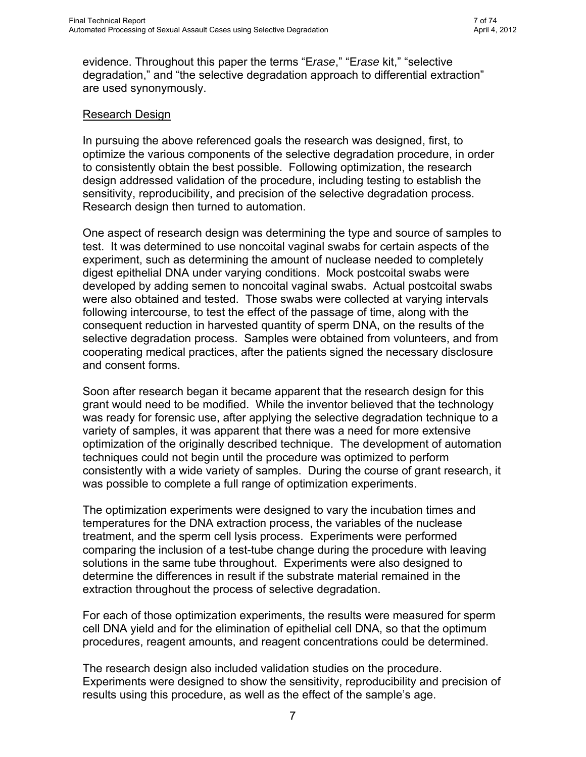evidence. Throughout this paper the terms "E*rase*," "E*rase* kit," "selective degradation," and "the selective degradation approach to differential extraction" are used synonymously.

Research Design

In pursuing the above referenced goals the research was designed, first, to optimize the various components of the selective degradation procedure, in order to consistently obtain the best possible. Following optimization, the research design addressed validation of the procedure, including testing to establish the sensitivity, reproducibility, and precision of the selective degradation process. Research design then turned to automation.

One aspect of research design was determining the type and source of samples to test. It was determined to use noncoital vaginal swabs for certain aspects of the experiment, such as determining the amount of nuclease needed to completely digest epithelial DNA under varying conditions. Mock postcoital swabs were developed by adding semen to noncoital vaginal swabs. Actual postcoital swabs were also obtained and tested. Those swabs were collected at varying intervals following intercourse, to test the effect of the passage of time, along with the consequent reduction in harvested quantity of sperm DNA, on the results of the selective degradation process. Samples were obtained from volunteers, and from cooperating medical practices, after the patients signed the necessary disclosure and consent forms.

Soon after research began it became apparent that the research design for this grant would need to be modified. While the inventor believed that the technology was ready for forensic use, after applying the selective degradation technique to a variety of samples, it was apparent that there was a need for more extensive optimization of the originally described technique. The development of automation techniques could not begin until the procedure was optimized to perform consistently with a wide variety of samples. During the course of grant research, it was possible to complete a full range of optimization experiments.

The optimization experiments were designed to vary the incubation times and temperatures for the DNA extraction process, the variables of the nuclease treatment, and the sperm cell lysis process. Experiments were performed comparing the inclusion of a test-tube change during the procedure with leaving solutions in the same tube throughout. Experiments were also designed to determine the differences in result if the substrate material remained in the extraction throughout the process of selective degradation.

For each of those optimization experiments, the results were measured for sperm cell DNA yield and for the elimination of epithelial cell DNA, so that the optimum procedures, reagent amounts, and reagent concentrations could be determined.

The research design also included validation studies on the procedure. Experiments were designed to show the sensitivity, reproducibility and precision of results using this procedure, as well as the effect of the sample's age.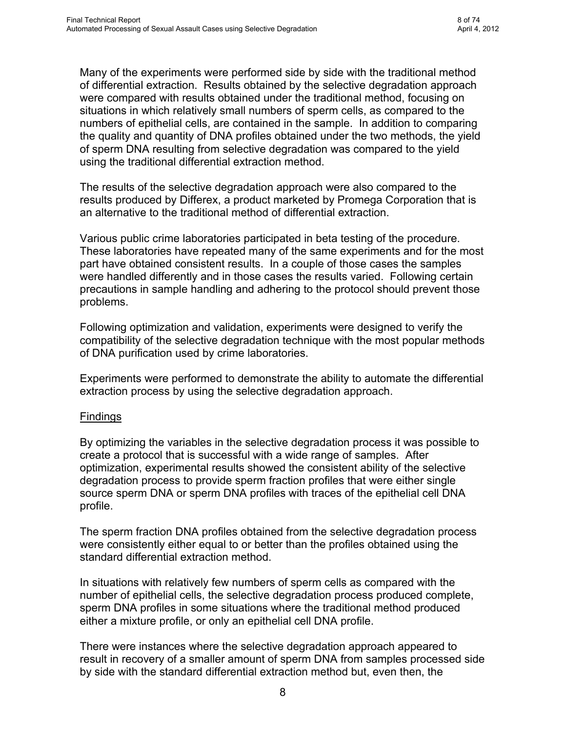Many of the experiments were performed side by side with the traditional method of differential extraction. Results obtained by the selective degradation approach were compared with results obtained under the traditional method, focusing on situations in which relatively small numbers of sperm cells, as compared to the numbers of epithelial cells, are contained in the sample. In addition to comparing the quality and quantity of DNA profiles obtained under the two methods, the yield of sperm DNA resulting from selective degradation was compared to the yield using the traditional differential extraction method.

The results of the selective degradation approach were also compared to the results produced by Differex, a product marketed by Promega Corporation that is an alternative to the traditional method of differential extraction.

Various public crime laboratories participated in beta testing of the procedure. These laboratories have repeated many of the same experiments and for the most part have obtained consistent results. In a couple of those cases the samples were handled differently and in those cases the results varied. Following certain precautions in sample handling and adhering to the protocol should prevent those problems.

Following optimization and validation, experiments were designed to verify the compatibility of the selective degradation technique with the most popular methods of DNA purification used by crime laboratories.

Experiments were performed to demonstrate the ability to automate the differential extraction process by using the selective degradation approach.

<u>Findings</u>

By optimizing the variables in the selective degradation process it was possible to create a protocol that is successful with a wide range of samples. After optimization, experimental results showed the consistent ability of the selective degradation process to provide sperm fraction profiles that were either single source sperm DNA or sperm DNA profiles with traces of the epithelial cell DNA profile.

The sperm fraction DNA profiles obtained from the selective degradation process were consistently either equal to or better than the profiles obtained using the standard differential extraction method.

In situations with relatively few numbers of sperm cells as compared with the number of epithelial cells, the selective degradation process produced complete, sperm DNA profiles in some situations where the traditional method produced either a mixture profile, or only an epithelial cell DNA profile.

There were instances where the selective degradation approach appeared to result in recovery of a smaller amount of sperm DNA from samples processed side by side with the standard differential extraction method but, even then, the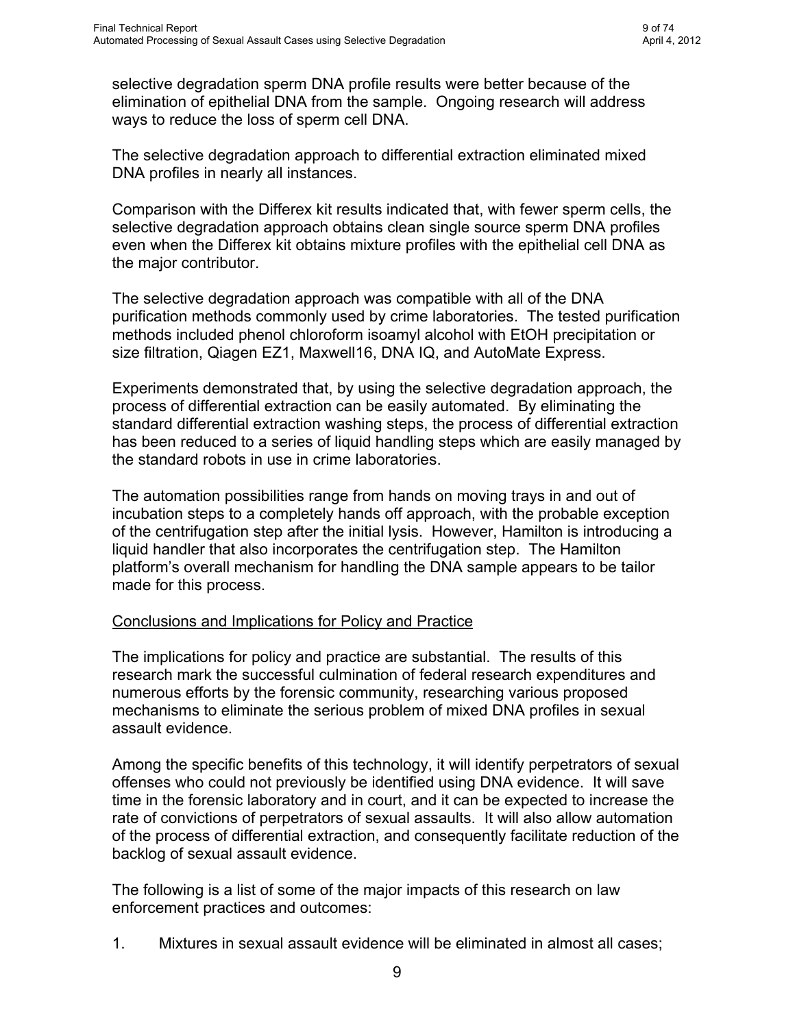selective degradation sperm DNA profile results were better because of the elimination of epithelial DNA from the sample. Ongoing research will address ways to reduce the loss of sperm cell DNA.

The selective degradation approach to differential extraction eliminated mixed DNA profiles in nearly all instances.

Comparison with the Differex kit results indicated that, with fewer sperm cells, the selective degradation approach obtains clean single source sperm DNA profiles even when the Differex kit obtains mixture profiles with the epithelial cell DNA as the major contributor.

The selective degradation approach was compatible with all of the DNA purification methods commonly used by crime laboratories. The tested purification methods included phenol chloroform isoamyl alcohol with EtOH precipitation or size filtration, Qiagen EZ1, Maxwell16, DNA IQ, and AutoMate Express.

Experiments demonstrated that, by using the selective degradation approach, the process of differential extraction can be easily automated. By eliminating the standard differential extraction washing steps, the process of differential extraction has been reduced to a series of liquid handling steps which are easily managed by the standard robots in use in crime laboratories.

The automation possibilities range from hands on moving trays in and out of incubation steps to a completely hands off approach, with the probable exception of the centrifugation step after the initial lysis. However, Hamilton is introducing a liquid handler that also incorporates the centrifugation step. The Hamilton platform's overall mechanism for handling the DNA sample appears to be tailor made for this process.

Conclusions and Implications for Policy and Practice

The implications for policy and practice are substantial. The results of this research mark the successful culmination of federal research expenditures and numerous efforts by the forensic community, researching various proposed mechanisms to eliminate the serious problem of mixed DNA profiles in sexual assault evidence.

Among the specific benefits of this technology, it will identify perpetrators of sexual offenses who could not previously be identified using DNA evidence. It will save time in the forensic laboratory and in court, and it can be expected to increase the rate of convictions of perpetrators of sexual assaults. It will also allow automation of the process of differential extraction, and consequently facilitate reduction of the backlog of sexual assault evidence.

The following is a list of some of the major impacts of this research on law enforcement practices and outcomes:

1. Mixtures in sexual assault evidence will be eliminated in almost all cases;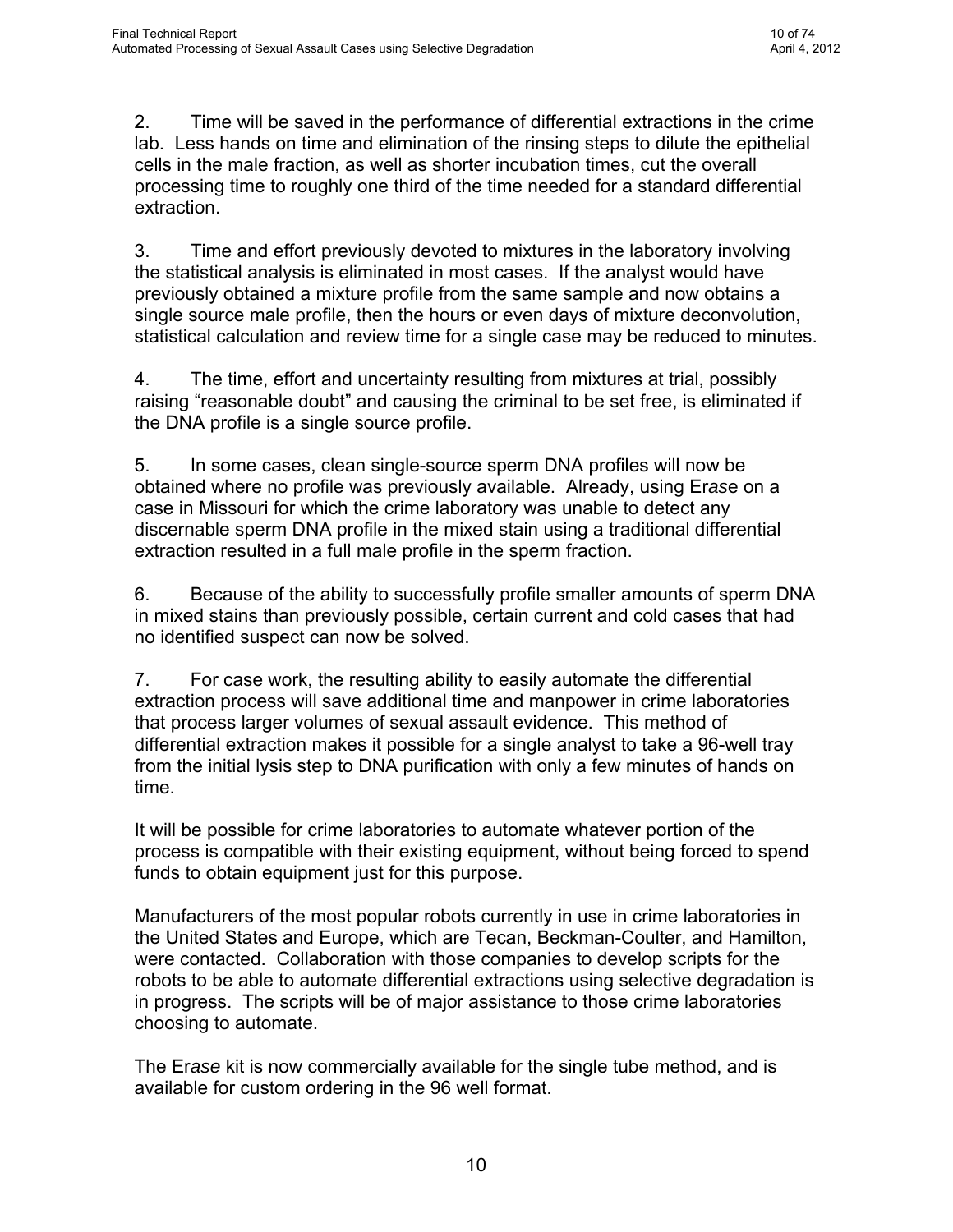2. Time will be saved in the performance of differential extractions in the crime lab. Less hands on time and elimination of the rinsing steps to dilute the epithelial cells in the male fraction, as well as shorter incubation times, cut the overall processing time to roughly one third of the time needed for a standard differential extraction.

3. Time and effort previously devoted to mixtures in the laboratory involving the statistical analysis is eliminated in most cases. If the analyst would have previously obtained a mixture profile from the same sample and now obtains a single source male profile, then the hours or even days of mixture deconvolution, statistical calculation and review time for a single case may be reduced to minutes.

4. The time, effort and uncertainty resulting from mixtures at trial, possibly raising "reasonable doubt" and causing the criminal to be set free, is eliminated if the DNA profile is a single source profile.

5. In some cases, clean single-source sperm DNA profiles will now be obtained where no profile was previously available. Already, using Er*ase* on a case in Missouri for which the crime laboratory was unable to detect any discernable sperm DNA profile in the mixed stain using a traditional differential extraction resulted in a full male profile in the sperm fraction.

6. Because of the ability to successfully profile smaller amounts of sperm DNA in mixed stains than previously possible, certain current and cold cases that had no identified suspect can now be solved.

7. For case work, the resulting ability to easily automate the differential extraction process will save additional time and manpower in crime laboratories that process larger volumes of sexual assault evidence. This method of differential extraction makes it possible for a single analyst to take a 96-well tray from the initial lysis step to DNA purification with only a few minutes of hands on time.

It will be possible for crime laboratories to automate whatever portion of the process is compatible with their existing equipment, without being forced to spend funds to obtain equipment just for this purpose.

Manufacturers of the most popular robots currently in use in crime laboratories in the United States and Europe, which are Tecan, Beckman-Coulter, and Hamilton, were contacted. Collaboration with those companies to develop scripts for the robots to be able to automate differential extractions using selective degradation is in progress. The scripts will be of major assistance to those crime laboratories choosing to automate.

The Er*ase* kit is now commercially available for the single tube method, and is available for custom ordering in the 96 well format.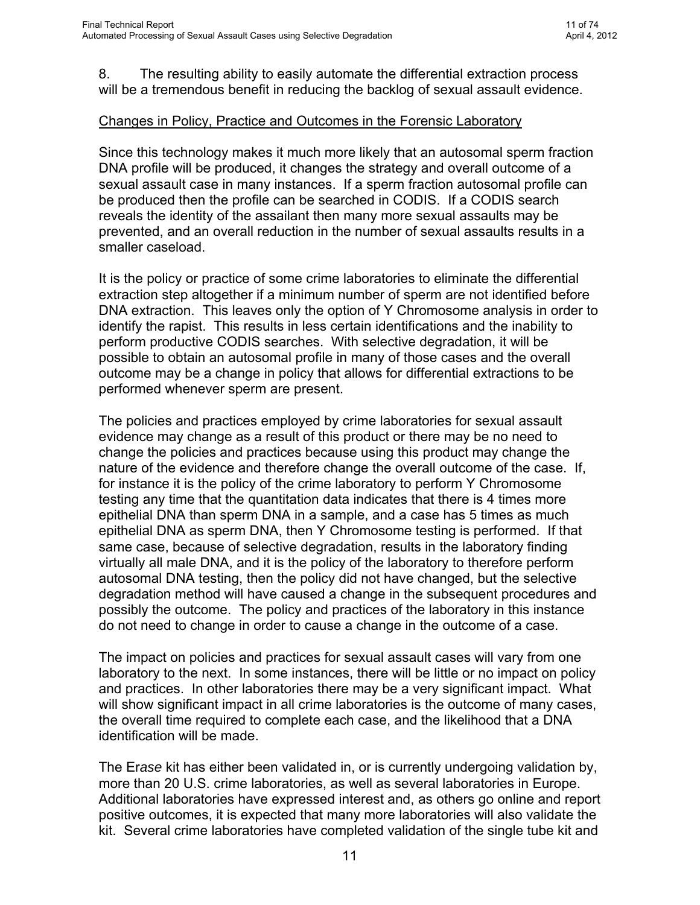8. The resulting ability to easily automate the differential extraction process will be a tremendous benefit in reducing the backlog of sexual assault evidence.

Changes in Policy, Practice and Outcomes in the Forensic Laboratory

Since this technology makes it much more likely that an autosomal sperm fraction DNA profile will be produced, it changes the strategy and overall outcome of a sexual assault case in many instances. If a sperm fraction autosomal profile can be produced then the profile can be searched in CODIS. If a CODIS search reveals the identity of the assailant then many more sexual assaults may be prevented, and an overall reduction in the number of sexual assaults results in a smaller caseload.

It is the policy or practice of some crime laboratories to eliminate the differential extraction step altogether if a minimum number of sperm are not identified before DNA extraction. This leaves only the option of Y Chromosome analysis in order to identify the rapist. This results in less certain identifications and the inability to perform productive CODIS searches. With selective degradation, it will be possible to obtain an autosomal profile in many of those cases and the overall outcome may be a change in policy that allows for differential extractions to be performed whenever sperm are present.

The policies and practices employed by crime laboratories for sexual assault evidence may change as a result of this product or there may be no need to change the policies and practices because using this product may change the nature of the evidence and therefore change the overall outcome of the case. If, for instance it is the policy of the crime laboratory to perform Y Chromosome testing any time that the quantitation data indicates that there is 4 times more epithelial DNA than sperm DNA in a sample, and a case has 5 times as much epithelial DNA as sperm DNA, then Y Chromosome testing is performed. If that same case, because of selective degradation, results in the laboratory finding virtually all male DNA, and it is the policy of the laboratory to therefore perform autosomal DNA testing, then the policy did not have changed, but the selective degradation method will have caused a change in the subsequent procedures and possibly the outcome. The policy and practices of the laboratory in this instance do not need to change in order to cause a change in the outcome of a case.

The impact on policies and practices for sexual assault cases will vary from one laboratory to the next. In some instances, there will be little or no impact on policy and practices. In other laboratories there may be a very significant impact. What will show significant impact in all crime laboratories is the outcome of many cases, the overall time required to complete each case, and the likelihood that a DNA identification will be made.

The Er*ase* kit has either been validated in, or is currently undergoing validation by, more than 20 U.S. crime laboratories, as well as several laboratories in Europe. Additional laboratories have expressed interest and, as others go online and report positive outcomes, it is expected that many more laboratories will also validate the kit. Several crime laboratories have completed validation of the single tube kit and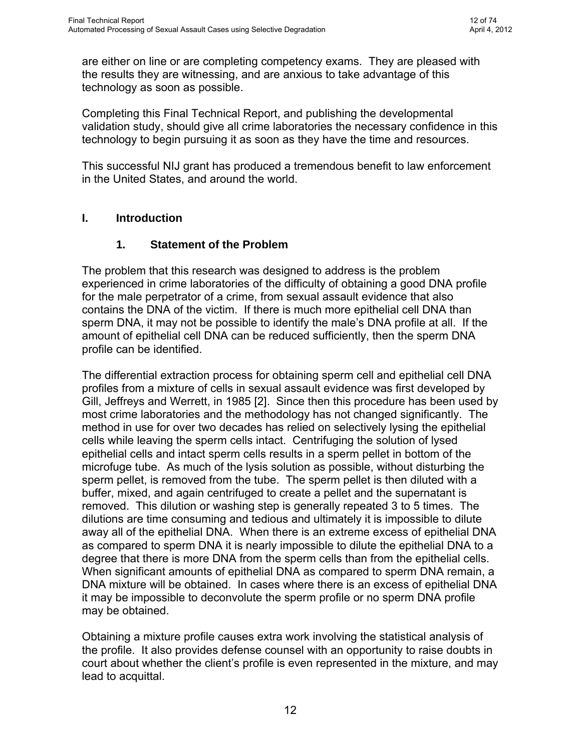are either on line or are completing competency exams. They are pleased with the results they are witnessing, and are anxious to take advantage of this technology as soon as possible.

Completing this Final Technical Report, and publishing the developmental validation study, should give all crime laboratories the necessary confidence in this technology to begin pursuing it as soon as they have the time and resources.

This successful NIJ grant has produced a tremendous benefit to law enforcement in the United States, and around the world.

# I. Introduction

## 1. Statement of the Problem

The problem that this research was designed to address is the problem experienced in crime laboratories of the difficulty of obtaining a good DNA profile for the male perpetrator of a crime, from sexual assault evidence that also contains the DNA of the victim. If there is much more epithelial cell DNA than sperm DNA, it may not be possible to identify the male's DNA profile at all. If the amount of epithelial cell DNA can be reduced sufficiently, then the sperm DNA profile can be identified.

The differential extraction process for obtaining sperm cell and epithelial cell DNA profiles from a mixture of cells in sexual assault evidence was first developed by Gill, Jeffreys and Werrett, in 1985 [2]. Since then this procedure has been used by most crime laboratories and the methodology has not changed significantly. The method in use for over two decades has relied on selectively lysing the epithelial cells while leaving the sperm cells intact. Centrifuging the solution of lysed epithelial cells and intact sperm cells results in a sperm pellet in bottom of the microfuge tube. As much of the lysis solution as possible, without disturbing the sperm pellet, is removed from the tube. The sperm pellet is then diluted with a buffer, mixed, and again centrifuged to create a pellet and the supernatant is removed. This dilution or washing step is generally repeated 3 to 5 times. The dilutions are time consuming and tedious and ultimately it is impossible to dilute away all of the epithelial DNA. When there is an extreme excess of epithelial DNA as compared to sperm DNA it is nearly impossible to dilute the epithelial DNA to a degree that there is more DNA from the sperm cells than from the epithelial cells. When significant amounts of epithelial DNA as compared to sperm DNA remain, a DNA mixture will be obtained. In cases where there is an excess of epithelial DNA it may be impossible to deconvolute the sperm profile or no sperm DNA profile may be obtained.

Obtaining a mixture profile causes extra work involving the statistical analysis of the profile. It also provides defense counsel with an opportunity to raise doubts in court about whether the client's profile is even represented in the mixture, and may lead to acquittal.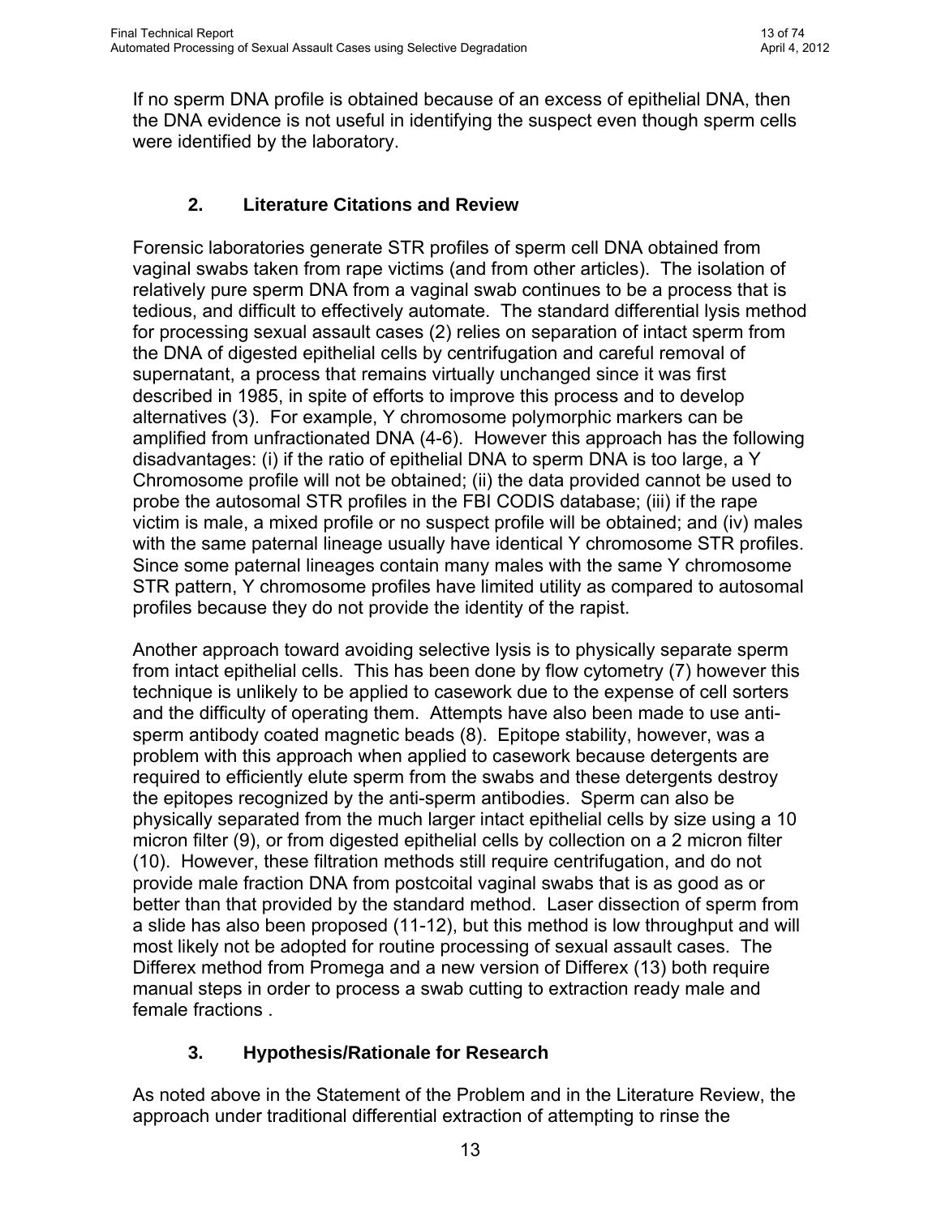If no sperm DNA profile is obtained because of an excess of epithelial DNA, then the DNA evidence is not useful in identifying the suspect even though sperm cells were identified by the laboratory.

## 2. Literature Citations and Review

Forensic laboratories generate STR profiles of sperm cell DNA obtained from vaginal swabs taken from rape victims (and from other articles). The isolation of relatively pure sperm DNA from a vaginal swab continues to be a process that is tedious, and difficult to effectively automate. The standard differential lysis method for processing sexual assault cases (2) relies on separation of intact sperm from the DNA of digested epithelial cells by centrifugation and careful removal of supernatant, a process that remains virtually unchanged since it was first described in 1985, in spite of efforts to improve this process and to develop alternatives (3). For example, Y chromosome polymorphic markers can be amplified from unfractionated DNA (4-6). However this approach has the following disadvantages: (i) if the ratio of epithelial DNA to sperm DNA is too large, a Y Chromosome profile will not be obtained; (ii) the data provided cannot be used to probe the autosomal STR profiles in the FBI CODIS database; (iii) if the rape victim is male, a mixed profile or no suspect profile will be obtained; and (iv) males with the same paternal lineage usually have identical Y chromosome STR profiles. Since some paternal lineages contain many males with the same Y chromosome STR pattern, Y chromosome profiles have limited utility as compared to autosomal profiles because they do not provide the identity of the rapist.

Another approach toward avoiding selective lysis is to physically separate sperm from intact epithelial cells. This has been done by flow cytometry (7) however this technique is unlikely to be applied to casework due to the expense of cell sorters and the difficulty of operating them. Attempts have also been made to use anti-sperm antibody coated magnetic beads (8). Epitope stability, however, was a problem with this approach when applied to casework because detergents are required to efficiently elute sperm from the swabs and these detergents destroy the epitopes recognized by the anti-sperm antibodies. Sperm can also be physically separated from the much larger intact epithelial cells by size using a 10 micron filter (9), or from digested epithelial cells by collection on a 2 micron filter (10). However, these filtration methods still require centrifugation, and do not provide male fraction DNA from postcoital vaginal swabs that is as good as or better than that provided by the standard method. Laser dissection of sperm from a slide has also been proposed (11-12), but this method is low throughput and will most likely not be adopted for routine processing of sexual assault cases. The Differex method from Promega and a new version of Differex (13) both require manual steps in order to process a swab cutting to extraction ready male and female fractions .

## 3. Hypothesis/Rationale for Research

As noted above in the Statement of the Problem and in the Literature Review, the approach under traditional differential extraction of attempting to rinse the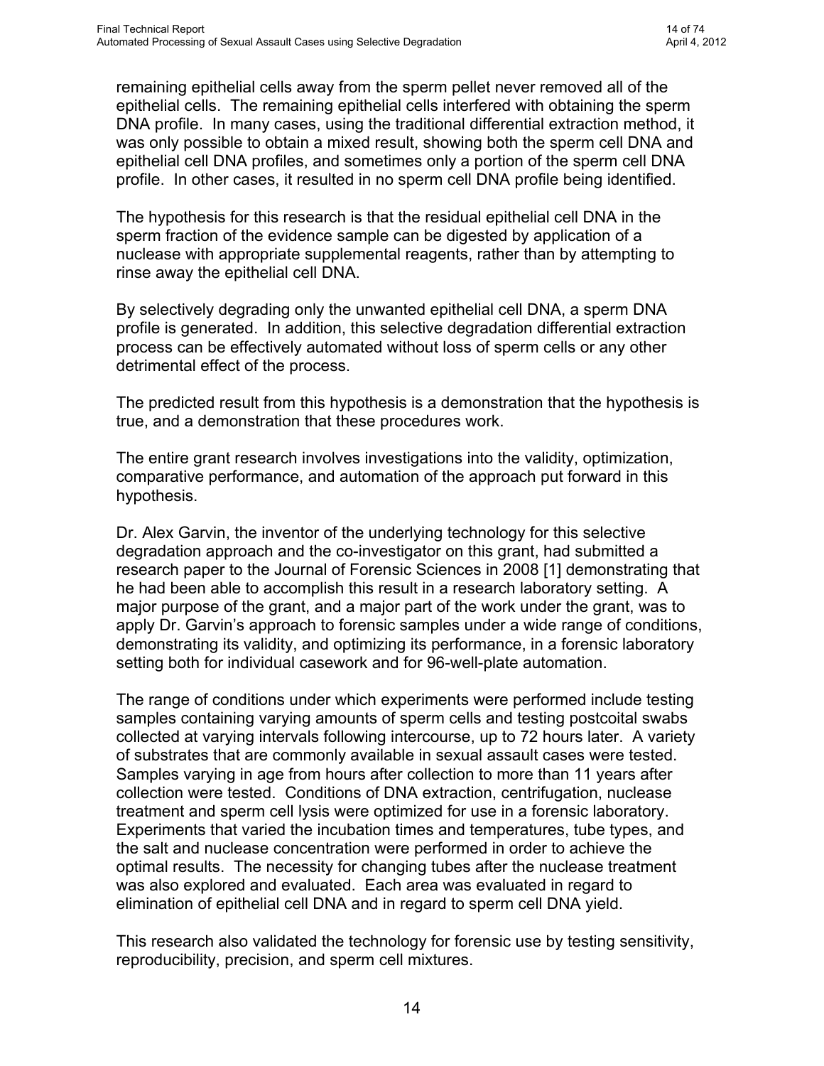remaining epithelial cells away from the sperm pellet never removed all of the epithelial cells. The remaining epithelial cells interfered with obtaining the sperm DNA profile. In many cases, using the traditional differential extraction method, it was only possible to obtain a mixed result, showing both the sperm cell DNA and epithelial cell DNA profiles, and sometimes only a portion of the sperm cell DNA profile. In other cases, it resulted in no sperm cell DNA profile being identified.

The hypothesis for this research is that the residual epithelial cell DNA in the sperm fraction of the evidence sample can be digested by application of a nuclease with appropriate supplemental reagents, rather than by attempting to rinse away the epithelial cell DNA.

By selectively degrading only the unwanted epithelial cell DNA, a sperm DNA profile is generated. In addition, this selective degradation differential extraction process can be effectively automated without loss of sperm cells or any other detrimental effect of the process.

The predicted result from this hypothesis is a demonstration that the hypothesis is true, and a demonstration that these procedures work.

The entire grant research involves investigations into the validity, optimization, comparative performance, and automation of the approach put forward in this hypothesis.

Dr. Alex Garvin, the inventor of the underlying technology for this selective degradation approach and the co-investigator on this grant, had submitted a research paper to the Journal of Forensic Sciences in 2008 [1] demonstrating that he had been able to accomplish this result in a research laboratory setting. A major purpose of the grant, and a major part of the work under the grant, was to apply Dr. Garvin's approach to forensic samples under a wide range of conditions, demonstrating its validity, and optimizing its performance, in a forensic laboratory setting both for individual casework and for 96-well-plate automation.

The range of conditions under which experiments were performed include testing samples containing varying amounts of sperm cells and testing postcoital swabs collected at varying intervals following intercourse, up to 72 hours later. A variety of substrates that are commonly available in sexual assault cases were tested. Samples varying in age from hours after collection to more than 11 years after collection were tested. Conditions of DNA extraction, centrifugation, nuclease treatment and sperm cell lysis were optimized for use in a forensic laboratory. Experiments that varied the incubation times and temperatures, tube types, and the salt and nuclease concentration were performed in order to achieve the optimal results. The necessity for changing tubes after the nuclease treatment was also explored and evaluated. Each area was evaluated in regard to elimination of epithelial cell DNA and in regard to sperm cell DNA yield.

This research also validated the technology for forensic use by testing sensitivity, reproducibility, precision, and sperm cell mixtures.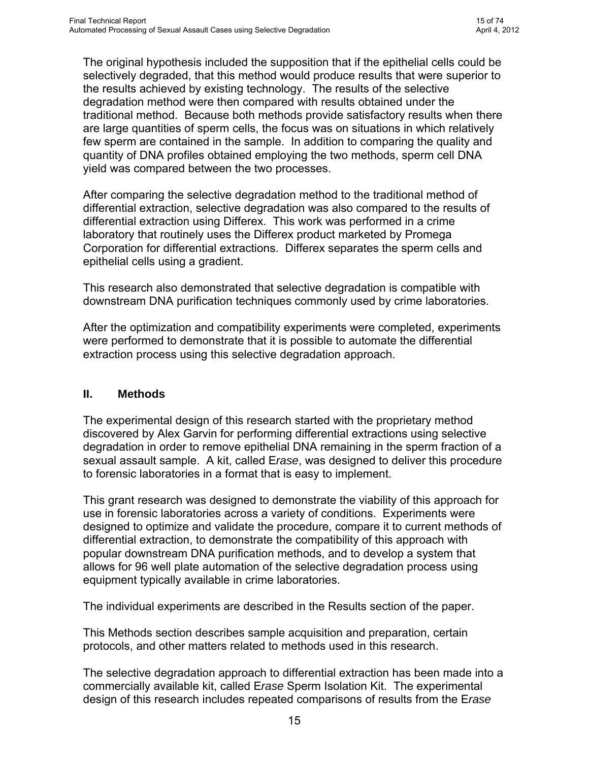The original hypothesis included the supposition that if the epithelial cells could be selectively degraded, that this method would produce results that were superior to the results achieved by existing technology. The results of the selective degradation method were then compared with results obtained under the traditional method. Because both methods provide satisfactory results when there are large quantities of sperm cells, the focus was on situations in which relatively few sperm are contained in the sample. In addition to comparing the quality and quantity of DNA profiles obtained employing the two methods, sperm cell DNA yield was compared between the two processes.

After comparing the selective degradation method to the traditional method of differential extraction, selective degradation was also compared to the results of differential extraction using Differex. This work was performed in a crime laboratory that routinely uses the Differex product marketed by Promega Corporation for differential extractions. Differex separates the sperm cells and epithelial cells using a gradient.

This research also demonstrated that selective degradation is compatible with downstream DNA purification techniques commonly used by crime laboratories.

After the optimization and compatibility experiments were completed, experiments were performed to demonstrate that it is possible to automate the differential extraction process using this selective degradation approach.

## II. Methods

The experimental design of this research started with the proprietary method discovered by Alex Garvin for performing differential extractions using selective degradation in order to remove epithelial DNA remaining in the sperm fraction of a sexual assault sample. A kit, called E*rase*, was designed to deliver this procedure to forensic laboratories in a format that is easy to implement.

This grant research was designed to demonstrate the viability of this approach for use in forensic laboratories across a variety of conditions. Experiments were designed to optimize and validate the procedure, compare it to current methods of differential extraction, to demonstrate the compatibility of this approach with popular downstream DNA purification methods, and to develop a system that allows for 96 well plate automation of the selective degradation process using equipment typically available in crime laboratories.

The individual experiments are described in the Results section of the paper.

This Methods section describes sample acquisition and preparation, certain protocols, and other matters related to methods used in this research.

The selective degradation approach to differential extraction has been made into a commercially available kit, called E*rase* Sperm Isolation Kit. The experimental design of this research includes repeated comparisons of results from the E*rase*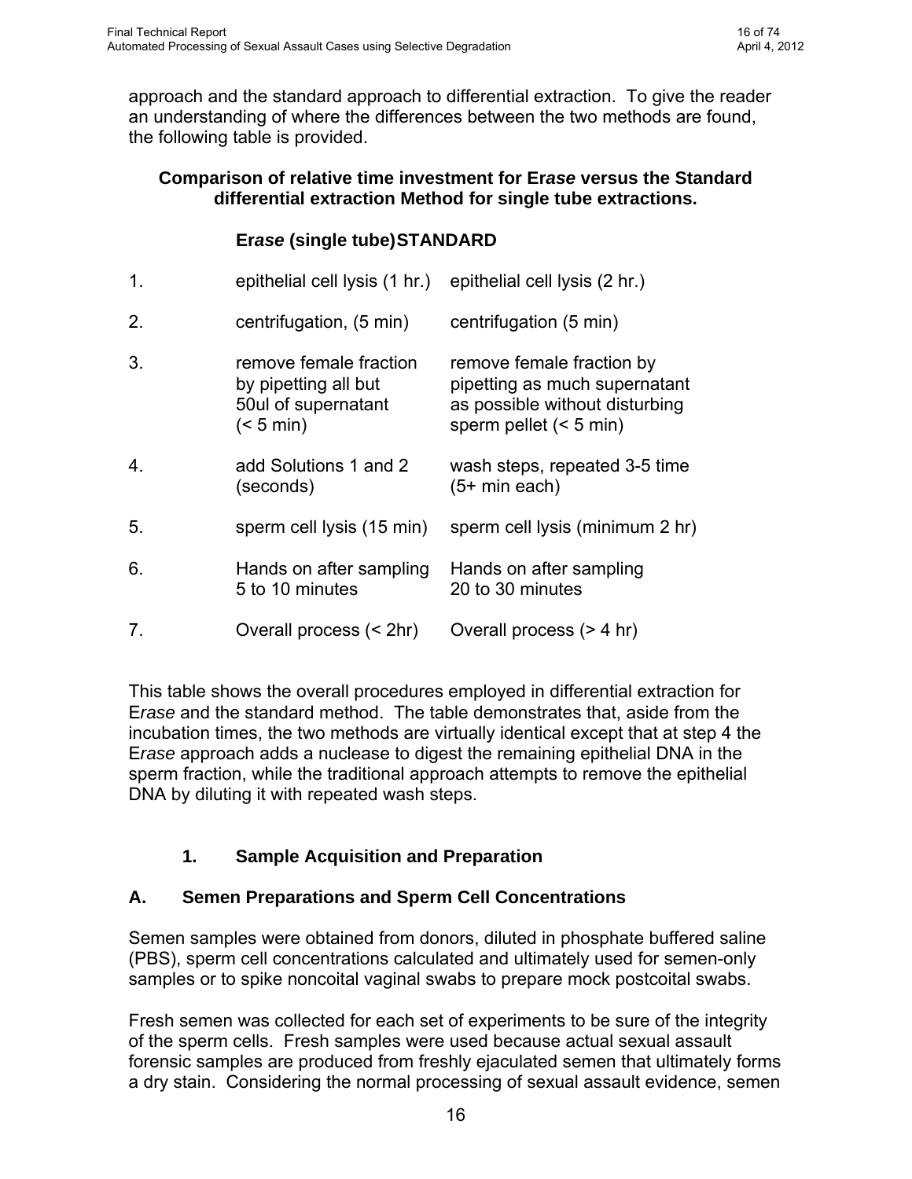approach and the standard approach to differential extraction. To give the reader an understanding of where the differences between the two methods are found, the following table is provided.

**Comparison of relative time investment for E*rase* versus the Standard differential extraction Method for single tube extractions.**

| | **E*rase* (single tube)** | **STANDARD** |
|---|---|---|
| 1. | epithelial cell lysis (1 hr.) | epithelial cell lysis (2 hr.) |
| 2. | centrifugation, (5 min) | centrifugation (5 min) |
| 3. | remove female fraction by pipetting all but 50ul of supernatant (< 5 min) | remove female fraction by pipetting as much supernatant as possible without disturbing sperm pellet (< 5 min) |
| 4. | add Solutions 1 and 2 (seconds) | wash steps, repeated 3-5 time (5+ min each) |
| 5. | sperm cell lysis (15 min) | sperm cell lysis (minimum 2 hr) |
| 6. | Hands on after sampling 5 to 10 minutes | Hands on after sampling 20 to 30 minutes |
| 7. | Overall process (< 2hr) | Overall process (> 4 hr) |

This table shows the overall procedures employed in differential extraction for E*rase* and the standard method. The table demonstrates that, aside from the incubation times, the two methods are virtually identical except that at step 4 the E*rase* approach adds a nuclease to digest the remaining epithelial DNA in the sperm fraction, while the traditional approach attempts to remove the epithelial DNA by diluting it with repeated wash steps.

## 1. Sample Acquisition and Preparation

### A. Semen Preparations and Sperm Cell Concentrations

Semen samples were obtained from donors, diluted in phosphate buffered saline (PBS), sperm cell concentrations calculated and ultimately used for semen-only samples or to spike noncoital vaginal swabs to prepare mock postcoital swabs.

Fresh semen was collected for each set of experiments to be sure of the integrity of the sperm cells. Fresh samples were used because actual sexual assault forensic samples are produced from freshly ejaculated semen that ultimately forms a dry stain. Considering the normal processing of sexual assault evidence, semen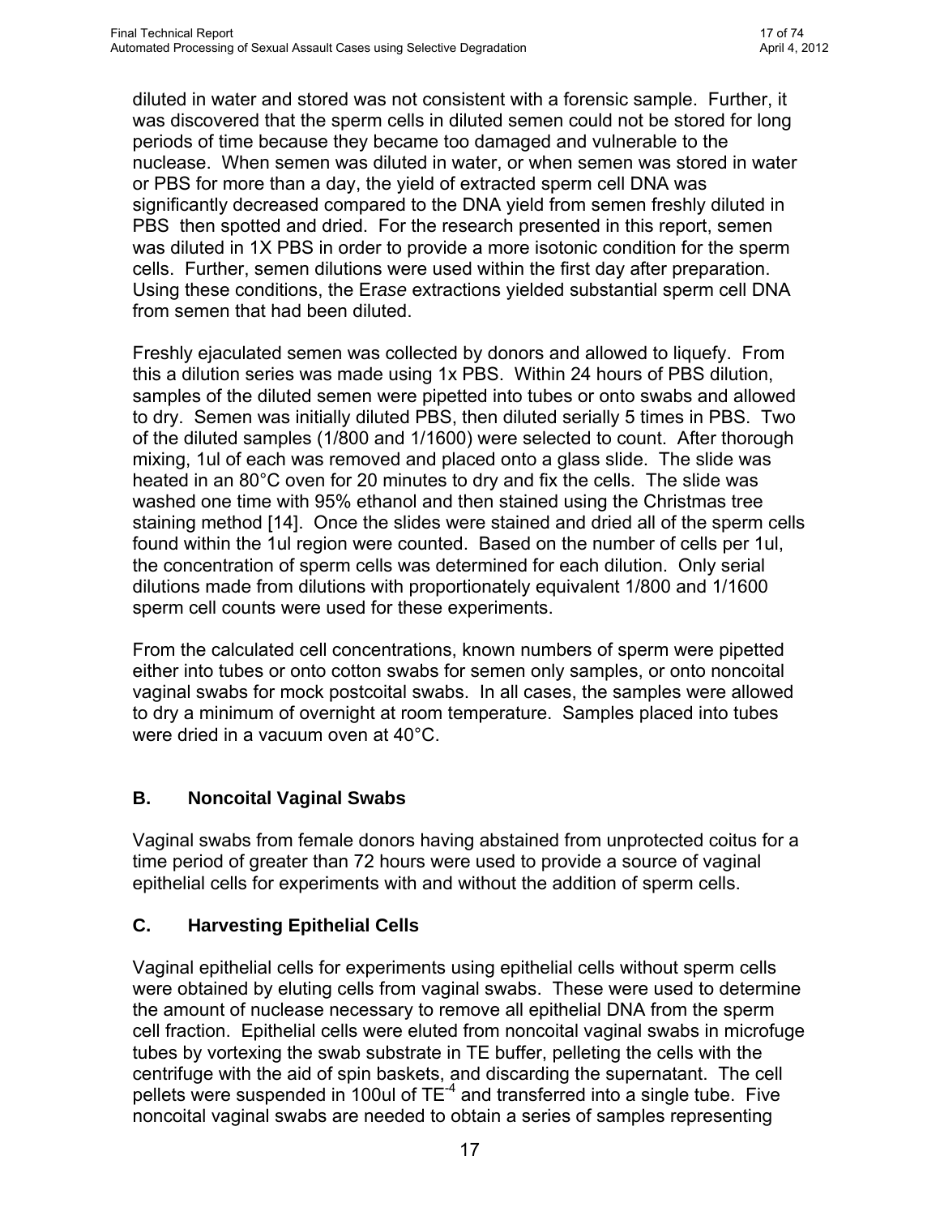diluted in water and stored was not consistent with a forensic sample. Further, it was discovered that the sperm cells in diluted semen could not be stored for long periods of time because they became too damaged and vulnerable to the nuclease. When semen was diluted in water, or when semen was stored in water or PBS for more than a day, the yield of extracted sperm cell DNA was significantly decreased compared to the DNA yield from semen freshly diluted in PBS then spotted and dried. For the research presented in this report, semen was diluted in 1X PBS in order to provide a more isotonic condition for the sperm cells. Further, semen dilutions were used within the first day after preparation. Using these conditions, the E*rase* extractions yielded substantial sperm cell DNA from semen that had been diluted.

Freshly ejaculated semen was collected by donors and allowed to liquefy. From this a dilution series was made using 1x PBS. Within 24 hours of PBS dilution, samples of the diluted semen were pipetted into tubes or onto swabs and allowed to dry. Semen was initially diluted PBS, then diluted serially 5 times in PBS. Two of the diluted samples (1/800 and 1/1600) were selected to count. After thorough mixing, 1ul of each was removed and placed onto a glass slide. The slide was heated in an 80°C oven for 20 minutes to dry and fix the cells. The slide was washed one time with 95% ethanol and then stained using the Christmas tree staining method [14]. Once the slides were stained and dried all of the sperm cells found within the 1ul region were counted. Based on the number of cells per 1ul, the concentration of sperm cells was determined for each dilution. Only serial dilutions made from dilutions with proportionately equivalent 1/800 and 1/1600 sperm cell counts were used for these experiments.

From the calculated cell concentrations, known numbers of sperm were pipetted either into tubes or onto cotton swabs for semen only samples, or onto noncoital vaginal swabs for mock postcoital swabs. In all cases, the samples were allowed to dry a minimum of overnight at room temperature. Samples placed into tubes were dried in a vacuum oven at 40°C.

## B. Noncoital Vaginal Swabs

Vaginal swabs from female donors having abstained from unprotected coitus for a time period of greater than 72 hours were used to provide a source of vaginal epithelial cells for experiments with and without the addition of sperm cells.

## C. Harvesting Epithelial Cells

Vaginal epithelial cells for experiments using epithelial cells without sperm cells were obtained by eluting cells from vaginal swabs. These were used to determine the amount of nuclease necessary to remove all epithelial DNA from the sperm cell fraction. Epithelial cells were eluted from noncoital vaginal swabs in microfuge tubes by vortexing the swab substrate in TE buffer, pelleting the cells with the centrifuge with the aid of spin baskets, and discarding the supernatant. The cell pellets were suspended in 100ul of $TE^{-4}$ and transferred into a single tube. Five noncoital vaginal swabs are needed to obtain a series of samples representing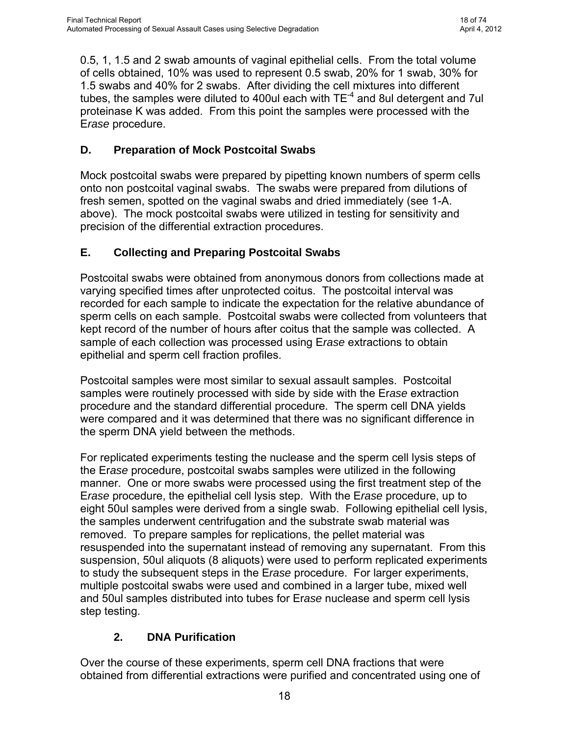0.5, 1, 1.5 and 2 swab amounts of vaginal epithelial cells. From the total volume of cells obtained, 10% was used to represent 0.5 swab, 20% for 1 swab, 30% for 1.5 swabs and 40% for 2 swabs. After dividing the cell mixtures into different tubes, the samples were diluted to 400ul each with $TE^{-4}$ and 8ul detergent and 7ul proteinase K was added. From this point the samples were processed with the E*rase* procedure.

### D. Preparation of Mock Postcoital Swabs

Mock postcoital swabs were prepared by pipetting known numbers of sperm cells onto non postcoital vaginal swabs. The swabs were prepared from dilutions of fresh semen, spotted on the vaginal swabs and dried immediately (see 1-A. above). The mock postcoital swabs were utilized in testing for sensitivity and precision of the differential extraction procedures.

### E. Collecting and Preparing Postcoital Swabs

Postcoital swabs were obtained from anonymous donors from collections made at varying specified times after unprotected coitus. The postcoital interval was recorded for each sample to indicate the expectation for the relative abundance of sperm cells on each sample. Postcoital swabs were collected from volunteers that kept record of the number of hours after coitus that the sample was collected. A sample of each collection was processed using E*rase* extractions to obtain epithelial and sperm cell fraction profiles.

Postcoital samples were most similar to sexual assault samples. Postcoital samples were routinely processed with side by side with the Er*ase* extraction procedure and the standard differential procedure. The sperm cell DNA yields were compared and it was determined that there was no significant difference in the sperm DNA yield between the methods.

For replicated experiments testing the nuclease and the sperm cell lysis steps of the Er*ase* procedure, postcoital swabs samples were utilized in the following manner. One or more swabs were processed using the first treatment step of the E*rase* procedure, the epithelial cell lysis step. With the E*rase* procedure, up to eight 50ul samples were derived from a single swab. Following epithelial cell lysis, the samples underwent centrifugation and the substrate swab material was removed. To prepare samples for replications, the pellet material was resuspended into the supernatant instead of removing any supernatant. From this suspension, 50ul aliquots (8 aliquots) were used to perform replicated experiments to study the subsequent steps in the E*rase* procedure. For larger experiments, multiple postcoital swabs were used and combined in a larger tube, mixed well and 50ul samples distributed into tubes for Er*ase* nuclease and sperm cell lysis step testing.

## 2. DNA Purification

Over the course of these experiments, sperm cell DNA fractions that were obtained from differential extractions were purified and concentrated using one of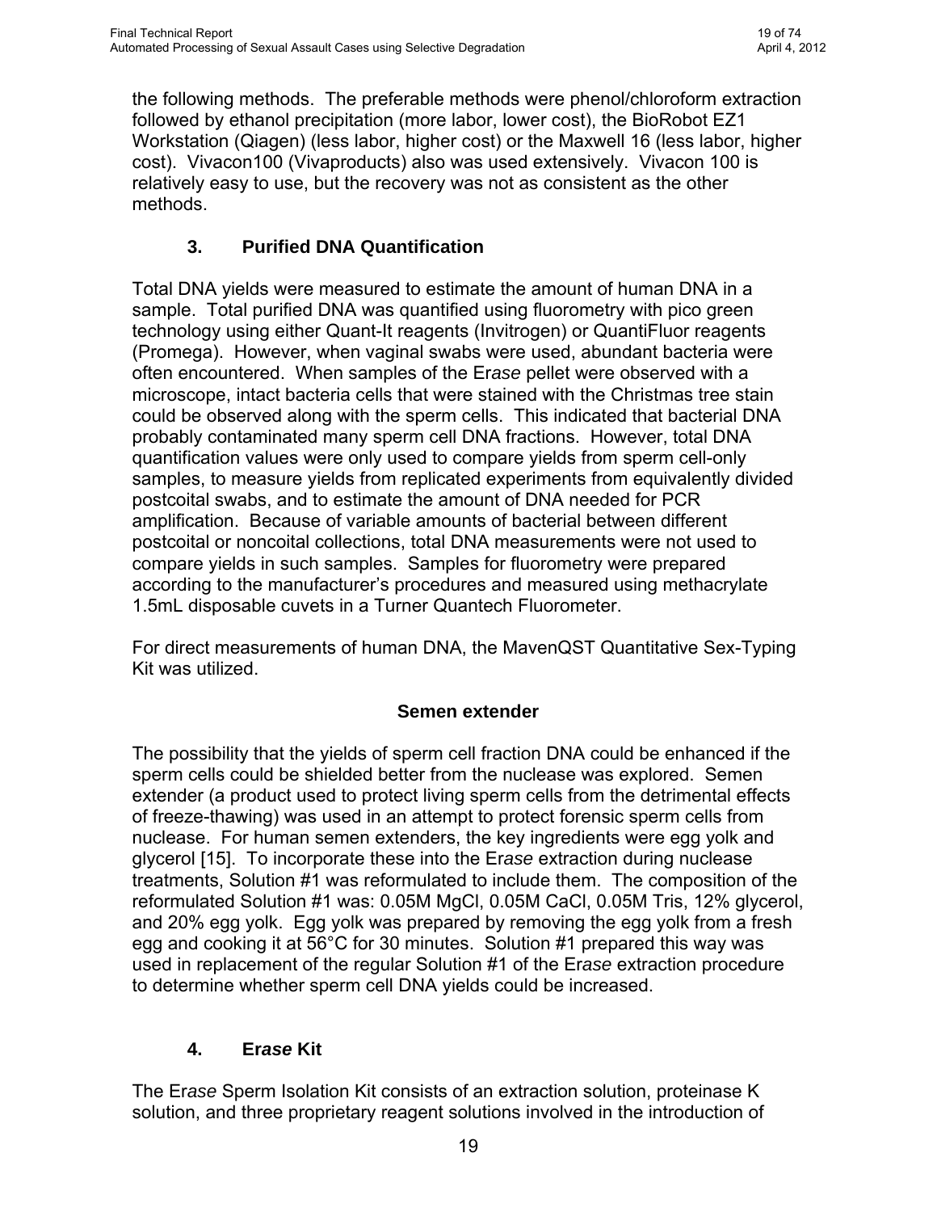the following methods. The preferable methods were phenol/chloroform extraction followed by ethanol precipitation (more labor, lower cost), the BioRobot EZ1 Workstation (Qiagen) (less labor, higher cost) or the Maxwell 16 (less labor, higher cost). Vivacon100 (Vivaproducts) also was used extensively. Vivacon 100 is relatively easy to use, but the recovery was not as consistent as the other methods.

### 3. Purified DNA Quantification

Total DNA yields were measured to estimate the amount of human DNA in a sample. Total purified DNA was quantified using fluorometry with pico green technology using either Quant-It reagents (Invitrogen) or QuantiFluor reagents (Promega). However, when vaginal swabs were used, abundant bacteria were often encountered. When samples of the Er*ase* pellet were observed with a microscope, intact bacteria cells that were stained with the Christmas tree stain could be observed along with the sperm cells. This indicated that bacterial DNA probably contaminated many sperm cell DNA fractions. However, total DNA quantification values were only used to compare yields from sperm cell-only samples, to measure yields from replicated experiments from equivalently divided postcoital swabs, and to estimate the amount of DNA needed for PCR amplification. Because of variable amounts of bacterial between different postcoital or noncoital collections, total DNA measurements were not used to compare yields in such samples. Samples for fluorometry were prepared according to the manufacturer's procedures and measured using methacrylate 1.5mL disposable cuvets in a Turner Quantech Fluorometer.

For direct measurements of human DNA, the MavenQST Quantitative Sex-Typing Kit was utilized.

#### Semen extender

The possibility that the yields of sperm cell fraction DNA could be enhanced if the sperm cells could be shielded better from the nuclease was explored. Semen extender (a product used to protect living sperm cells from the detrimental effects of freeze-thawing) was used in an attempt to protect forensic sperm cells from nuclease. For human semen extenders, the key ingredients were egg yolk and glycerol [15]. To incorporate these into the Er*ase* extraction during nuclease treatments, Solution #1 was reformulated to include them. The composition of the reformulated Solution #1 was: 0.05M MgCl, 0.05M CaCl, 0.05M Tris, 12% glycerol, and 20% egg yolk. Egg yolk was prepared by removing the egg yolk from a fresh egg and cooking it at 56°C for 30 minutes. Solution #1 prepared this way was used in replacement of the regular Solution #1 of the Er*ase* extraction procedure to determine whether sperm cell DNA yields could be increased.

### 4. Er*ase* Kit

The Er*ase* Sperm Isolation Kit consists of an extraction solution, proteinase K solution, and three proprietary reagent solutions involved in the introduction of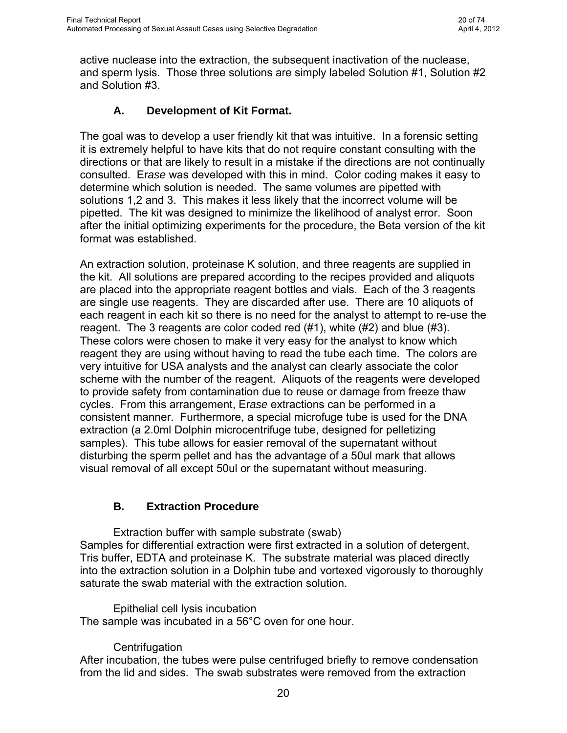active nuclease into the extraction, the subsequent inactivation of the nuclease, and sperm lysis. Those three solutions are simply labeled Solution #1, Solution #2 and Solution #3.

### A. Development of Kit Format.

The goal was to develop a user friendly kit that was intuitive. In a forensic setting it is extremely helpful to have kits that do not require constant consulting with the directions or that are likely to result in a mistake if the directions are not continually consulted. Er*ase* was developed with this in mind. Color coding makes it easy to determine which solution is needed. The same volumes are pipetted with solutions 1,2 and 3. This makes it less likely that the incorrect volume will be pipetted. The kit was designed to minimize the likelihood of analyst error. Soon after the initial optimizing experiments for the procedure, the Beta version of the kit format was established.

An extraction solution, proteinase K solution, and three reagents are supplied in the kit. All solutions are prepared according to the recipes provided and aliquots are placed into the appropriate reagent bottles and vials. Each of the 3 reagents are single use reagents. They are discarded after use. There are 10 aliquots of each reagent in each kit so there is no need for the analyst to attempt to re-use the reagent. The 3 reagents are color coded red (#1), white (#2) and blue (#3). These colors were chosen to make it very easy for the analyst to know which reagent they are using without having to read the tube each time. The colors are very intuitive for USA analysts and the analyst can clearly associate the color scheme with the number of the reagent. Aliquots of the reagents were developed to provide safety from contamination due to reuse or damage from freeze thaw cycles. From this arrangement, Er*ase* extractions can be performed in a consistent manner. Furthermore, a special microfuge tube is used for the DNA extraction (a 2.0ml Dolphin microcentrifuge tube, designed for pelletizing samples). This tube allows for easier removal of the supernatant without disturbing the sperm pellet and has the advantage of a 50ul mark that allows visual removal of all except 50ul or the supernatant without measuring.

### B. Extraction Procedure

Extraction buffer with sample substrate (swab)

Samples for differential extraction were first extracted in a solution of detergent, Tris buffer, EDTA and proteinase K. The substrate material was placed directly into the extraction solution in a Dolphin tube and vortexed vigorously to thoroughly saturate the swab material with the extraction solution.

Epithelial cell lysis incubation

The sample was incubated in a 56°C oven for one hour.

Centrifugation

After incubation, the tubes were pulse centrifuged briefly to remove condensation from the lid and sides. The swab substrates were removed from the extraction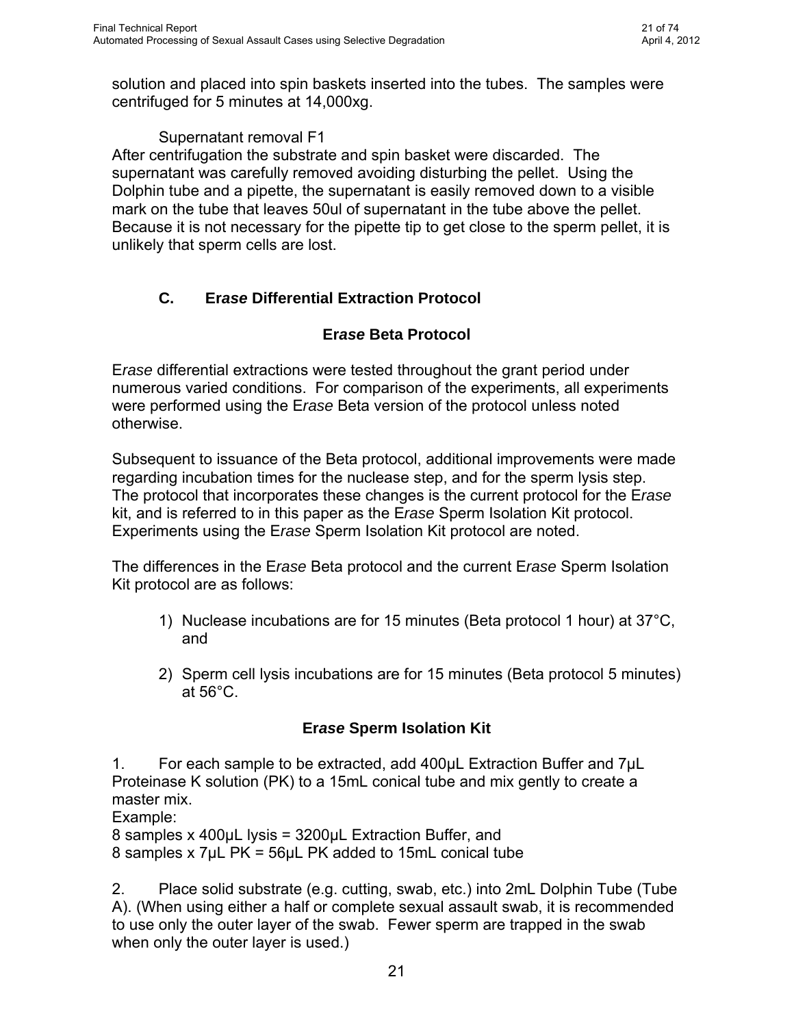solution and placed into spin baskets inserted into the tubes. The samples were centrifuged for 5 minutes at 14,000xg.

Supernatant removal F1

After centrifugation the substrate and spin basket were discarded. The supernatant was carefully removed avoiding disturbing the pellet. Using the Dolphin tube and a pipette, the supernatant is easily removed down to a visible mark on the tube that leaves 50ul of supernatant in the tube above the pellet. Because it is not necessary for the pipette tip to get close to the sperm pellet, it is unlikely that sperm cells are lost.

## C. Er*ase* Differential Extraction Protocol

### Er*ase* Beta Protocol

Er*ase* differential extractions were tested throughout the grant period under numerous varied conditions. For comparison of the experiments, all experiments were performed using the Er*ase* Beta version of the protocol unless noted otherwise.

Subsequent to issuance of the Beta protocol, additional improvements were made regarding incubation times for the nuclease step, and for the sperm lysis step. The protocol that incorporates these changes is the current protocol for the Er*ase* kit, and is referred to in this paper as the Er*ase* Sperm Isolation Kit protocol. Experiments using the Er*ase* Sperm Isolation Kit protocol are noted.

The differences in the Er*ase* Beta protocol and the current Er*ase* Sperm Isolation Kit protocol are as follows:

1) Nuclease incubations are for 15 minutes (Beta protocol 1 hour) at 37°C, and

2) Sperm cell lysis incubations are for 15 minutes (Beta protocol 5 minutes) at 56°C.

### Er*ase* Sperm Isolation Kit

1. For each sample to be extracted, add 400µL Extraction Buffer and 7µL Proteinase K solution (PK) to a 15mL conical tube and mix gently to create a master mix.

Example:
8 samples x 400µL lysis = 3200µL Extraction Buffer, and
8 samples x 7µL PK = 56µL PK added to 15mL conical tube

2. Place solid substrate (e.g. cutting, swab, etc.) into 2mL Dolphin Tube (Tube A). (When using either a half or complete sexual assault swab, it is recommended to use only the outer layer of the swab. Fewer sperm are trapped in the swab when only the outer layer is used.)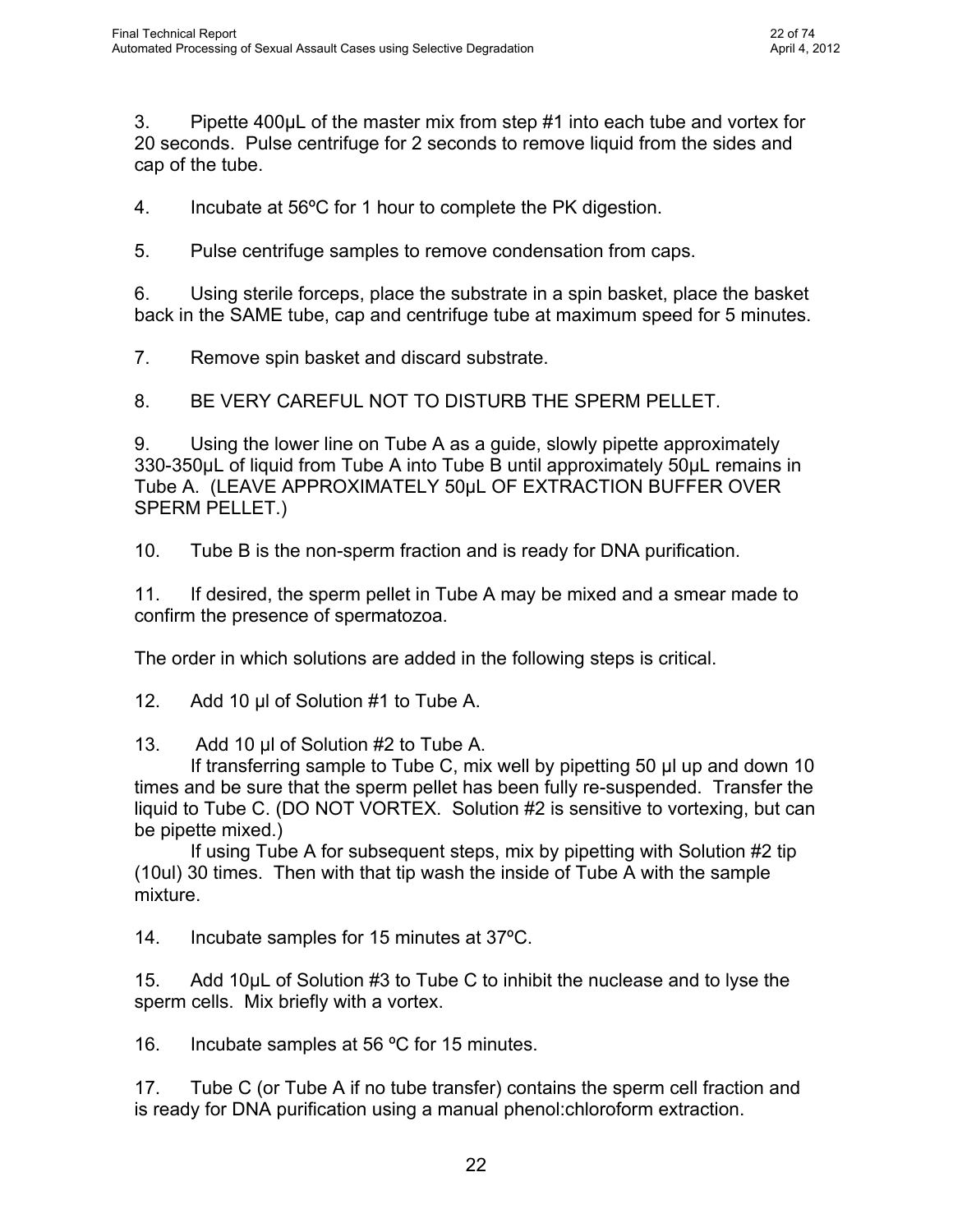3. Pipette 400µL of the master mix from step #1 into each tube and vortex for 20 seconds. Pulse centrifuge for 2 seconds to remove liquid from the sides and cap of the tube.

4. Incubate at 56ºC for 1 hour to complete the PK digestion.

5. Pulse centrifuge samples to remove condensation from caps.

6. Using sterile forceps, place the substrate in a spin basket, place the basket back in the SAME tube, cap and centrifuge tube at maximum speed for 5 minutes.

7. Remove spin basket and discard substrate.

8. BE VERY CAREFUL NOT TO DISTURB THE SPERM PELLET.

9. Using the lower line on Tube A as a guide, slowly pipette approximately 330-350µL of liquid from Tube A into Tube B until approximately 50µL remains in Tube A. (LEAVE APPROXIMATELY 50µL OF EXTRACTION BUFFER OVER SPERM PELLET.)

10. Tube B is the non-sperm fraction and is ready for DNA purification.

11. If desired, the sperm pellet in Tube A may be mixed and a smear made to confirm the presence of spermatozoa.

The order in which solutions are added in the following steps is critical.

12. Add 10 µl of Solution #1 to Tube A.

13. Add 10 µl of Solution #2 to Tube A.

If transferring sample to Tube C, mix well by pipetting 50 µl up and down 10 times and be sure that the sperm pellet has been fully re-suspended. Transfer the liquid to Tube C. (DO NOT VORTEX. Solution #2 is sensitive to vortexing, but can be pipette mixed.)

If using Tube A for subsequent steps, mix by pipetting with Solution #2 tip (10ul) 30 times. Then with that tip wash the inside of Tube A with the sample mixture.

14. Incubate samples for 15 minutes at 37ºC.

15. Add 10µL of Solution #3 to Tube C to inhibit the nuclease and to lyse the sperm cells. Mix briefly with a vortex.

16. Incubate samples at 56 ºC for 15 minutes.

17. Tube C (or Tube A if no tube transfer) contains the sperm cell fraction and is ready for DNA purification using a manual phenol:chloroform extraction.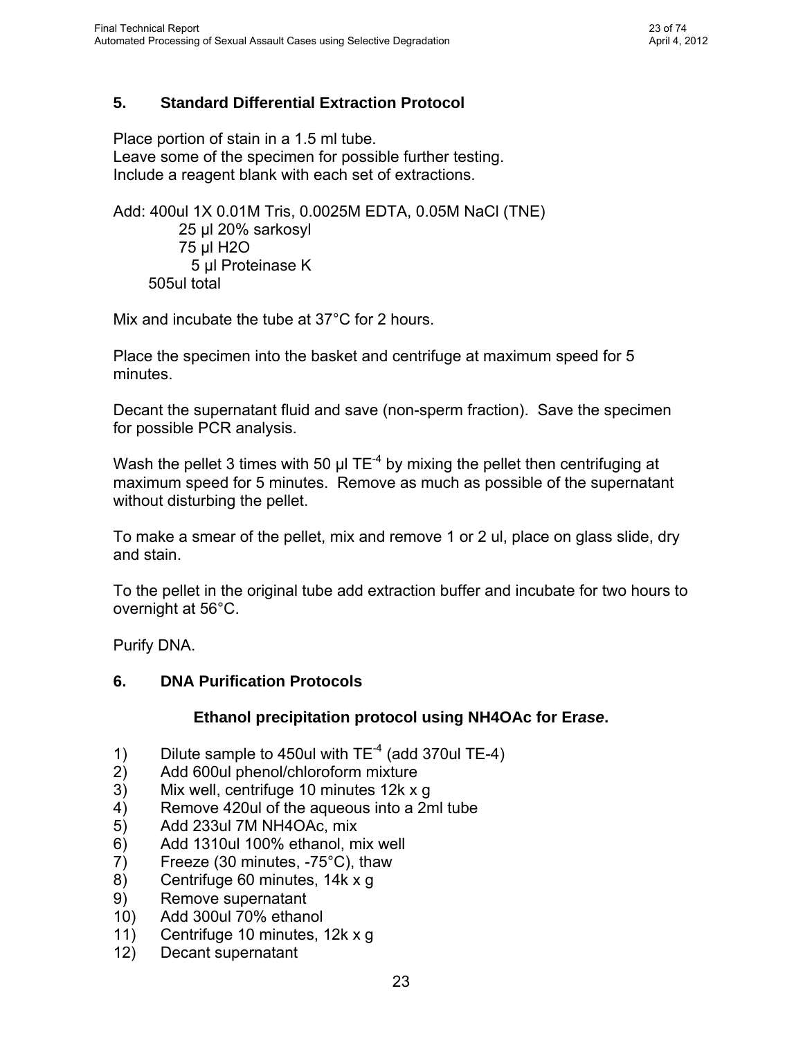## 5. Standard Differential Extraction Protocol

Place portion of stain in a 1.5 ml tube.
Leave some of the specimen for possible further testing.
Include a reagent blank with each set of extractions.

Add: 400ul 1X 0.01M Tris, 0.0025M EDTA, 0.05M NaCl (TNE)
25 µl 20% sarkosyl
75 µl $H_2O$
5 µl Proteinase K
505ul total

Mix and incubate the tube at 37°C for 2 hours.

Place the specimen into the basket and centrifuge at maximum speed for 5 minutes.

Decant the supernatant fluid and save (non-sperm fraction). Save the specimen for possible PCR analysis.

Wash the pellet 3 times with 50 µl $TE^{-4}$ by mixing the pellet then centrifuging at maximum speed for 5 minutes. Remove as much as possible of the supernatant without disturbing the pellet.

To make a smear of the pellet, mix and remove 1 or 2 ul, place on glass slide, dry and stain.

To the pellet in the original tube add extraction buffer and incubate for two hours to overnight at 56°C.

Purify DNA.

## 6. DNA Purification Protocols

### Ethanol precipitation protocol using NH4OAc for Er*ase*.

1) Dilute sample to 450ul with $TE^{-4}$ (add 370ul TE-4)
2) Add 600ul phenol/chloroform mixture
3) Mix well, centrifuge 10 minutes 12k x g
4) Remove 420ul of the aqueous into a 2ml tube
5) Add 233ul 7M NH4OAc, mix
6) Add 1310ul 100% ethanol, mix well
7) Freeze (30 minutes, -75°C), thaw
8) Centrifuge 60 minutes, 14k x g
9) Remove supernatant
10) Add 300ul 70% ethanol
11) Centrifuge 10 minutes, 12k x g
12) Decant supernatant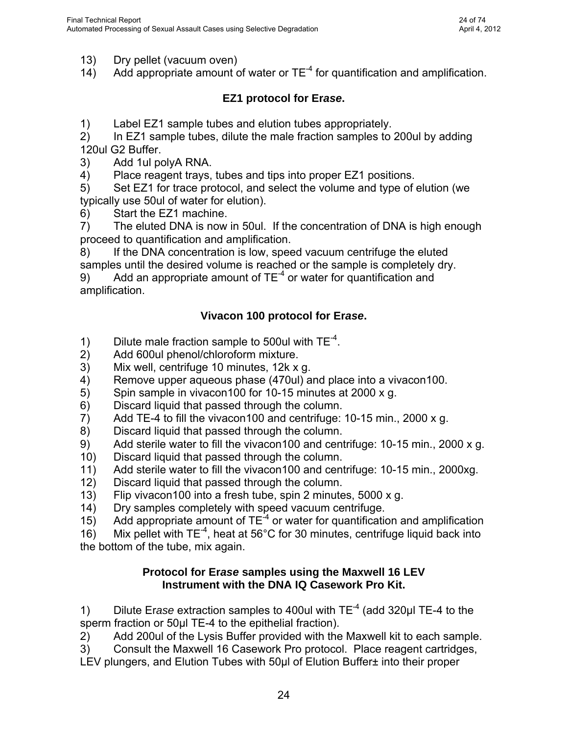13) Dry pellet (vacuum oven)

14) Add appropriate amount of water or $TE^{-4}$ for quantification and amplification.

### EZ1 protocol for Er*ase*.

1) Label EZ1 sample tubes and elution tubes appropriately.

2) In EZ1 sample tubes, dilute the male fraction samples to 200ul by adding 120ul G2 Buffer.

3) Add 1ul polyA RNA.

4) Place reagent trays, tubes and tips into proper EZ1 positions.

5) Set EZ1 for trace protocol, and select the volume and type of elution (we typically use 50ul of water for elution).

6) Start the EZ1 machine.

7) The eluted DNA is now in 50ul. If the concentration of DNA is high enough proceed to quantification and amplification.

8) If the DNA concentration is low, speed vacuum centrifuge the eluted samples until the desired volume is reached or the sample is completely dry.

9) Add an appropriate amount of $TE^{-4}$ or water for quantification and amplification.

### Vivacon 100 protocol for Er*ase*.

1) Dilute male fraction sample to 500ul with $TE^{-4}$.

2) Add 600ul phenol/chloroform mixture.

3) Mix well, centrifuge 10 minutes, 12k x g.

4) Remove upper aqueous phase (470ul) and place into a vivacon100.

5) Spin sample in vivacon100 for 10-15 minutes at 2000 x g.

6) Discard liquid that passed through the column.

7) Add TE-4 to fill the vivacon100 and centrifuge: 10-15 min., 2000 x g.

8) Discard liquid that passed through the column.

9) Add sterile water to fill the vivacon100 and centrifuge: 10-15 min., 2000 x g.

10) Discard liquid that passed through the column.

11) Add sterile water to fill the vivacon100 and centrifuge: 10-15 min., 2000xg.

12) Discard liquid that passed through the column.

13) Flip vivacon100 into a fresh tube, spin 2 minutes, 5000 x g.

14) Dry samples completely with speed vacuum centrifuge.

15) Add appropriate amount of $TE^{-4}$ or water for quantification and amplification

16) Mix pellet with $TE^{-4}$, heat at 56°C for 30 minutes, centrifuge liquid back into the bottom of the tube, mix again.

### Protocol for Er*ase* samples using the Maxwell 16 LEV Instrument with the DNA IQ Casework Pro Kit.

1) Dilute Er*ase* extraction samples to 400ul with $TE^{-4}$ (add 320µl TE-4 to the sperm fraction or 50µl TE-4 to the epithelial fraction).

2) Add 200ul of the Lysis Buffer provided with the Maxwell kit to each sample.

3) Consult the Maxwell 16 Casework Pro protocol. Place reagent cartridges, LEV plungers, and Elution Tubes with 50µl of Elution Buffer± into their proper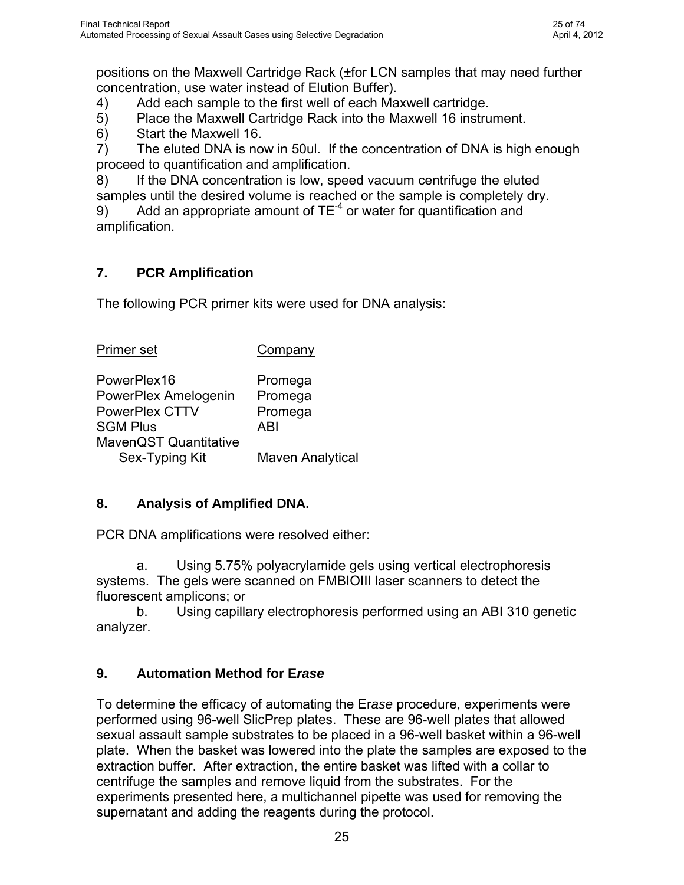positions on the Maxwell Cartridge Rack (±for LCN samples that may need further concentration, use water instead of Elution Buffer).

4) Add each sample to the first well of each Maxwell cartridge.
5) Place the Maxwell Cartridge Rack into the Maxwell 16 instrument.
6) Start the Maxwell 16.
7) The eluted DNA is now in 50ul. If the concentration of DNA is high enough proceed to quantification and amplification.
8) If the DNA concentration is low, speed vacuum centrifuge the eluted samples until the desired volume is reached or the sample is completely dry.
9) Add an appropriate amount of $TE^{-4}$ or water for quantification and amplification.

## 7. PCR Amplification

The following PCR primer kits were used for DNA analysis:

| Primer set | Company |
|---|---|
| PowerPlex16 | Promega |
| PowerPlex Amelogenin | Promega |
| PowerPlex CTTV | Promega |
| SGM Plus | ABI |
| MavenQST Quantitative Sex-Typing Kit | Maven Analytical |

## 8. Analysis of Amplified DNA.

PCR DNA amplifications were resolved either:

a. Using 5.75% polyacrylamide gels using vertical electrophoresis systems. The gels were scanned on FMBIOIII laser scanners to detect the fluorescent amplicons; or

b. Using capillary electrophoresis performed using an ABI 310 genetic analyzer.

## 9. Automation Method for E*rase*

To determine the efficacy of automating the Er*ase* procedure, experiments were performed using 96-well SlicPrep plates. These are 96-well plates that allowed sexual assault sample substrates to be placed in a 96-well basket within a 96-well plate. When the basket was lowered into the plate the samples are exposed to the extraction buffer. After extraction, the entire basket was lifted with a collar to centrifuge the samples and remove liquid from the substrates. For the experiments presented here, a multichannel pipette was used for removing the supernatant and adding the reagents during the protocol.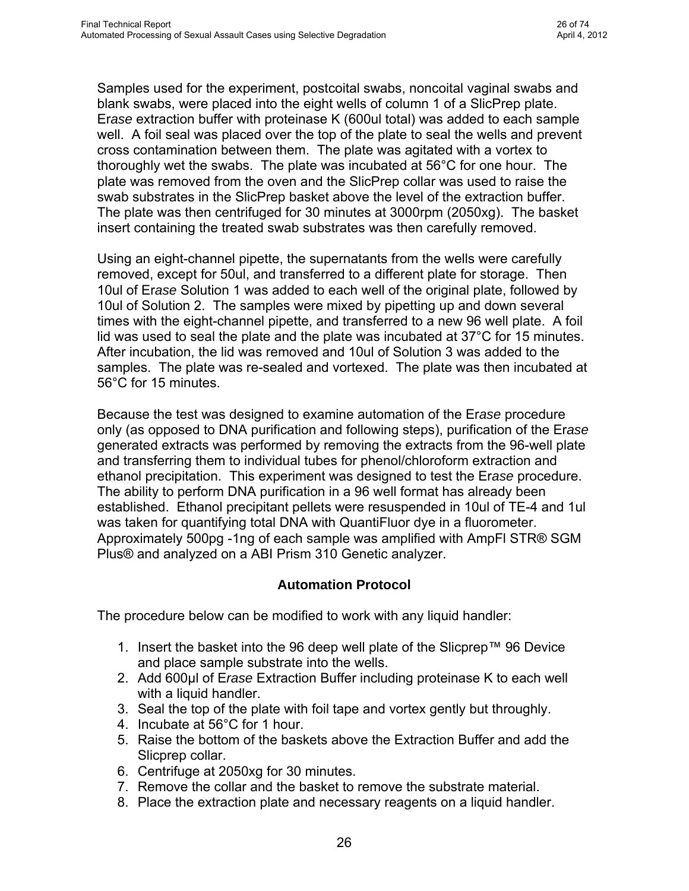Samples used for the experiment, postcoital swabs, noncoital vaginal swabs and blank swabs, were placed into the eight wells of column 1 of a SlicPrep plate. E*rase* extraction buffer with proteinase K (600ul total) was added to each sample well. A foil seal was placed over the top of the plate to seal the wells and prevent cross contamination between them. The plate was agitated with a vortex to thoroughly wet the swabs. The plate was incubated at 56°C for one hour. The plate was removed from the oven and the SlicPrep collar was used to raise the swab substrates in the SlicPrep basket above the level of the extraction buffer. The plate was then centrifuged for 30 minutes at 3000rpm (2050xg). The basket insert containing the treated swab substrates was then carefully removed.

Using an eight-channel pipette, the supernatants from the wells were carefully removed, except for 50ul, and transferred to a different plate for storage. Then 10ul of E*rase* Solution 1 was added to each well of the original plate, followed by 10ul of Solution 2. The samples were mixed by pipetting up and down several times with the eight-channel pipette, and transferred to a new 96 well plate. A foil lid was used to seal the plate and the plate was incubated at 37°C for 15 minutes. After incubation, the lid was removed and 10ul of Solution 3 was added to the samples. The plate was re-sealed and vortexed. The plate was then incubated at 56°C for 15 minutes.

Because the test was designed to examine automation of the E*rase* procedure only (as opposed to DNA purification and following steps), purification of the E*rase* generated extracts was performed by removing the extracts from the 96-well plate and transferring them to individual tubes for phenol/chloroform extraction and ethanol precipitation. This experiment was designed to test the E*rase* procedure. The ability to perform DNA purification in a 96 well format has already been established. Ethanol precipitant pellets were resuspended in 10ul of TE-4 and 1ul was taken for quantifying total DNA with QuantiFluor dye in a fluorometer. Approximately 500pg -1ng of each sample was amplified with AmpFl STR® SGM Plus® and analyzed on a ABI Prism 310 Genetic analyzer.

### Automation Protocol

The procedure below can be modified to work with any liquid handler:

1. Insert the basket into the 96 deep well plate of the Slicprep™ 96 Device and place sample substrate into the wells.
2. Add 600µl of E*rase* Extraction Buffer including proteinase K to each well with a liquid handler.
3. Seal the top of the plate with foil tape and vortex gently but throughly.
4. Incubate at 56°C for 1 hour.
5. Raise the bottom of the baskets above the Extraction Buffer and add the Slicprep collar.
6. Centrifuge at 2050xg for 30 minutes.
7. Remove the collar and the basket to remove the substrate material.
8. Place the extraction plate and necessary reagents on a liquid handler.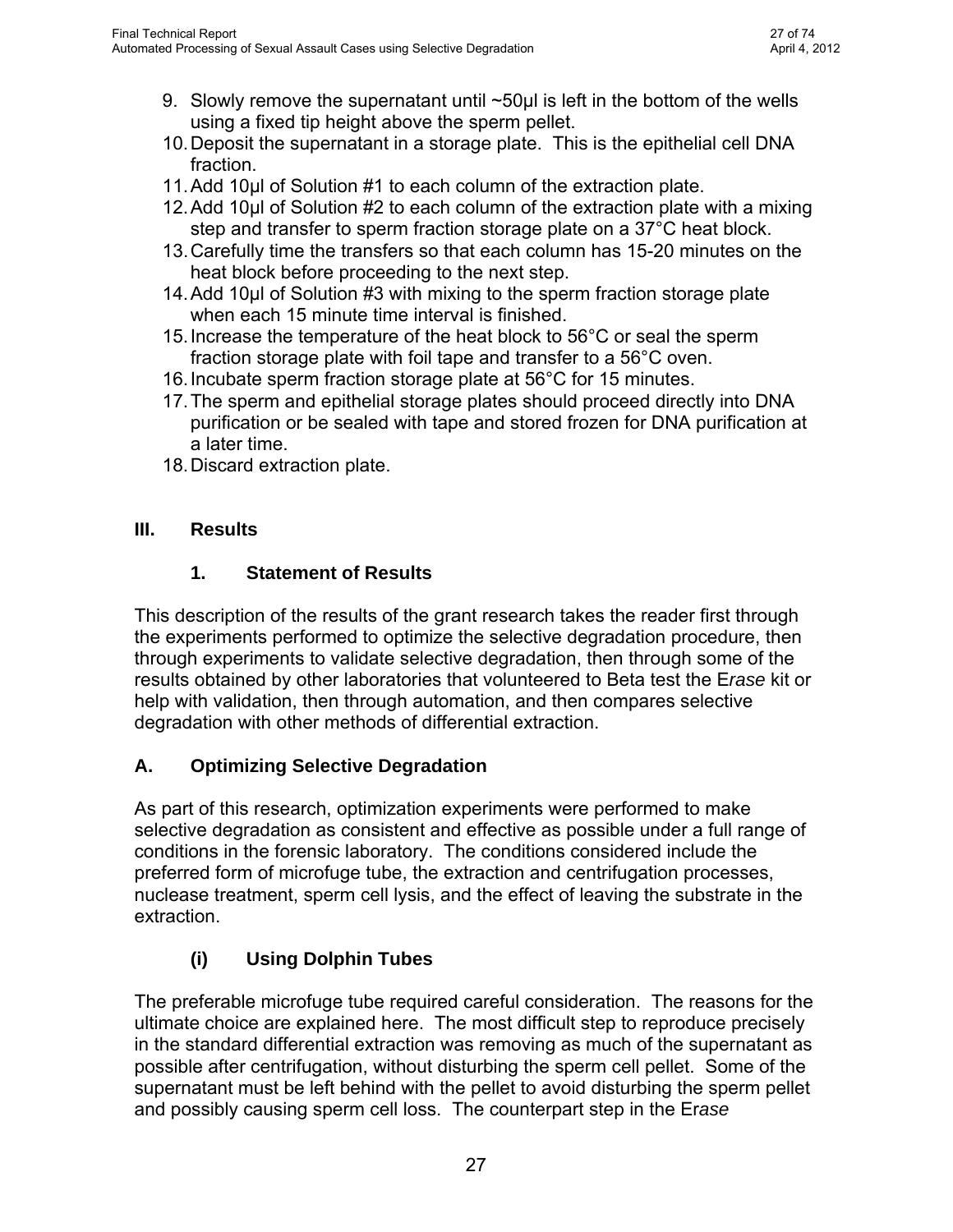9. Slowly remove the supernatant until ~50µl is left in the bottom of the wells using a fixed tip height above the sperm pellet.
10. Deposit the supernatant in a storage plate. This is the epithelial cell DNA fraction.
11. Add 10µl of Solution #1 to each column of the extraction plate.
12. Add 10µl of Solution #2 to each column of the extraction plate with a mixing step and transfer to sperm fraction storage plate on a 37°C heat block.
13. Carefully time the transfers so that each column has 15-20 minutes on the heat block before proceeding to the next step.
14. Add 10µl of Solution #3 with mixing to the sperm fraction storage plate when each 15 minute time interval is finished.
15. Increase the temperature of the heat block to 56°C or seal the sperm fraction storage plate with foil tape and transfer to a 56°C oven.
16. Incubate sperm fraction storage plate at 56°C for 15 minutes.
17. The sperm and epithelial storage plates should proceed directly into DNA purification or be sealed with tape and stored frozen for DNA purification at a later time.
18. Discard extraction plate.

## III. Results

### 1. Statement of Results

This description of the results of the grant research takes the reader first through the experiments performed to optimize the selective degradation procedure, then through experiments to validate selective degradation, then through some of the results obtained by other laboratories that volunteered to Beta test the E*rase* kit or help with validation, then through automation, and then compares selective degradation with other methods of differential extraction.

### A. Optimizing Selective Degradation

As part of this research, optimization experiments were performed to make selective degradation as consistent and effective as possible under a full range of conditions in the forensic laboratory. The conditions considered include the preferred form of microfuge tube, the extraction and centrifugation processes, nuclease treatment, sperm cell lysis, and the effect of leaving the substrate in the extraction.

#### (i) Using Dolphin Tubes

The preferable microfuge tube required careful consideration. The reasons for the ultimate choice are explained here. The most difficult step to reproduce precisely in the standard differential extraction was removing as much of the supernatant as possible after centrifugation, without disturbing the sperm cell pellet. Some of the supernatant must be left behind with the pellet to avoid disturbing the sperm pellet and possibly causing sperm cell loss. The counterpart step in the Er*ase*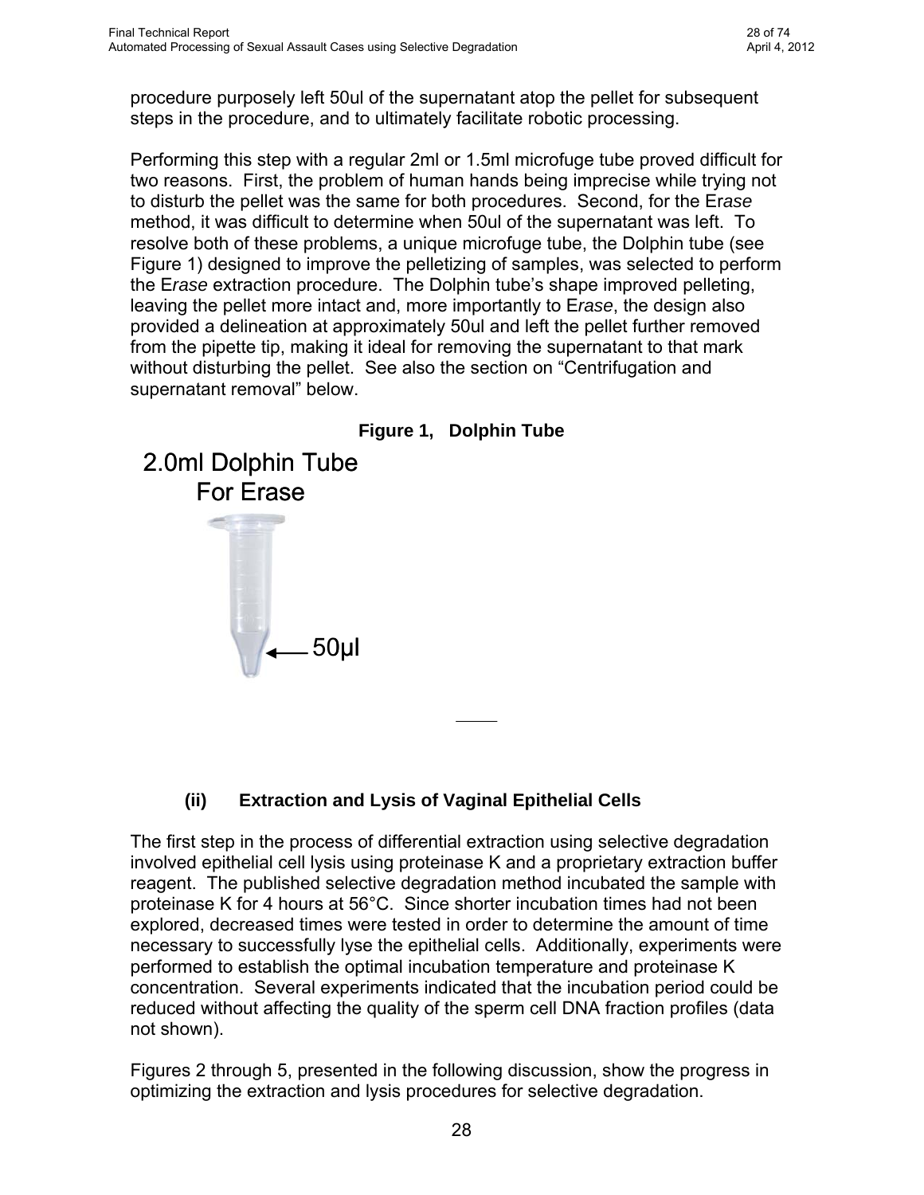procedure purposely left 50ul of the supernatant atop the pellet for subsequent steps in the procedure, and to ultimately facilitate robotic processing.

Performing this step with a regular 2ml or 1.5ml microfuge tube proved difficult for two reasons. First, the problem of human hands being imprecise while trying not to disturb the pellet was the same for both procedures. Second, for the E*rase* method, it was difficult to determine when 50ul of the supernatant was left. To resolve both of these problems, a unique microfuge tube, the Dolphin tube (see Figure 1) designed to improve the pelletizing of samples, was selected to perform the E*rase* extraction procedure. The Dolphin tube's shape improved pelleting, leaving the pellet more intact and, more importantly to E*rase*, the design also provided a delineation at approximately 50ul and left the pellet further removed from the pipette tip, making it ideal for removing the supernatant to that mark without disturbing the pellet. See also the section on "Centrifugation and supernatant removal" below.

**Figure 1, Dolphin Tube**

2.0ml Dolphin Tube
For Erase

50µl

### (ii) Extraction and Lysis of Vaginal Epithelial Cells

The first step in the process of differential extraction using selective degradation involved epithelial cell lysis using proteinase K and a proprietary extraction buffer reagent. The published selective degradation method incubated the sample with proteinase K for 4 hours at 56°C. Since shorter incubation times had not been explored, decreased times were tested in order to determine the amount of time necessary to successfully lyse the epithelial cells. Additionally, experiments were performed to establish the optimal incubation temperature and proteinase K concentration. Several experiments indicated that the incubation period could be reduced without affecting the quality of the sperm cell DNA fraction profiles (data not shown).

Figures 2 through 5, presented in the following discussion, show the progress in optimizing the extraction and lysis procedures for selective degradation.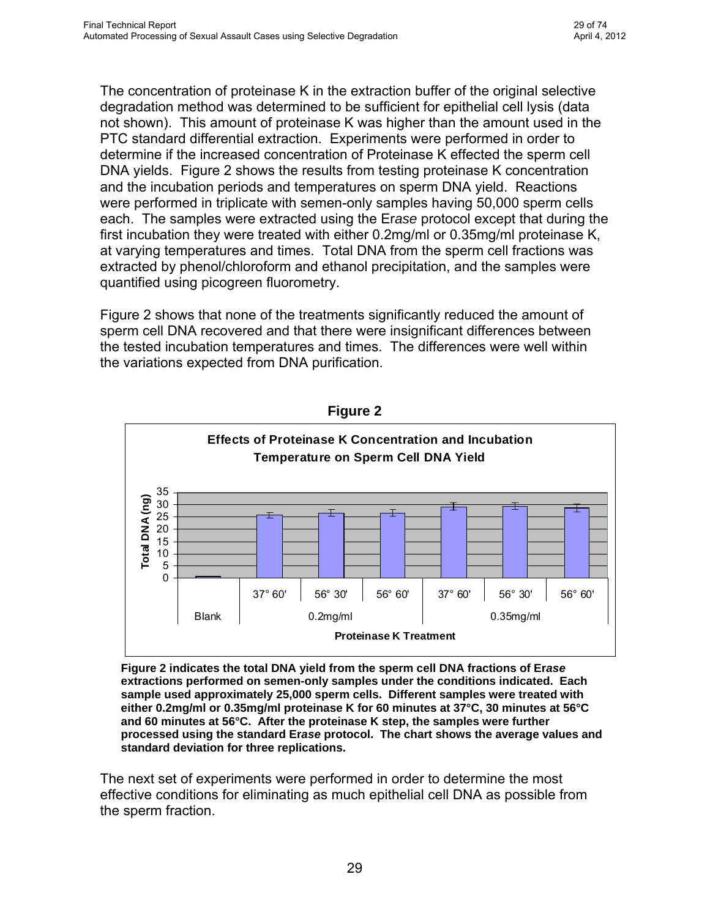The concentration of proteinase K in the extraction buffer of the original selective degradation method was determined to be sufficient for epithelial cell lysis (data not shown). This amount of proteinase K was higher than the amount used in the PTC standard differential extraction. Experiments were performed in order to determine if the increased concentration of Proteinase K effected the sperm cell DNA yields. Figure 2 shows the results from testing proteinase K concentration and the incubation periods and temperatures on sperm DNA yield. Reactions were performed in triplicate with semen-only samples having 50,000 sperm cells each. The samples were extracted using the E*rase* protocol except that during the first incubation they were treated with either 0.2mg/ml or 0.35mg/ml proteinase K, at varying temperatures and times. Total DNA from the sperm cell fractions was extracted by phenol/chloroform and ethanol precipitation, and the samples were quantified using picogreen fluorometry.

Figure 2 shows that none of the treatments significantly reduced the amount of sperm cell DNA recovered and that there were insignificant differences between the tested incubation temperatures and times. The differences were well within the variations expected from DNA purification.

**Figure 2**

**Effects of Proteinase K Concentration and Incubation Temperature on Sperm Cell DNA Yield**

Total DNA (ng)

0 5 10 15 20 25 30 35

Blank

0.2mg/ml: 37° 60' 56° 30' 56° 60'

0.35mg/ml: 37° 60' 56° 30' 56° 60'

Proteinase K Treatment

**Figure 2 indicates the total DNA yield from the sperm cell DNA fractions of E*rase* extractions performed on semen-only samples under the conditions indicated. Each sample used approximately 25,000 sperm cells. Different samples were treated with either 0.2mg/ml or 0.35mg/ml proteinase K for 60 minutes at 37°C, 30 minutes at 56°C and 60 minutes at 56°C. After the proteinase K step, the samples were further processed using the standard E*rase* protocol. The chart shows the average values and standard deviation for three replications.**

The next set of experiments were performed in order to determine the most effective conditions for eliminating as much epithelial cell DNA as possible from the sperm fraction.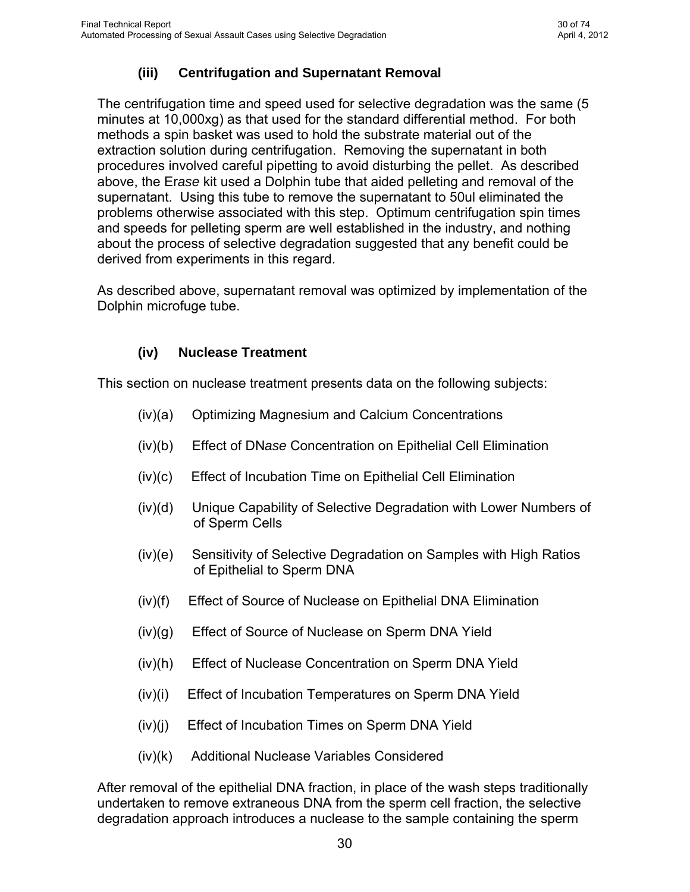### (iii) Centrifugation and Supernatant Removal

The centrifugation time and speed used for selective degradation was the same (5 minutes at 10,000xg) as that used for the standard differential method. For both methods a spin basket was used to hold the substrate material out of the extraction solution during centrifugation. Removing the supernatant in both procedures involved careful pipetting to avoid disturbing the pellet. As described above, the Er*ase* kit used a Dolphin tube that aided pelleting and removal of the supernatant. Using this tube to remove the supernatant to 50ul eliminated the problems otherwise associated with this step. Optimum centrifugation spin times and speeds for pelleting sperm are well established in the industry, and nothing about the process of selective degradation suggested that any benefit could be derived from experiments in this regard.

As described above, supernatant removal was optimized by implementation of the Dolphin microfuge tube.

### (iv) Nuclease Treatment

This section on nuclease treatment presents data on the following subjects:

- (iv)(a) Optimizing Magnesium and Calcium Concentrations
- (iv)(b) Effect of DN*ase* Concentration on Epithelial Cell Elimination
- (iv)(c) Effect of Incubation Time on Epithelial Cell Elimination
- (iv)(d) Unique Capability of Selective Degradation with Lower Numbers of of Sperm Cells
- (iv)(e) Sensitivity of Selective Degradation on Samples with High Ratios of Epithelial to Sperm DNA
- (iv)(f) Effect of Source of Nuclease on Epithelial DNA Elimination
- (iv)(g) Effect of Source of Nuclease on Sperm DNA Yield
- (iv)(h) Effect of Nuclease Concentration on Sperm DNA Yield
- (iv)(i) Effect of Incubation Temperatures on Sperm DNA Yield
- (iv)(j) Effect of Incubation Times on Sperm DNA Yield
- (iv)(k) Additional Nuclease Variables Considered

After removal of the epithelial DNA fraction, in place of the wash steps traditionally undertaken to remove extraneous DNA from the sperm cell fraction, the selective degradation approach introduces a nuclease to the sample containing the sperm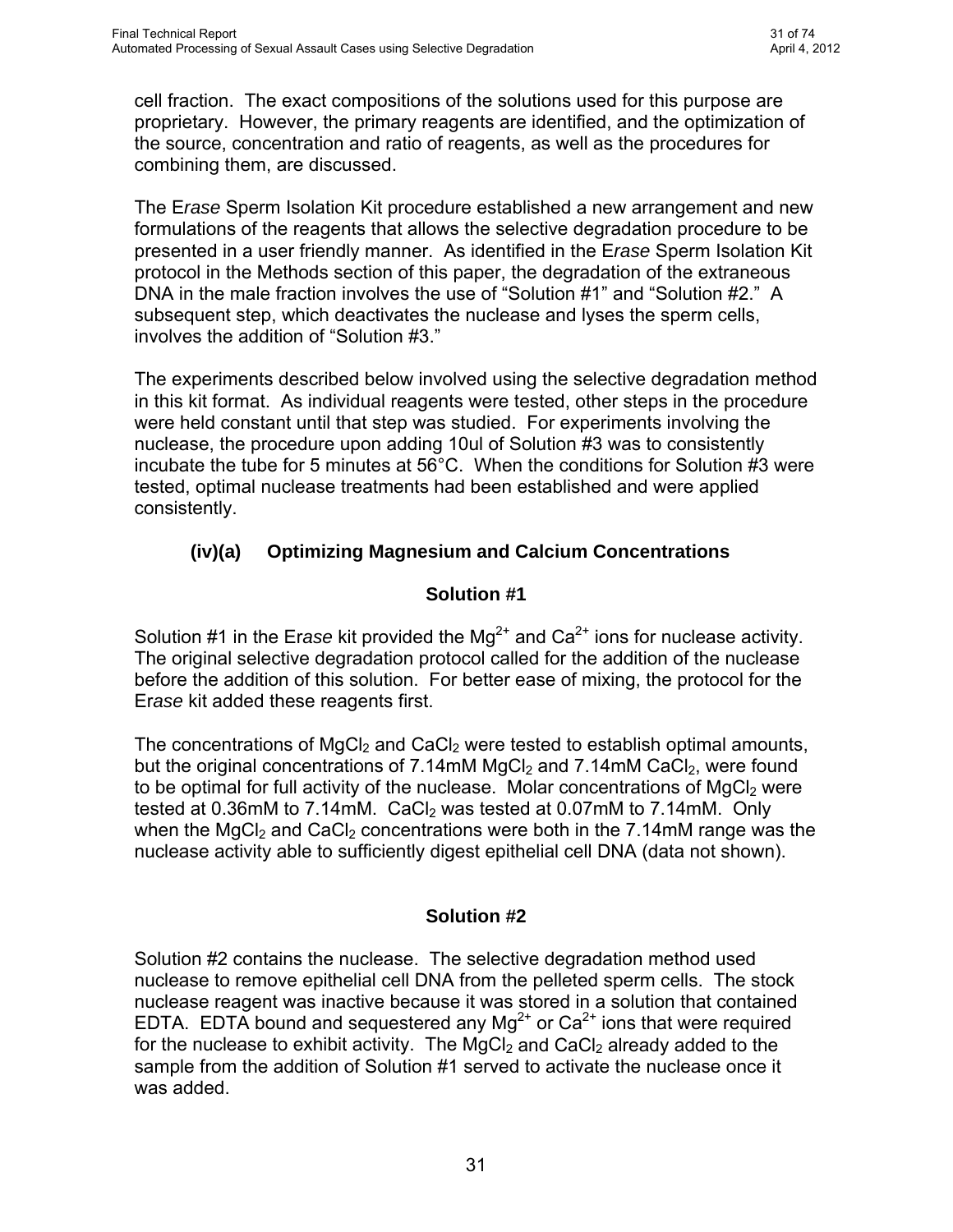cell fraction. The exact compositions of the solutions used for this purpose are proprietary. However, the primary reagents are identified, and the optimization of the source, concentration and ratio of reagents, as well as the procedures for combining them, are discussed.

The E*rase* Sperm Isolation Kit procedure established a new arrangement and new formulations of the reagents that allows the selective degradation procedure to be presented in a user friendly manner. As identified in the E*rase* Sperm Isolation Kit protocol in the Methods section of this paper, the degradation of the extraneous DNA in the male fraction involves the use of "Solution #1" and "Solution #2." A subsequent step, which deactivates the nuclease and lyses the sperm cells, involves the addition of "Solution #3."

The experiments described below involved using the selective degradation method in this kit format. As individual reagents were tested, other steps in the procedure were held constant until that step was studied. For experiments involving the nuclease, the procedure upon adding 10ul of Solution #3 was to consistently incubate the tube for 5 minutes at 56°C. When the conditions for Solution #3 were tested, optimal nuclease treatments had been established and were applied consistently.

### (iv)(a) Optimizing Magnesium and Calcium Concentrations

#### Solution #1

Solution #1 in the E*rase* kit provided the $Mg^{2+}$ and $Ca^{2+}$ ions for nuclease activity. The original selective degradation protocol called for the addition of the nuclease before the addition of this solution. For better ease of mixing, the protocol for the E*rase* kit added these reagents first.

The concentrations of $MgCl_2$ and $CaCl_2$ were tested to establish optimal amounts, but the original concentrations of 7.14mM $MgCl_2$ and 7.14mM $CaCl_2$, were found to be optimal for full activity of the nuclease. Molar concentrations of $MgCl_2$ were tested at 0.36mM to 7.14mM. $CaCl_2$ was tested at 0.07mM to 7.14mM. Only when the $MgCl_2$ and $CaCl_2$ concentrations were both in the 7.14mM range was the nuclease activity able to sufficiently digest epithelial cell DNA (data not shown).

#### Solution #2

Solution #2 contains the nuclease. The selective degradation method used nuclease to remove epithelial cell DNA from the pelleted sperm cells. The stock nuclease reagent was inactive because it was stored in a solution that contained EDTA. EDTA bound and sequestered any $Mg^{2+}$ or $Ca^{2+}$ ions that were required for the nuclease to exhibit activity. The $MgCl_2$ and $CaCl_2$ already added to the sample from the addition of Solution #1 served to activate the nuclease once it was added.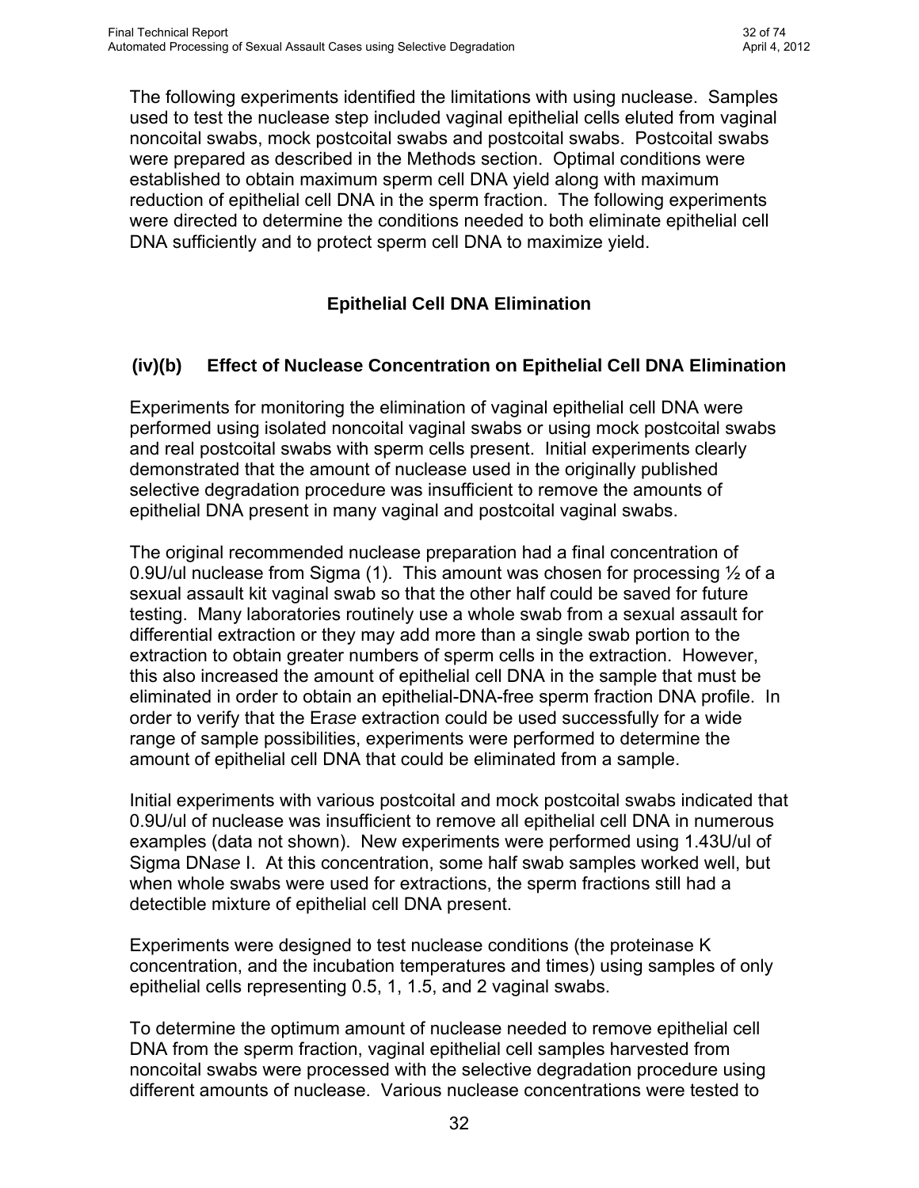The following experiments identified the limitations with using nuclease. Samples used to test the nuclease step included vaginal epithelial cells eluted from vaginal noncoital swabs, mock postcoital swabs and postcoital swabs. Postcoital swabs were prepared as described in the Methods section. Optimal conditions were established to obtain maximum sperm cell DNA yield along with maximum reduction of epithelial cell DNA in the sperm fraction. The following experiments were directed to determine the conditions needed to both eliminate epithelial cell DNA sufficiently and to protect sperm cell DNA to maximize yield.

## Epithelial Cell DNA Elimination

### (iv)(b) Effect of Nuclease Concentration on Epithelial Cell DNA Elimination

Experiments for monitoring the elimination of vaginal epithelial cell DNA were performed using isolated noncoital vaginal swabs or using mock postcoital swabs and real postcoital swabs with sperm cells present. Initial experiments clearly demonstrated that the amount of nuclease used in the originally published selective degradation procedure was insufficient to remove the amounts of epithelial DNA present in many vaginal and postcoital vaginal swabs.

The original recommended nuclease preparation had a final concentration of 0.9U/ul nuclease from Sigma (1). This amount was chosen for processing ½ of a sexual assault kit vaginal swab so that the other half could be saved for future testing. Many laboratories routinely use a whole swab from a sexual assault for differential extraction or they may add more than a single swab portion to the extraction to obtain greater numbers of sperm cells in the extraction. However, this also increased the amount of epithelial cell DNA in the sample that must be eliminated in order to obtain an epithelial-DNA-free sperm fraction DNA profile. In order to verify that the Er*ase* extraction could be used successfully for a wide range of sample possibilities, experiments were performed to determine the amount of epithelial cell DNA that could be eliminated from a sample.

Initial experiments with various postcoital and mock postcoital swabs indicated that 0.9U/ul of nuclease was insufficient to remove all epithelial cell DNA in numerous examples (data not shown). New experiments were performed using 1.43U/ul of Sigma DN*ase* I. At this concentration, some half swab samples worked well, but when whole swabs were used for extractions, the sperm fractions still had a detectible mixture of epithelial cell DNA present.

Experiments were designed to test nuclease conditions (the proteinase K concentration, and the incubation temperatures and times) using samples of only epithelial cells representing 0.5, 1, 1.5, and 2 vaginal swabs.

To determine the optimum amount of nuclease needed to remove epithelial cell DNA from the sperm fraction, vaginal epithelial cell samples harvested from noncoital swabs were processed with the selective degradation procedure using different amounts of nuclease. Various nuclease concentrations were tested to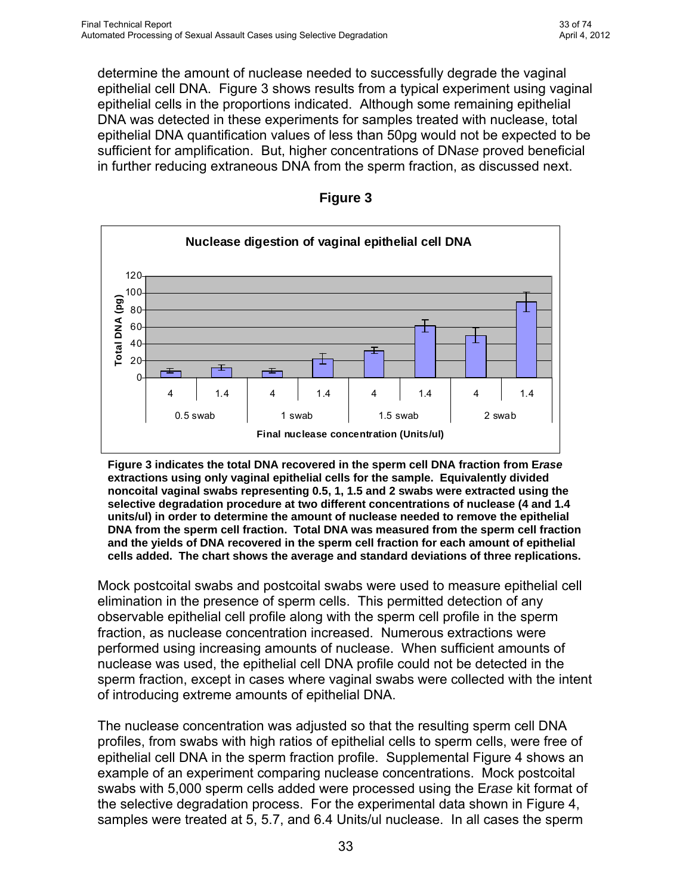determine the amount of nuclease needed to successfully degrade the vaginal epithelial cell DNA. Figure 3 shows results from a typical experiment using vaginal epithelial cells in the proportions indicated. Although some remaining epithelial DNA was detected in these experiments for samples treated with nuclease, total epithelial DNA quantification values of less than 50pg would not be expected to be sufficient for amplification. But, higher concentrations of DN*ase* proved beneficial in further reducing extraneous DNA from the sperm fraction, as discussed next.

**Figure 3**

Nuclease digestion of vaginal epithelial cell DNA

Total DNA (pg)

0
20
40
60
80
100
120

4
1.4
4
1.4
4
1.4
4
1.4

0.5 swab
1 swab
1.5 swab
2 swab

Final nuclease concentration (Units/ul)

**Figure 3 indicates the total DNA recovered in the sperm cell DNA fraction from E*rase* extractions using only vaginal epithelial cells for the sample. Equivalently divided noncoital vaginal swabs representing 0.5, 1, 1.5 and 2 swabs were extracted using the selective degradation procedure at two different concentrations of nuclease (4 and 1.4 units/ul) in order to determine the amount of nuclease needed to remove the epithelial DNA from the sperm cell fraction. Total DNA was measured from the sperm cell fraction and the yields of DNA recovered in the sperm cell fraction for each amount of epithelial cells added. The chart shows the average and standard deviations of three replications.**

Mock postcoital swabs and postcoital swabs were used to measure epithelial cell elimination in the presence of sperm cells. This permitted detection of any observable epithelial cell profile along with the sperm cell profile in the sperm fraction, as nuclease concentration increased. Numerous extractions were performed using increasing amounts of nuclease. When sufficient amounts of nuclease was used, the epithelial cell DNA profile could not be detected in the sperm fraction, except in cases where vaginal swabs were collected with the intent of introducing extreme amounts of epithelial DNA.

The nuclease concentration was adjusted so that the resulting sperm cell DNA profiles, from swabs with high ratios of epithelial cells to sperm cells, were free of epithelial cell DNA in the sperm fraction profile. Supplemental Figure 4 shows an example of an experiment comparing nuclease concentrations. Mock postcoital swabs with 5,000 sperm cells added were processed using the E*rase* kit format of the selective degradation process. For the experimental data shown in Figure 4, samples were treated at 5, 5.7, and 6.4 Units/ul nuclease. In all cases the sperm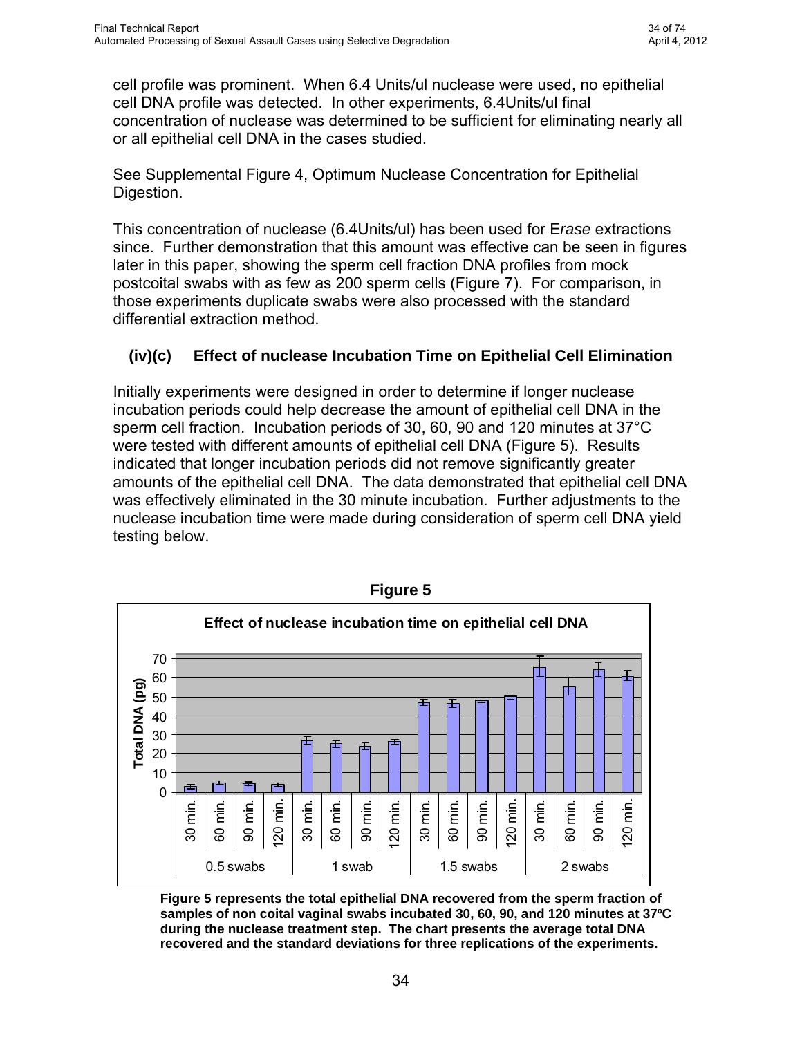cell profile was prominent. When 6.4 Units/ul nuclease were used, no epithelial cell DNA profile was detected. In other experiments, 6.4Units/ul final concentration of nuclease was determined to be sufficient for eliminating nearly all or all epithelial cell DNA in the cases studied.

See Supplemental Figure 4, Optimum Nuclease Concentration for Epithelial Digestion.

This concentration of nuclease (6.4Units/ul) has been used for E*rase* extractions since. Further demonstration that this amount was effective can be seen in figures later in this paper, showing the sperm cell fraction DNA profiles from mock postcoital swabs with as few as 200 sperm cells (Figure 7). For comparison, in those experiments duplicate swabs were also processed with the standard differential extraction method.

### (iv)(c) Effect of nuclease Incubation Time on Epithelial Cell Elimination

Initially experiments were designed in order to determine if longer nuclease incubation periods could help decrease the amount of epithelial cell DNA in the sperm cell fraction. Incubation periods of 30, 60, 90 and 120 minutes at 37°C were tested with different amounts of epithelial cell DNA (Figure 5). Results indicated that longer incubation periods did not remove significantly greater amounts of the epithelial cell DNA. The data demonstrated that epithelial cell DNA was effectively eliminated in the 30 minute incubation. Further adjustments to the nuclease incubation time were made during consideration of sperm cell DNA yield testing below.

**Figure 5**

Effect of nuclease incubation time on epithelial cell DNA

Total DNA (pg)

0
10
20
30
40
50
60
70

30 min. 60 min. 90 min. 120 min. — 0.5 swabs
30 min. 60 min. 90 min. 120 min. — 1 swab
30 min. 60 min. 90 min. 120 min. — 1.5 swabs
30 min. 60 min. 90 min. 120 min. — 2 swabs

**Figure 5 represents the total epithelial DNA recovered from the sperm fraction of samples of non coital vaginal swabs incubated 30, 60, 90, and 120 minutes at 37ºC during the nuclease treatment step. The chart presents the average total DNA recovered and the standard deviations for three replications of the experiments.**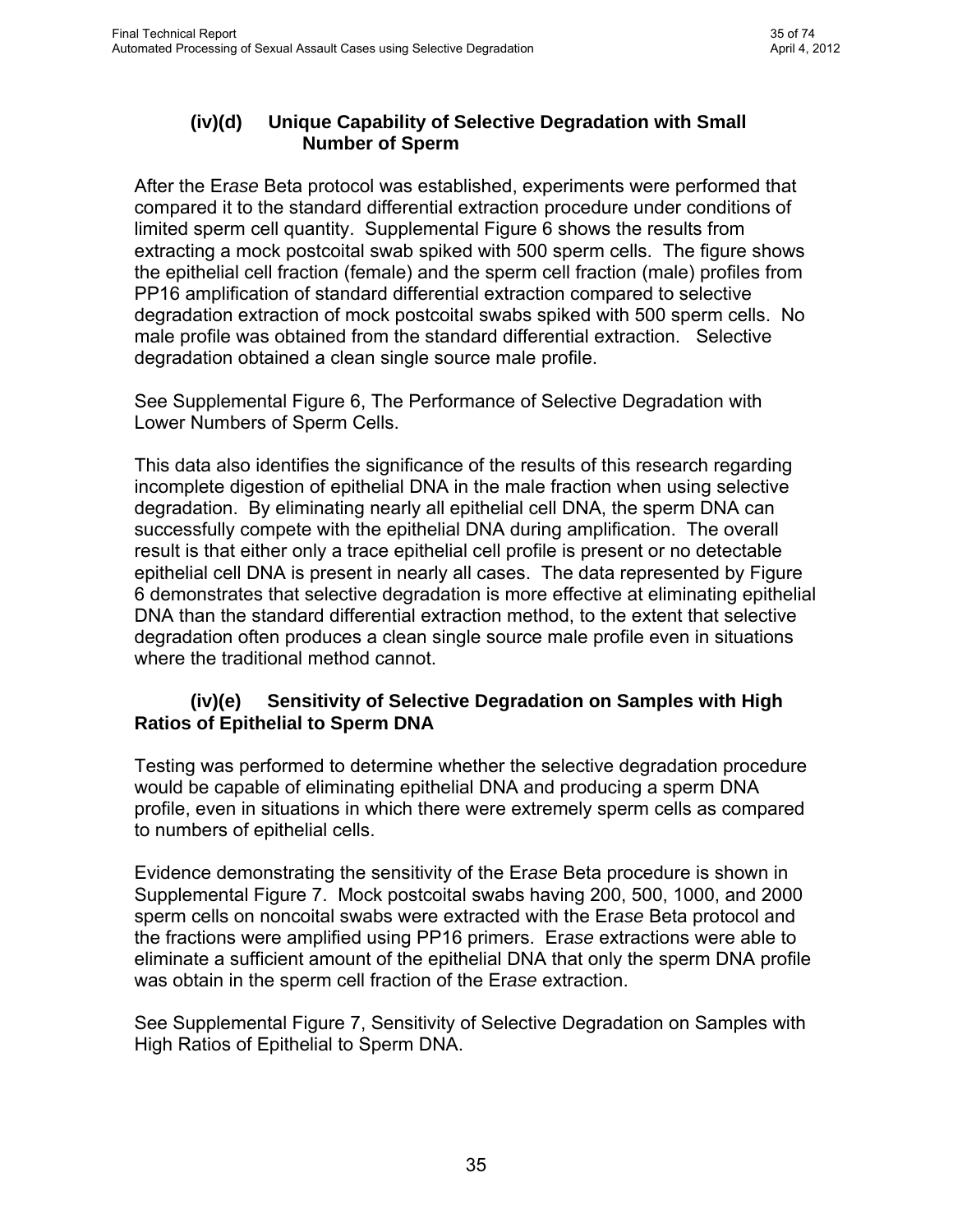### (iv)(d) Unique Capability of Selective Degradation with Small Number of Sperm

After the Er*ase* Beta protocol was established, experiments were performed that compared it to the standard differential extraction procedure under conditions of limited sperm cell quantity. Supplemental Figure 6 shows the results from extracting a mock postcoital swab spiked with 500 sperm cells. The figure shows the epithelial cell fraction (female) and the sperm cell fraction (male) profiles from PP16 amplification of standard differential extraction compared to selective degradation extraction of mock postcoital swabs spiked with 500 sperm cells. No male profile was obtained from the standard differential extraction. Selective degradation obtained a clean single source male profile.

See Supplemental Figure 6, The Performance of Selective Degradation with Lower Numbers of Sperm Cells.

This data also identifies the significance of the results of this research regarding incomplete digestion of epithelial DNA in the male fraction when using selective degradation. By eliminating nearly all epithelial cell DNA, the sperm DNA can successfully compete with the epithelial DNA during amplification. The overall result is that either only a trace epithelial cell profile is present or no detectable epithelial cell DNA is present in nearly all cases. The data represented by Figure 6 demonstrates that selective degradation is more effective at eliminating epithelial DNA than the standard differential extraction method, to the extent that selective degradation often produces a clean single source male profile even in situations where the traditional method cannot.

### (iv)(e) Sensitivity of Selective Degradation on Samples with High Ratios of Epithelial to Sperm DNA

Testing was performed to determine whether the selective degradation procedure would be capable of eliminating epithelial DNA and producing a sperm DNA profile, even in situations in which there were extremely sperm cells as compared to numbers of epithelial cells.

Evidence demonstrating the sensitivity of the Er*ase* Beta procedure is shown in Supplemental Figure 7. Mock postcoital swabs having 200, 500, 1000, and 2000 sperm cells on noncoital swabs were extracted with the Er*ase* Beta protocol and the fractions were amplified using PP16 primers. Er*ase* extractions were able to eliminate a sufficient amount of the epithelial DNA that only the sperm DNA profile was obtain in the sperm cell fraction of the Er*ase* extraction.

See Supplemental Figure 7, Sensitivity of Selective Degradation on Samples with High Ratios of Epithelial to Sperm DNA.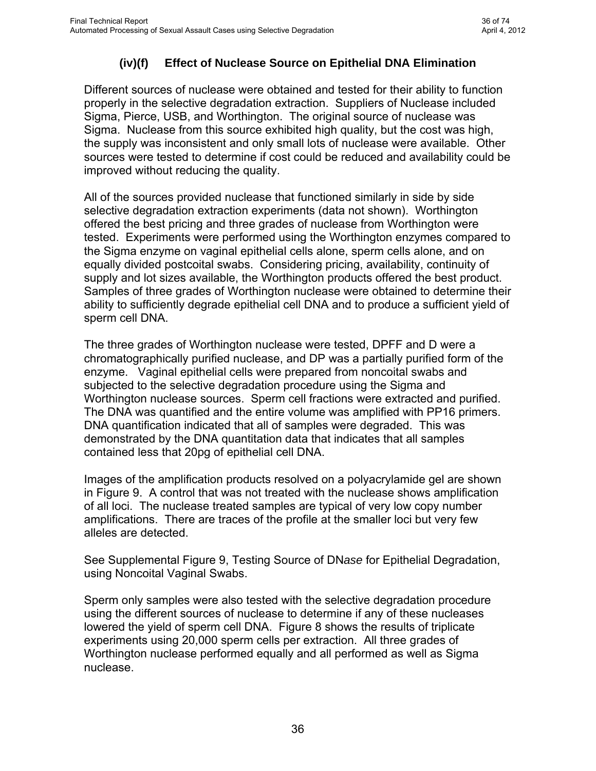### (iv)(f) Effect of Nuclease Source on Epithelial DNA Elimination

Different sources of nuclease were obtained and tested for their ability to function properly in the selective degradation extraction. Suppliers of Nuclease included Sigma, Pierce, USB, and Worthington. The original source of nuclease was Sigma. Nuclease from this source exhibited high quality, but the cost was high, the supply was inconsistent and only small lots of nuclease were available. Other sources were tested to determine if cost could be reduced and availability could be improved without reducing the quality.

All of the sources provided nuclease that functioned similarly in side by side selective degradation extraction experiments (data not shown). Worthington offered the best pricing and three grades of nuclease from Worthington were tested. Experiments were performed using the Worthington enzymes compared to the Sigma enzyme on vaginal epithelial cells alone, sperm cells alone, and on equally divided postcoital swabs. Considering pricing, availability, continuity of supply and lot sizes available, the Worthington products offered the best product. Samples of three grades of Worthington nuclease were obtained to determine their ability to sufficiently degrade epithelial cell DNA and to produce a sufficient yield of sperm cell DNA.

The three grades of Worthington nuclease were tested, DPFF and D were a chromatographically purified nuclease, and DP was a partially purified form of the enzyme. Vaginal epithelial cells were prepared from noncoital swabs and subjected to the selective degradation procedure using the Sigma and Worthington nuclease sources. Sperm cell fractions were extracted and purified. The DNA was quantified and the entire volume was amplified with PP16 primers. DNA quantification indicated that all of samples were degraded. This was demonstrated by the DNA quantitation data that indicates that all samples contained less that 20pg of epithelial cell DNA.

Images of the amplification products resolved on a polyacrylamide gel are shown in Figure 9. A control that was not treated with the nuclease shows amplification of all loci. The nuclease treated samples are typical of very low copy number amplifications. There are traces of the profile at the smaller loci but very few alleles are detected.

See Supplemental Figure 9, Testing Source of DN*ase* for Epithelial Degradation, using Noncoital Vaginal Swabs.

Sperm only samples were also tested with the selective degradation procedure using the different sources of nuclease to determine if any of these nucleases lowered the yield of sperm cell DNA. Figure 8 shows the results of triplicate experiments using 20,000 sperm cells per extraction. All three grades of Worthington nuclease performed equally and all performed as well as Sigma nuclease.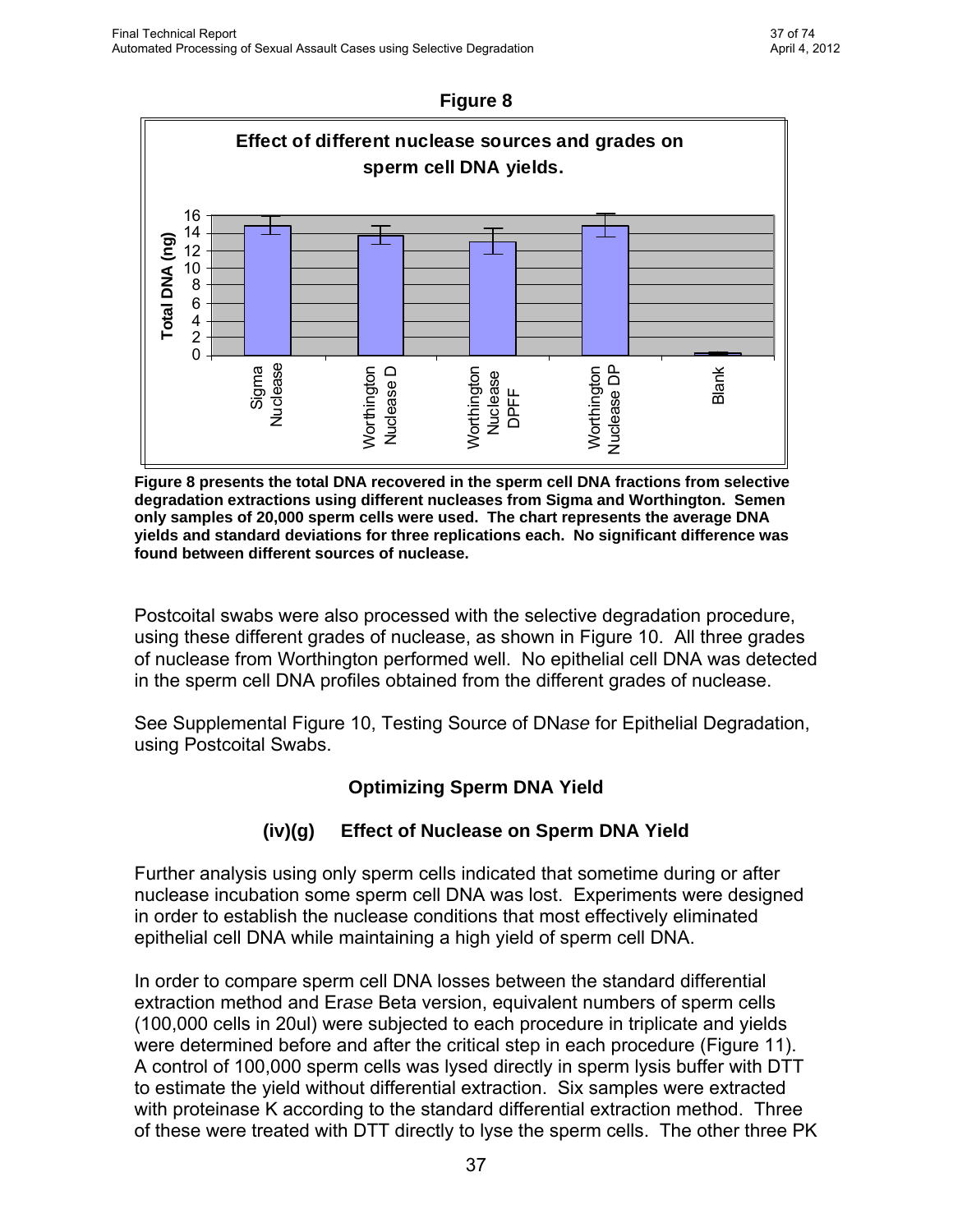**Figure 8**

Effect of different nuclease sources and grades on sperm cell DNA yields.

Total DNA (ng)

16
14
12
10
8
6
4
2
0

Sigma Nuclease

Worthington Nuclease D

Worthington Nuclease DPFF

Worthington Nuclease DP

Blank

**Figure 8 presents the total DNA recovered in the sperm cell DNA fractions from selective degradation extractions using different nucleases from Sigma and Worthington. Semen only samples of 20,000 sperm cells were used. The chart represents the average DNA yields and standard deviations for three replications each. No significant difference was found between different sources of nuclease.**

Postcoital swabs were also processed with the selective degradation procedure, using these different grades of nuclease, as shown in Figure 10. All three grades of nuclease from Worthington performed well. No epithelial cell DNA was detected in the sperm cell DNA profiles obtained from the different grades of nuclease.

See Supplemental Figure 10, Testing Source of DN*ase* for Epithelial Degradation, using Postcoital Swabs.

## Optimizing Sperm DNA Yield

### (iv)(g) Effect of Nuclease on Sperm DNA Yield

Further analysis using only sperm cells indicated that sometime during or after nuclease incubation some sperm cell DNA was lost. Experiments were designed in order to establish the nuclease conditions that most effectively eliminated epithelial cell DNA while maintaining a high yield of sperm cell DNA.

In order to compare sperm cell DNA losses between the standard differential extraction method and Er*ase* Beta version, equivalent numbers of sperm cells (100,000 cells in 20ul) were subjected to each procedure in triplicate and yields were determined before and after the critical step in each procedure (Figure 11). A control of 100,000 sperm cells was lysed directly in sperm lysis buffer with DTT to estimate the yield without differential extraction. Six samples were extracted with proteinase K according to the standard differential extraction method. Three of these were treated with DTT directly to lyse the sperm cells. The other three PK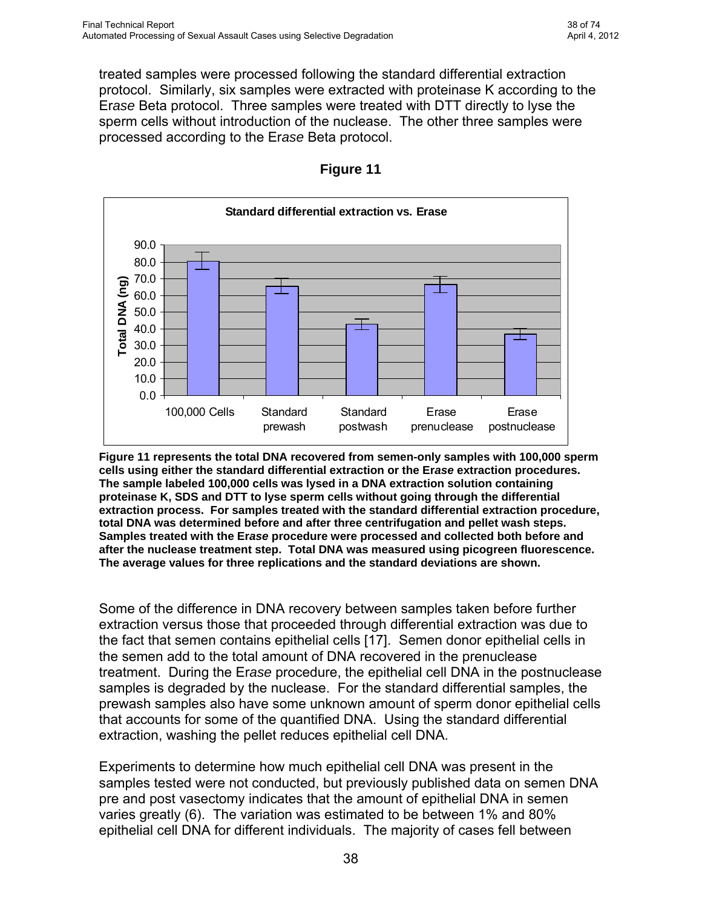treated samples were processed following the standard differential extraction protocol. Similarly, six samples were extracted with proteinase K according to the E*rase* Beta protocol. Three samples were treated with DTT directly to lyse the sperm cells without introduction of the nuclease. The other three samples were processed according to the E*rase* Beta protocol.

**Figure 11**

Standard differential extraction vs. Erase

Total DNA (ng)

90.0
80.0
70.0
60.0
50.0
40.0
30.0
20.0
10.0
0.0

100,000 Cells
Standard prewash
Standard postwash
Erase prenuclease
Erase postnuclease

**Figure 11 represents the total DNA recovered from semen-only samples with 100,000 sperm cells using either the standard differential extraction or the E*rase* extraction procedures. The sample labeled 100,000 cells was lysed in a DNA extraction solution containing proteinase K, SDS and DTT to lyse sperm cells without going through the differential extraction process. For samples treated with the standard differential extraction procedure, total DNA was determined before and after three centrifugation and pellet wash steps. Samples treated with the E*rase* procedure were processed and collected both before and after the nuclease treatment step. Total DNA was measured using picogreen fluorescence. The average values for three replications and the standard deviations are shown.**

Some of the difference in DNA recovery between samples taken before further extraction versus those that proceeded through differential extraction was due to the fact that semen contains epithelial cells [17]. Semen donor epithelial cells in the semen add to the total amount of DNA recovered in the prenuclease treatment. During the E*rase* procedure, the epithelial cell DNA in the postnuclease samples is degraded by the nuclease. For the standard differential samples, the prewash samples also have some unknown amount of sperm donor epithelial cells that accounts for some of the quantified DNA. Using the standard differential extraction, washing the pellet reduces epithelial cell DNA.

Experiments to determine how much epithelial cell DNA was present in the samples tested were not conducted, but previously published data on semen DNA pre and post vasectomy indicates that the amount of epithelial DNA in semen varies greatly (6). The variation was estimated to be between 1% and 80% epithelial cell DNA for different individuals. The majority of cases fell between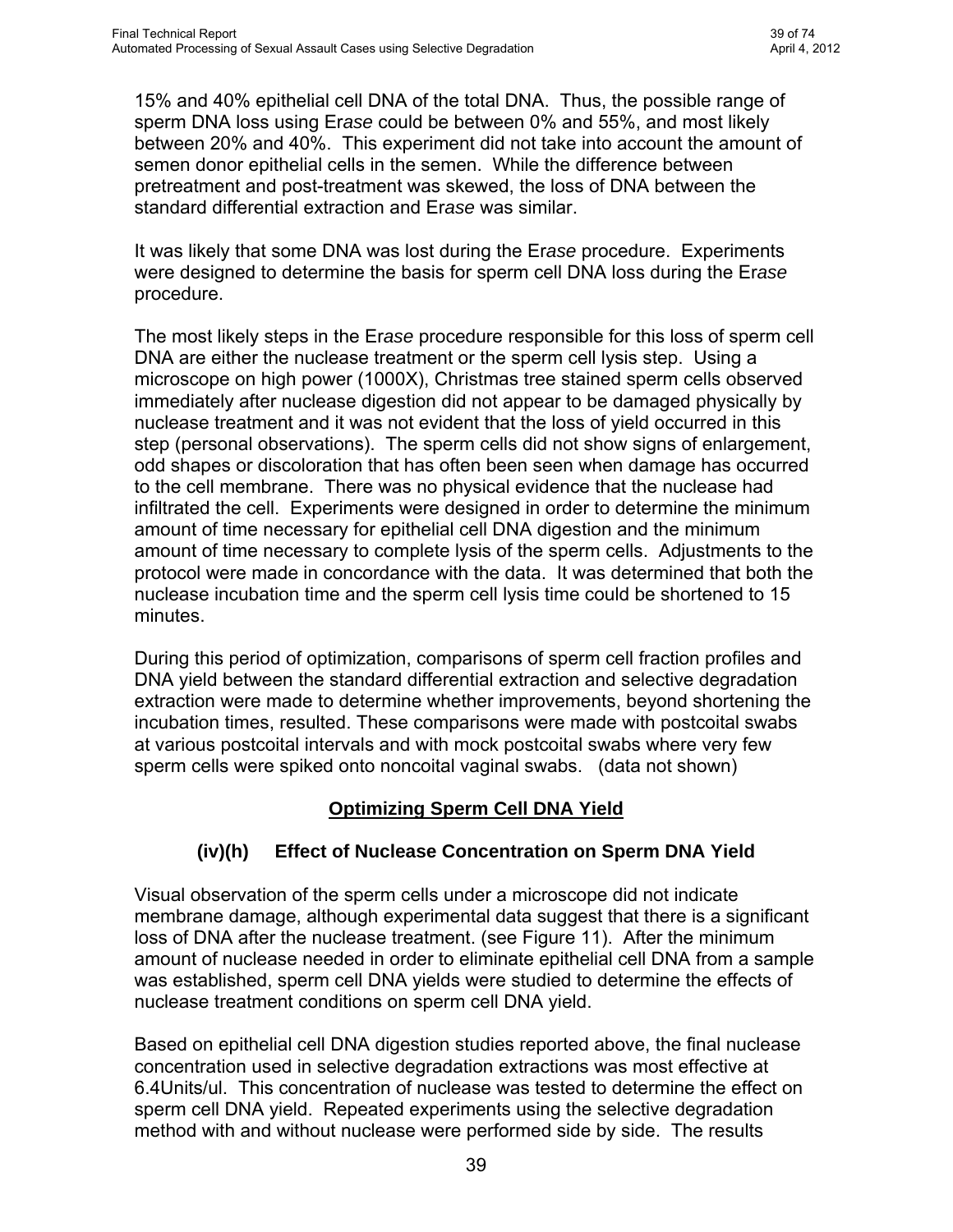15% and 40% epithelial cell DNA of the total DNA. Thus, the possible range of sperm DNA loss using Er*ase* could be between 0% and 55%, and most likely between 20% and 40%. This experiment did not take into account the amount of semen donor epithelial cells in the semen. While the difference between pretreatment and post-treatment was skewed, the loss of DNA between the standard differential extraction and Er*ase* was similar.

It was likely that some DNA was lost during the Er*ase* procedure. Experiments were designed to determine the basis for sperm cell DNA loss during the Er*ase* procedure.

The most likely steps in the Er*ase* procedure responsible for this loss of sperm cell DNA are either the nuclease treatment or the sperm cell lysis step. Using a microscope on high power (1000X), Christmas tree stained sperm cells observed immediately after nuclease digestion did not appear to be damaged physically by nuclease treatment and it was not evident that the loss of yield occurred in this step (personal observations). The sperm cells did not show signs of enlargement, odd shapes or discoloration that has often been seen when damage has occurred to the cell membrane. There was no physical evidence that the nuclease had infiltrated the cell. Experiments were designed in order to determine the minimum amount of time necessary for epithelial cell DNA digestion and the minimum amount of time necessary to complete lysis of the sperm cells. Adjustments to the protocol were made in concordance with the data. It was determined that both the nuclease incubation time and the sperm cell lysis time could be shortened to 15 minutes.

During this period of optimization, comparisons of sperm cell fraction profiles and DNA yield between the standard differential extraction and selective degradation extraction were made to determine whether improvements, beyond shortening the incubation times, resulted. These comparisons were made with postcoital swabs at various postcoital intervals and with mock postcoital swabs where very few sperm cells were spiked onto noncoital vaginal swabs. (data not shown)

## Optimizing Sperm Cell DNA Yield

### (iv)(h) Effect of Nuclease Concentration on Sperm DNA Yield

Visual observation of the sperm cells under a microscope did not indicate membrane damage, although experimental data suggest that there is a significant loss of DNA after the nuclease treatment. (see Figure 11). After the minimum amount of nuclease needed in order to eliminate epithelial cell DNA from a sample was established, sperm cell DNA yields were studied to determine the effects of nuclease treatment conditions on sperm cell DNA yield.

Based on epithelial cell DNA digestion studies reported above, the final nuclease concentration used in selective degradation extractions was most effective at 6.4Units/ul. This concentration of nuclease was tested to determine the effect on sperm cell DNA yield. Repeated experiments using the selective degradation method with and without nuclease were performed side by side. The results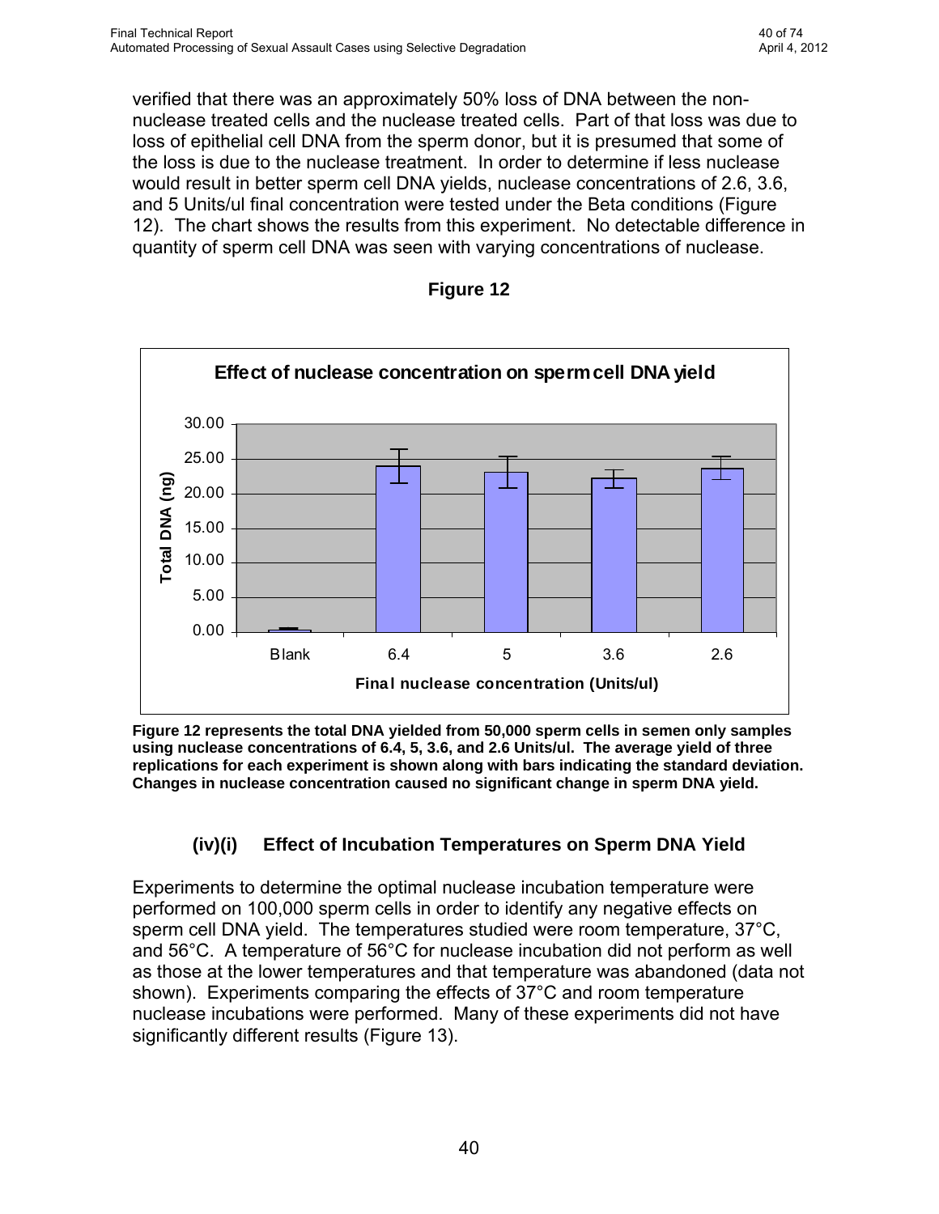verified that there was an approximately 50% loss of DNA between the non-nuclease treated cells and the nuclease treated cells. Part of that loss was due to loss of epithelial cell DNA from the sperm donor, but it is presumed that some of the loss is due to the nuclease treatment. In order to determine if less nuclease would result in better sperm cell DNA yields, nuclease concentrations of 2.6, 3.6, and 5 Units/ul final concentration were tested under the Beta conditions (Figure 12). The chart shows the results from this experiment. No detectable difference in quantity of sperm cell DNA was seen with varying concentrations of nuclease.

**Figure 12**

Effect of nuclease concentration on sperm cell DNA yield

Total DNA (ng)

30.00
25.00
20.00
15.00
10.00
5.00
0.00

Blank
6.4
5
3.6
2.6

Final nuclease concentration (Units/ul)

**Figure 12 represents the total DNA yielded from 50,000 sperm cells in semen only samples using nuclease concentrations of 6.4, 5, 3.6, and 2.6 Units/ul. The average yield of three replications for each experiment is shown along with bars indicating the standard deviation. Changes in nuclease concentration caused no significant change in sperm DNA yield.**

### (iv)(i) Effect of Incubation Temperatures on Sperm DNA Yield

Experiments to determine the optimal nuclease incubation temperature were performed on 100,000 sperm cells in order to identify any negative effects on sperm cell DNA yield. The temperatures studied were room temperature, 37°C, and 56°C. A temperature of 56°C for nuclease incubation did not perform as well as those at the lower temperatures and that temperature was abandoned (data not shown). Experiments comparing the effects of 37°C and room temperature nuclease incubations were performed. Many of these experiments did not have significantly different results (Figure 13).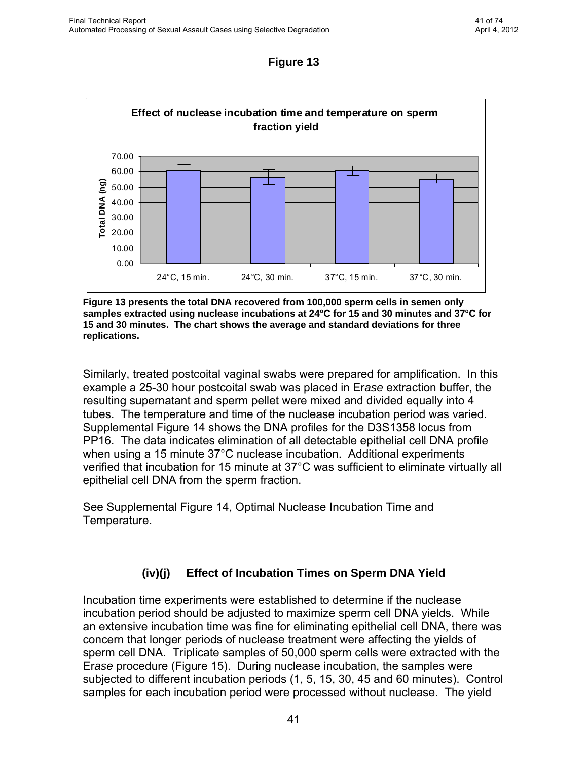**Figure 13**

Effect of nuclease incubation time and temperature on sperm fraction yield

Total DNA (ng)

70.00
60.00
50.00
40.00
30.00
20.00
10.00
0.00

24°C, 15 min.
24°C, 30 min.
37°C, 15 min.
37°C, 30 min.

**Figure 13 presents the total DNA recovered from 100,000 sperm cells in semen only samples extracted using nuclease incubations at 24°C for 15 and 30 minutes and 37°C for 15 and 30 minutes. The chart shows the average and standard deviations for three replications.**

Similarly, treated postcoital vaginal swabs were prepared for amplification. In this example a 25-30 hour postcoital swab was placed in E*rase* extraction buffer, the resulting supernatant and sperm pellet were mixed and divided equally into 4 tubes. The temperature and time of the nuclease incubation period was varied. Supplemental Figure 14 shows the DNA profiles for the D3S1358 locus from PP16. The data indicates elimination of all detectable epithelial cell DNA profile when using a 15 minute 37°C nuclease incubation. Additional experiments verified that incubation for 15 minute at 37°C was sufficient to eliminate virtually all epithelial cell DNA from the sperm fraction.

See Supplemental Figure 14, Optimal Nuclease Incubation Time and Temperature.

### (iv)(j) Effect of Incubation Times on Sperm DNA Yield

Incubation time experiments were established to determine if the nuclease incubation period should be adjusted to maximize sperm cell DNA yields. While an extensive incubation time was fine for eliminating epithelial cell DNA, there was concern that longer periods of nuclease treatment were affecting the yields of sperm cell DNA. Triplicate samples of 50,000 sperm cells were extracted with the E*rase* procedure (Figure 15). During nuclease incubation, the samples were subjected to different incubation periods (1, 5, 15, 30, 45 and 60 minutes). Control samples for each incubation period were processed without nuclease. The yield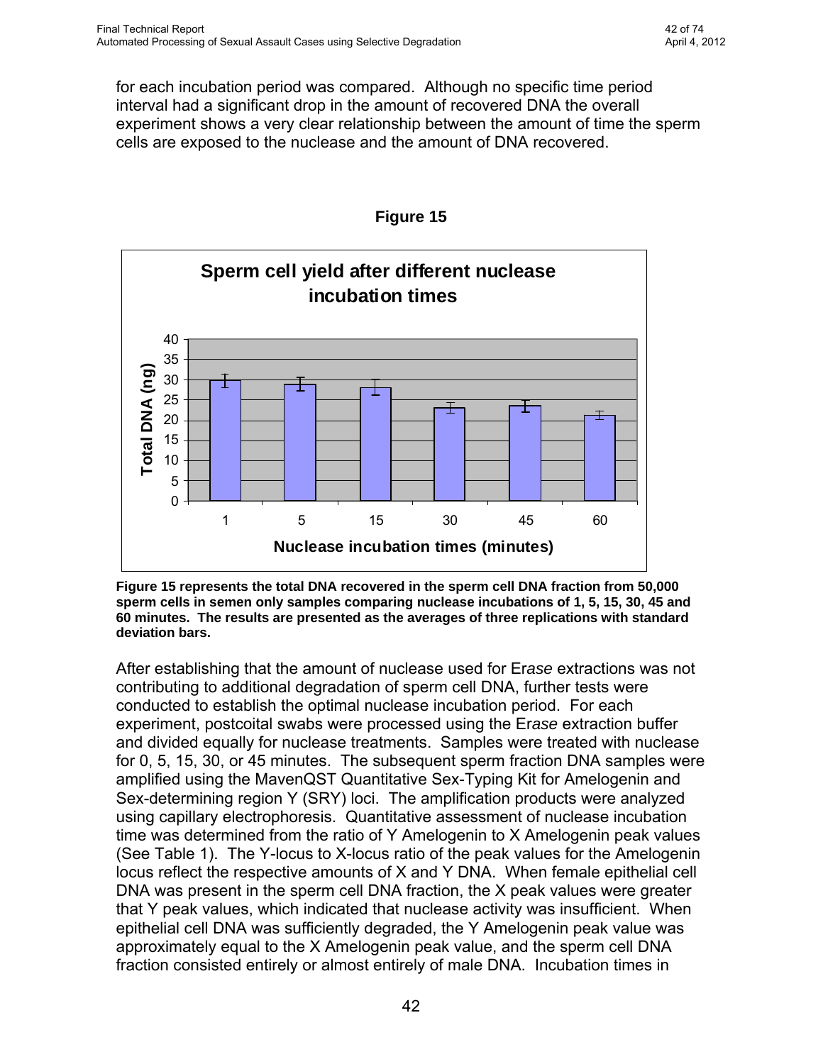for each incubation period was compared. Although no specific time period interval had a significant drop in the amount of recovered DNA the overall experiment shows a very clear relationship between the amount of time the sperm cells are exposed to the nuclease and the amount of DNA recovered.

**Figure 15**

Sperm cell yield after different nuclease incubation times

Total DNA (ng)

40
35
30
25
20
15
10
5
0

1 5 15 30 45 60

Nuclease incubation times (minutes)

**Figure 15 represents the total DNA recovered in the sperm cell DNA fraction from 50,000 sperm cells in semen only samples comparing nuclease incubations of 1, 5, 15, 30, 45 and 60 minutes. The results are presented as the averages of three replications with standard deviation bars.**

After establishing that the amount of nuclease used for Er*ase* extractions was not contributing to additional degradation of sperm cell DNA, further tests were conducted to establish the optimal nuclease incubation period. For each experiment, postcoital swabs were processed using the Er*ase* extraction buffer and divided equally for nuclease treatments. Samples were treated with nuclease for 0, 5, 15, 30, or 45 minutes. The subsequent sperm fraction DNA samples were amplified using the MavenQST Quantitative Sex-Typing Kit for Amelogenin and Sex-determining region Y (SRY) loci. The amplification products were analyzed using capillary electrophoresis. Quantitative assessment of nuclease incubation time was determined from the ratio of Y Amelogenin to X Amelogenin peak values (See Table 1). The Y-locus to X-locus ratio of the peak values for the Amelogenin locus reflect the respective amounts of X and Y DNA. When female epithelial cell DNA was present in the sperm cell DNA fraction, the X peak values were greater that Y peak values, which indicated that nuclease activity was insufficient. When epithelial cell DNA was sufficiently degraded, the Y Amelogenin peak value was approximately equal to the X Amelogenin peak value, and the sperm cell DNA fraction consisted entirely or almost entirely of male DNA. Incubation times in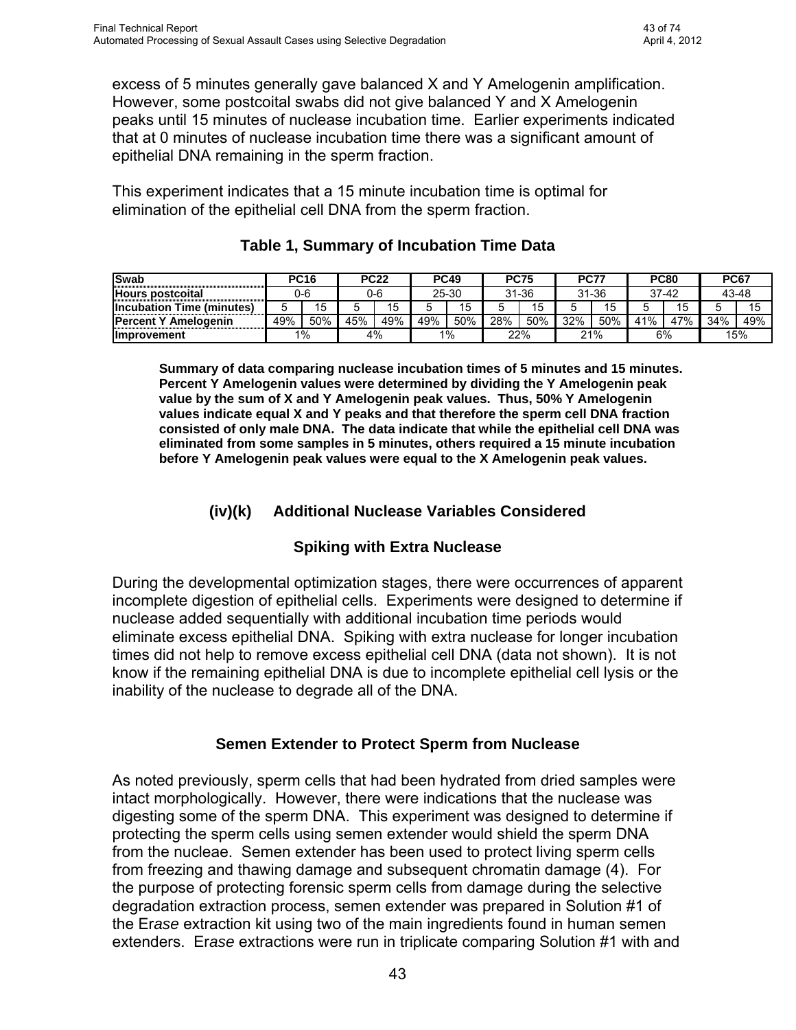excess of 5 minutes generally gave balanced X and Y Amelogenin amplification. However, some postcoital swabs did not give balanced Y and X Amelogenin peaks until 15 minutes of nuclease incubation time. Earlier experiments indicated that at 0 minutes of nuclease incubation time there was a significant amount of epithelial DNA remaining in the sperm fraction.

This experiment indicates that a 15 minute incubation time is optimal for elimination of the epithelial cell DNA from the sperm fraction.

### Table 1, Summary of Incubation Time Data

| Swab | PC16 | | PC22 | | PC49 | | PC75 | | PC77 | | PC80 | | PC67 | |
|---|---|---|---|---|---|---|---|---|---|---|---|---|---|---|
| Hours postcoital | 0-6 | | 0-6 | | 25-30 | | 31-36 | | 31-36 | | 37-42 | | 43-48 | |
| Incubation Time (minutes) | 5 | 15 | 5 | 15 | 5 | 15 | 5 | 15 | 5 | 15 | 5 | 15 | 5 | 15 |
| Percent Y Amelogenin | 49% | 50% | 45% | 49% | 49% | 50% | 28% | 50% | 32% | 50% | 41% | 47% | 34% | 49% |
| Improvement | 1% | | 4% | | 1% | | 22% | | 21% | | 6% | | 15% | |

**Summary of data comparing nuclease incubation times of 5 minutes and 15 minutes. Percent Y Amelogenin values were determined by dividing the Y Amelogenin peak value by the sum of X and Y Amelogenin peak values. Thus, 50% Y Amelogenin values indicate equal X and Y peaks and that therefore the sperm cell DNA fraction consisted of only male DNA. The data indicate that while the epithelial cell DNA was eliminated from some samples in 5 minutes, others required a 15 minute incubation before Y Amelogenin peak values were equal to the X Amelogenin peak values.**

## (iv)(k) Additional Nuclease Variables Considered

### Spiking with Extra Nuclease

During the developmental optimization stages, there were occurrences of apparent incomplete digestion of epithelial cells. Experiments were designed to determine if nuclease added sequentially with additional incubation time periods would eliminate excess epithelial DNA. Spiking with extra nuclease for longer incubation times did not help to remove excess epithelial cell DNA (data not shown). It is not know if the remaining epithelial DNA is due to incomplete epithelial cell lysis or the inability of the nuclease to degrade all of the DNA.

### Semen Extender to Protect Sperm from Nuclease

As noted previously, sperm cells that had been hydrated from dried samples were intact morphologically. However, there were indications that the nuclease was digesting some of the sperm DNA. This experiment was designed to determine if protecting the sperm cells using semen extender would shield the sperm DNA from the nucleae. Semen extender has been used to protect living sperm cells from freezing and thawing damage and subsequent chromatin damage (4). For the purpose of protecting forensic sperm cells from damage during the selective degradation extraction process, semen extender was prepared in Solution #1 of the Er*ase* extraction kit using two of the main ingredients found in human semen extenders. Er*ase* extractions were run in triplicate comparing Solution #1 with and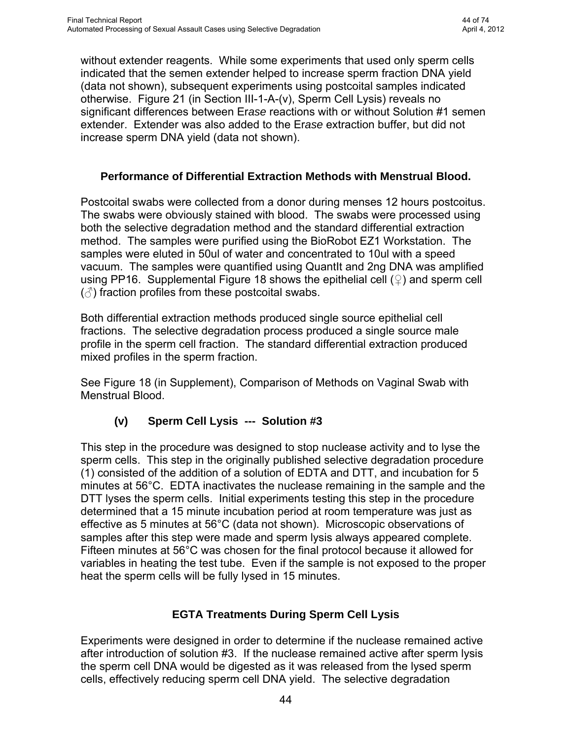without extender reagents. While some experiments that used only sperm cells indicated that the semen extender helped to increase sperm fraction DNA yield (data not shown), subsequent experiments using postcoital samples indicated otherwise. Figure 21 (in Section III-1-A-(v), Sperm Cell Lysis) reveals no significant differences between Er*ase* reactions with or without Solution #1 semen extender. Extender was also added to the Er*ase* extraction buffer, but did not increase sperm DNA yield (data not shown).

### Performance of Differential Extraction Methods with Menstrual Blood.

Postcoital swabs were collected from a donor during menses 12 hours postcoitus. The swabs were obviously stained with blood. The swabs were processed using both the selective degradation method and the standard differential extraction method. The samples were purified using the BioRobot EZ1 Workstation. The samples were eluted in 50ul of water and concentrated to 10ul with a speed vacuum. The samples were quantified using QuantIt and 2ng DNA was amplified using PP16. Supplemental Figure 18 shows the epithelial cell (♀) and sperm cell (♂) fraction profiles from these postcoital swabs.

Both differential extraction methods produced single source epithelial cell fractions. The selective degradation process produced a single source male profile in the sperm cell fraction. The standard differential extraction produced mixed profiles in the sperm fraction.

See Figure 18 (in Supplement), Comparison of Methods on Vaginal Swab with Menstrual Blood.

### (v) Sperm Cell Lysis --- Solution #3

This step in the procedure was designed to stop nuclease activity and to lyse the sperm cells. This step in the originally published selective degradation procedure (1) consisted of the addition of a solution of EDTA and DTT, and incubation for 5 minutes at 56°C. EDTA inactivates the nuclease remaining in the sample and the DTT lyses the sperm cells. Initial experiments testing this step in the procedure determined that a 15 minute incubation period at room temperature was just as effective as 5 minutes at 56°C (data not shown). Microscopic observations of samples after this step were made and sperm lysis always appeared complete. Fifteen minutes at 56°C was chosen for the final protocol because it allowed for variables in heating the test tube. Even if the sample is not exposed to the proper heat the sperm cells will be fully lysed in 15 minutes.

### EGTA Treatments During Sperm Cell Lysis

Experiments were designed in order to determine if the nuclease remained active after introduction of solution #3. If the nuclease remained active after sperm lysis the sperm cell DNA would be digested as it was released from the lysed sperm cells, effectively reducing sperm cell DNA yield. The selective degradation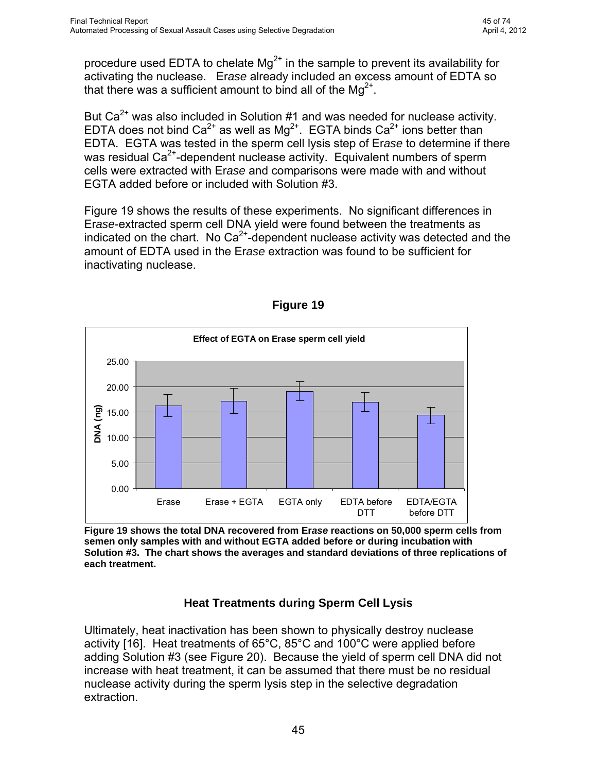procedure used EDTA to chelate $Mg^{2+}$ in the sample to prevent its availability for activating the nuclease. E*rase* already included an excess amount of EDTA so that there was a sufficient amount to bind all of the $Mg^{2+}$.

But $Ca^{2+}$ was also included in Solution #1 and was needed for nuclease activity. EDTA does not bind $Ca^{2+}$ as well as $Mg^{2+}$. EGTA binds $Ca^{2+}$ ions better than EDTA. EGTA was tested in the sperm cell lysis step of E*rase* to determine if there was residual $Ca^{2+}$-dependent nuclease activity. Equivalent numbers of sperm cells were extracted with E*rase* and comparisons were made with and without EGTA added before or included with Solution #3.

Figure 19 shows the results of these experiments. No significant differences in E*rase*-extracted sperm cell DNA yield were found between the treatments as indicated on the chart. No $Ca^{2+}$-dependent nuclease activity was detected and the amount of EDTA used in the E*rase* extraction was found to be sufficient for inactivating nuclease.

**Figure 19**

**Figure 19 shows the total DNA recovered from E*rase* reactions on 50,000 sperm cells from semen only samples with and without EGTA added before or during incubation with Solution #3. The chart shows the averages and standard deviations of three replications of each treatment.**

## Heat Treatments during Sperm Cell Lysis

Ultimately, heat inactivation has been shown to physically destroy nuclease activity [16]. Heat treatments of 65°C, 85°C and 100°C were applied before adding Solution #3 (see Figure 20). Because the yield of sperm cell DNA did not increase with heat treatment, it can be assumed that there must be no residual nuclease activity during the sperm lysis step in the selective degradation extraction.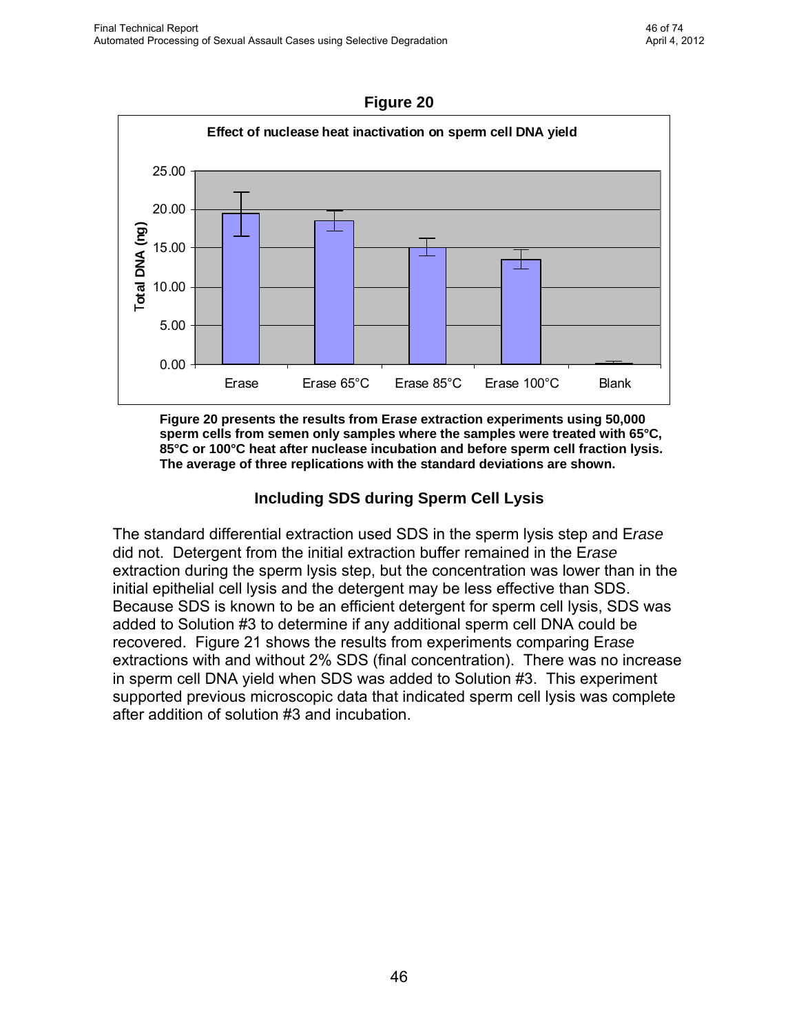**Figure 20**

**Effect of nuclease heat inactivation on sperm cell DNA yield**

**Figure 20 presents the results from Er*ase* extraction experiments using 50,000 sperm cells from semen only samples where the samples were treated with 65°C, 85°C or 100°C heat after nuclease incubation and before sperm cell fraction lysis. The average of three replications with the standard deviations are shown.**

### Including SDS during Sperm Cell Lysis

The standard differential extraction used SDS in the sperm lysis step and E*rase* did not. Detergent from the initial extraction buffer remained in the E*rase* extraction during the sperm lysis step, but the concentration was lower than in the initial epithelial cell lysis and the detergent may be less effective than SDS. Because SDS is known to be an efficient detergent for sperm cell lysis, SDS was added to Solution #3 to determine if any additional sperm cell DNA could be recovered. Figure 21 shows the results from experiments comparing Er*ase* extractions with and without 2% SDS (final concentration). There was no increase in sperm cell DNA yield when SDS was added to Solution #3. This experiment supported previous microscopic data that indicated sperm cell lysis was complete after addition of solution #3 and incubation.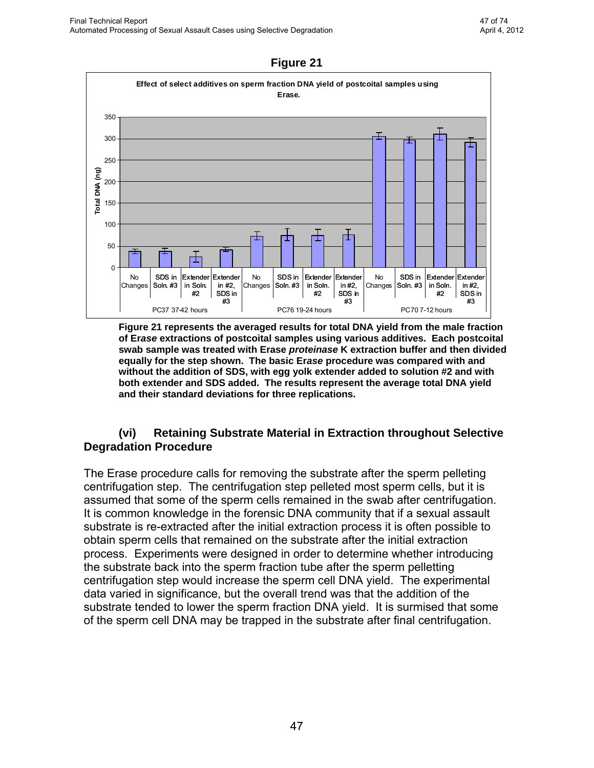**Figure 21**

Effect of select additives on sperm fraction DNA yield of postcoital samples using Erase.

**Figure 21 represents the averaged results for total DNA yield from the male fraction of E*rase* extractions of postcoital samples using various additives. Each postcoital swab sample was treated with Erase *proteinase* K extraction buffer and then divided equally for the step shown. The basic Er*ase* procedure was compared with and without the addition of SDS, with egg yolk extender added to solution #2 and with both extender and SDS added. The results represent the average total DNA yield and their standard deviations for three replications.**

### (vi) Retaining Substrate Material in Extraction throughout Selective Degradation Procedure

The Erase procedure calls for removing the substrate after the sperm pelleting centrifugation step. The centrifugation step pelleted most sperm cells, but it is assumed that some of the sperm cells remained in the swab after centrifugation. It is common knowledge in the forensic DNA community that if a sexual assault substrate is re-extracted after the initial extraction process it is often possible to obtain sperm cells that remained on the substrate after the initial extraction process. Experiments were designed in order to determine whether introducing the substrate back into the sperm fraction tube after the sperm pelletting centrifugation step would increase the sperm cell DNA yield. The experimental data varied in significance, but the overall trend was that the addition of the substrate tended to lower the sperm fraction DNA yield. It is surmised that some of the sperm cell DNA may be trapped in the substrate after final centrifugation.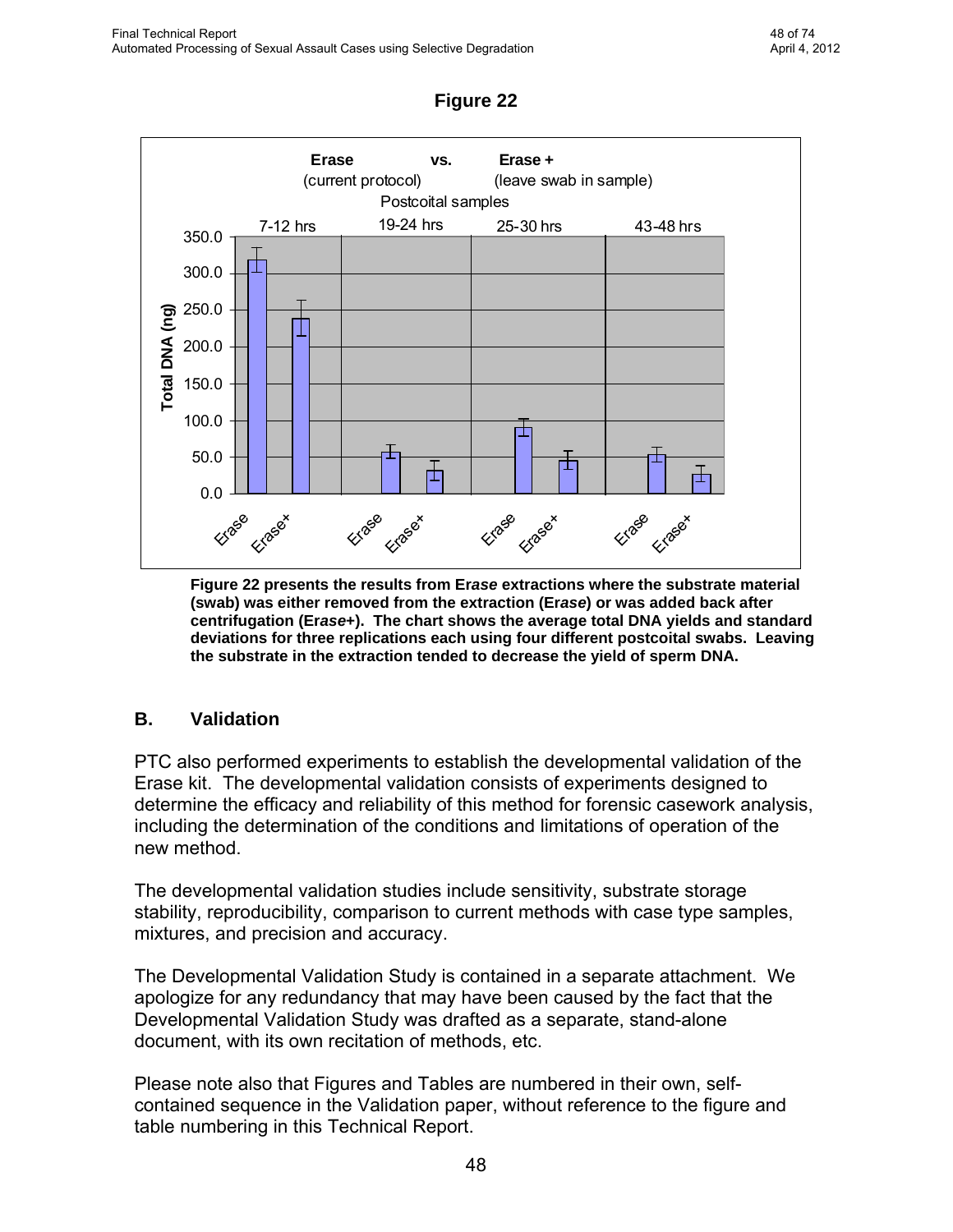## Figure 22

**Figure 22 presents the results from E*rase* extractions where the substrate material (swab) was either removed from the extraction (E*rase*) or was added back after centrifugation (E*rase*+). The chart shows the average total DNA yields and standard deviations for three replications each using four different postcoital swabs. Leaving the substrate in the extraction tended to decrease the yield of sperm DNA.**

## B. Validation

PTC also performed experiments to establish the developmental validation of the Erase kit. The developmental validation consists of experiments designed to determine the efficacy and reliability of this method for forensic casework analysis, including the determination of the conditions and limitations of operation of the new method.

The developmental validation studies include sensitivity, substrate storage stability, reproducibility, comparison to current methods with case type samples, mixtures, and precision and accuracy.

The Developmental Validation Study is contained in a separate attachment. We apologize for any redundancy that may have been caused by the fact that the Developmental Validation Study was drafted as a separate, stand-alone document, with its own recitation of methods, etc.

Please note also that Figures and Tables are numbered in their own, self-contained sequence in the Validation paper, without reference to the figure and table numbering in this Technical Report.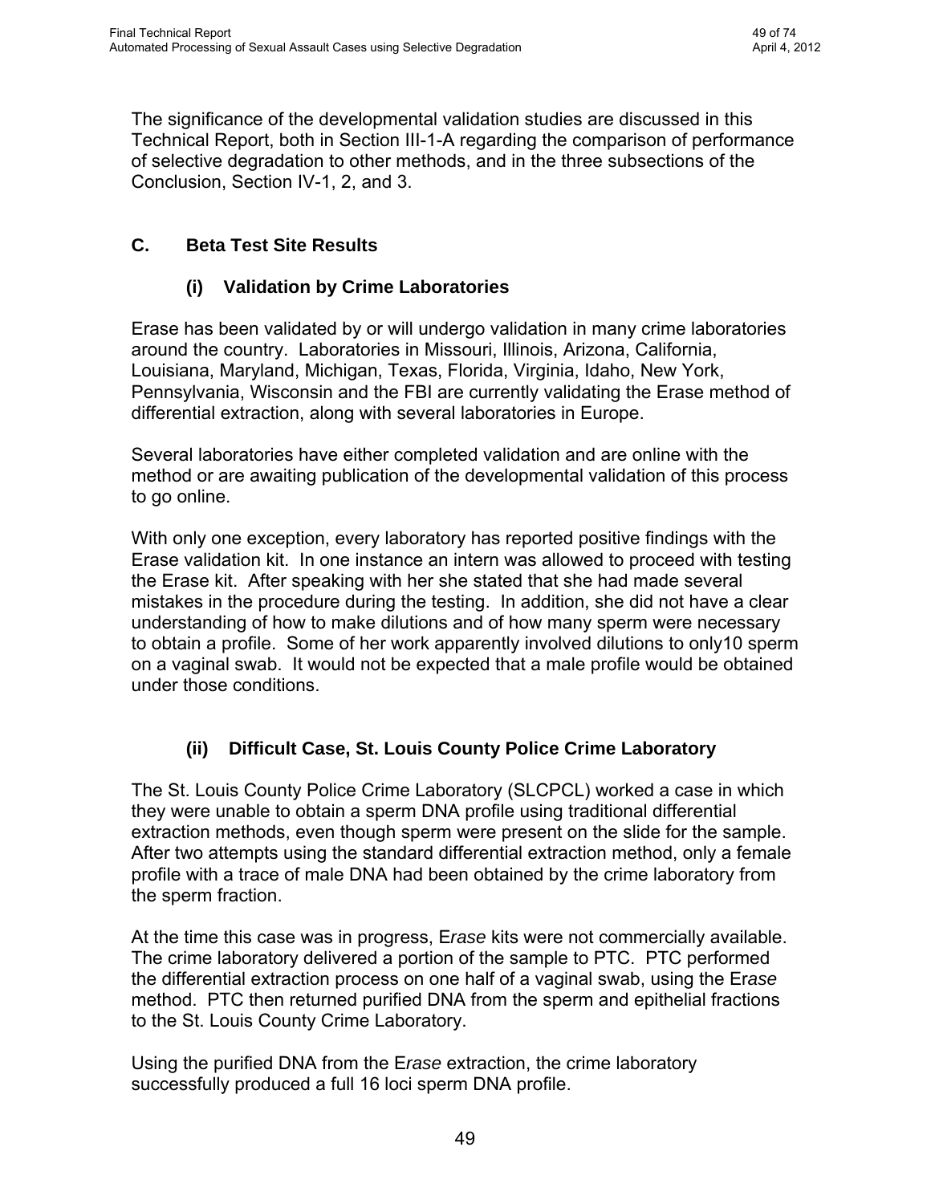The significance of the developmental validation studies are discussed in this Technical Report, both in Section III-1-A regarding the comparison of performance of selective degradation to other methods, and in the three subsections of the Conclusion, Section IV-1, 2, and 3.

## C. Beta Test Site Results

### (i) Validation by Crime Laboratories

Erase has been validated by or will undergo validation in many crime laboratories around the country. Laboratories in Missouri, Illinois, Arizona, California, Louisiana, Maryland, Michigan, Texas, Florida, Virginia, Idaho, New York, Pennsylvania, Wisconsin and the FBI are currently validating the Erase method of differential extraction, along with several laboratories in Europe.

Several laboratories have either completed validation and are online with the method or are awaiting publication of the developmental validation of this process to go online.

With only one exception, every laboratory has reported positive findings with the Erase validation kit. In one instance an intern was allowed to proceed with testing the Erase kit. After speaking with her she stated that she had made several mistakes in the procedure during the testing. In addition, she did not have a clear understanding of how to make dilutions and of how many sperm were necessary to obtain a profile. Some of her work apparently involved dilutions to only10 sperm on a vaginal swab. It would not be expected that a male profile would be obtained under those conditions.

### (ii) Difficult Case, St. Louis County Police Crime Laboratory

The St. Louis County Police Crime Laboratory (SLCPCL) worked a case in which they were unable to obtain a sperm DNA profile using traditional differential extraction methods, even though sperm were present on the slide for the sample. After two attempts using the standard differential extraction method, only a female profile with a trace of male DNA had been obtained by the crime laboratory from the sperm fraction.

At the time this case was in progress, E*rase* kits were not commercially available. The crime laboratory delivered a portion of the sample to PTC. PTC performed the differential extraction process on one half of a vaginal swab, using the E*rase* method. PTC then returned purified DNA from the sperm and epithelial fractions to the St. Louis County Crime Laboratory.

Using the purified DNA from the E*rase* extraction, the crime laboratory successfully produced a full 16 loci sperm DNA profile.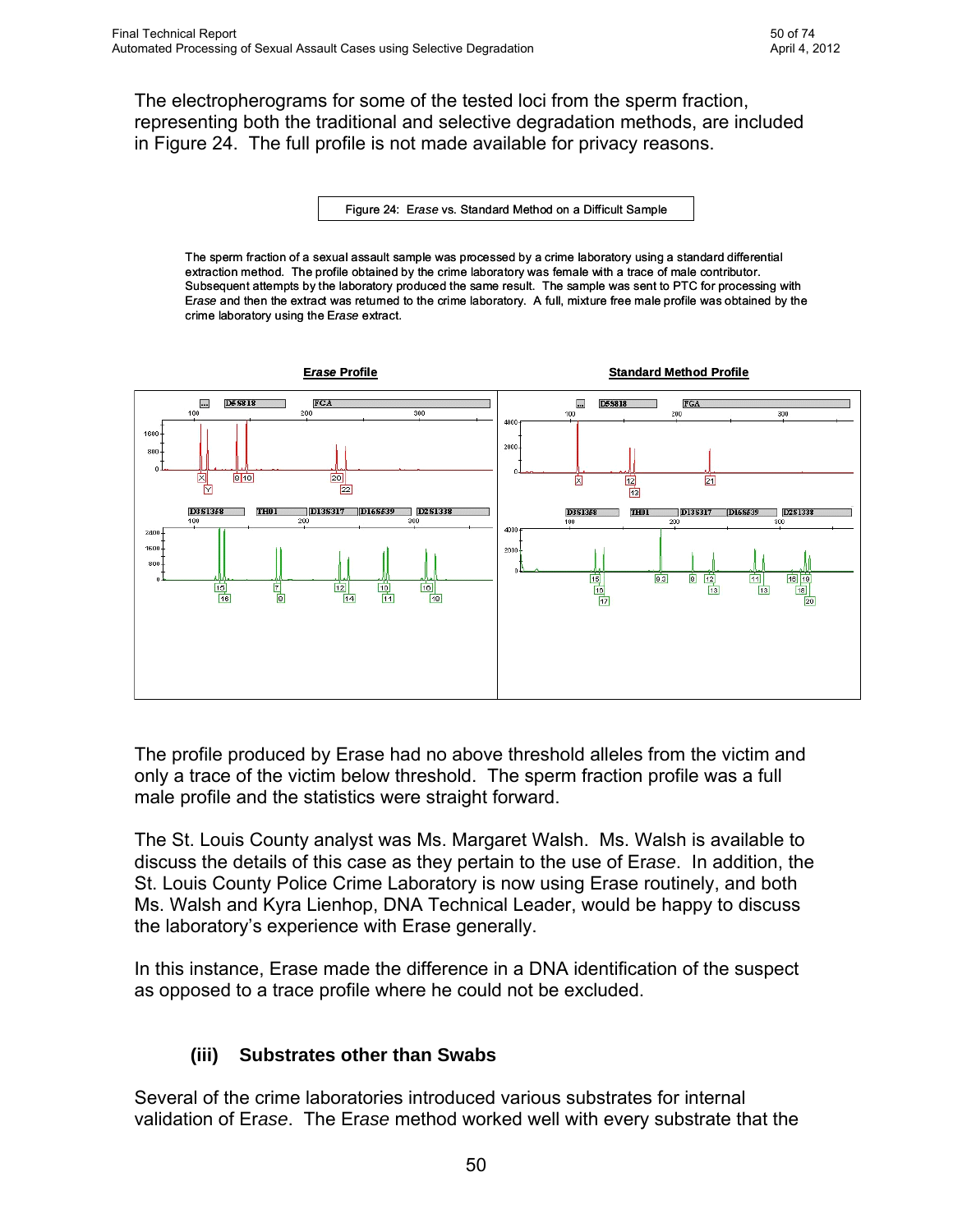The electropherograms for some of the tested loci from the sperm fraction, representing both the traditional and selective degradation methods, are included in Figure 24. The full profile is not made available for privacy reasons.

Figure 24: *Erase* vs. Standard Method on a Difficult Sample

The sperm fraction of a sexual assault sample was processed by a crime laboratory using a standard differential extraction method. The profile obtained by the crime laboratory was female with a trace of male contributor. Subsequent attempts by the laboratory produced the same result. The sample was sent to PTC for processing with *Erase* and then the extract was returned to the crime laboratory. A full, mixture free male profile was obtained by the crime laboratory using the *Erase* extract.

***Erase* Profile** | **Standard Method Profile**

The profile produced by Erase had no above threshold alleles from the victim and only a trace of the victim below threshold. The sperm fraction profile was a full male profile and the statistics were straight forward.

The St. Louis County analyst was Ms. Margaret Walsh. Ms. Walsh is available to discuss the details of this case as they pertain to the use of *Erase*. In addition, the St. Louis County Police Crime Laboratory is now using Erase routinely, and both Ms. Walsh and Kyra Lienhop, DNA Technical Leader, would be happy to discuss the laboratory's experience with Erase generally.

In this instance, Erase made the difference in a DNA identification of the suspect as opposed to a trace profile where he could not be excluded.

### (iii) Substrates other than Swabs

Several of the crime laboratories introduced various substrates for internal validation of *Erase*. The *Erase* method worked well with every substrate that the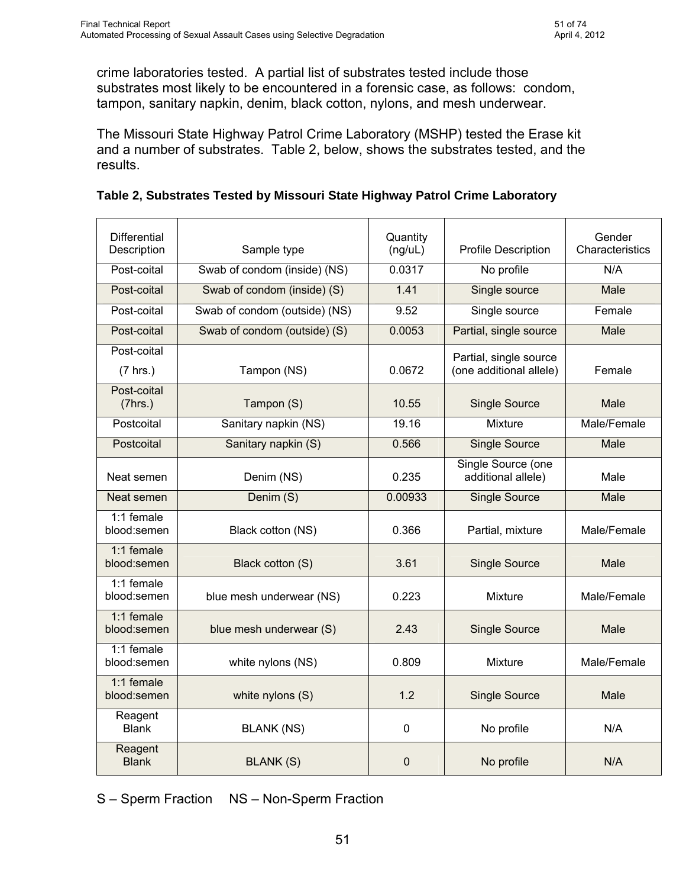crime laboratories tested. A partial list of substrates tested include those substrates most likely to be encountered in a forensic case, as follows: condom, tampon, sanitary napkin, denim, black cotton, nylons, and mesh underwear.

The Missouri State Highway Patrol Crime Laboratory (MSHP) tested the Erase kit and a number of substrates. Table 2, below, shows the substrates tested, and the results.

**Table 2, Substrates Tested by Missouri State Highway Patrol Crime Laboratory**

| Differential Description | Sample type | Quantity (ng/uL) | Profile Description | Gender Characteristics |
|---|---|---|---|---|
| Post-coital | Swab of condom (inside) (NS) | 0.0317 | No profile | N/A |
| Post-coital | Swab of condom (inside) (S) | 1.41 | Single source | Male |
| Post-coital | Swab of condom (outside) (NS) | 9.52 | Single source | Female |
| Post-coital | Swab of condom (outside) (S) | 0.0053 | Partial, single source | Male |
| Post-coital (7 hrs.) | Tampon (NS) | 0.0672 | Partial, single source (one additional allele) | Female |
| Post-coital (7hrs.) | Tampon (S) | 10.55 | Single Source | Male |
| Postcoital | Sanitary napkin (NS) | 19.16 | Mixture | Male/Female |
| Postcoital | Sanitary napkin (S) | 0.566 | Single Source | Male |
| Neat semen | Denim (NS) | 0.235 | Single Source (one additional allele) | Male |
| Neat semen | Denim (S) | 0.00933 | Single Source | Male |
| 1:1 female blood:semen | Black cotton (NS) | 0.366 | Partial, mixture | Male/Female |
| 1:1 female blood:semen | Black cotton (S) | 3.61 | Single Source | Male |
| 1:1 female blood:semen | blue mesh underwear (NS) | 0.223 | Mixture | Male/Female |
| 1:1 female blood:semen | blue mesh underwear (S) | 2.43 | Single Source | Male |
| 1:1 female blood:semen | white nylons (NS) | 0.809 | Mixture | Male/Female |
| 1:1 female blood:semen | white nylons (S) | 1.2 | Single Source | Male |
| Reagent Blank | BLANK (NS) | 0 | No profile | N/A |
| Reagent Blank | BLANK (S) | 0 | No profile | N/A |

S – Sperm Fraction NS – Non-Sperm Fraction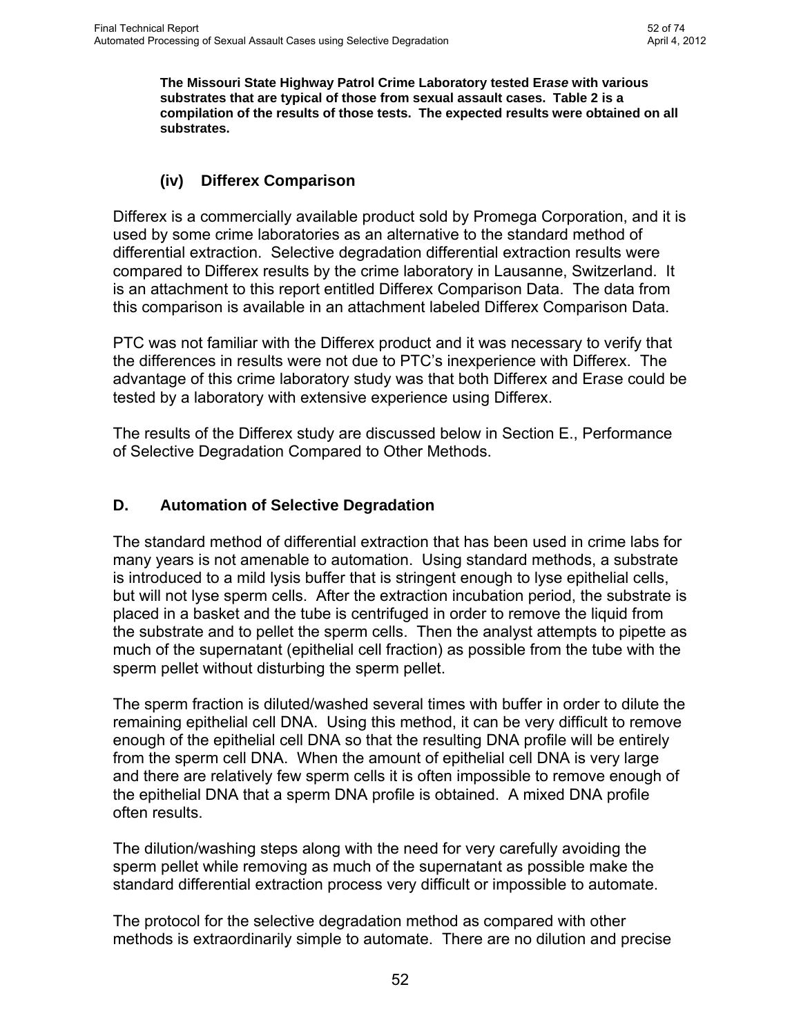**The Missouri State Highway Patrol Crime Laboratory tested Er*ase* with various substrates that are typical of those from sexual assault cases. Table 2 is a compilation of the results of those tests. The expected results were obtained on all substrates.**

### (iv) Differex Comparison

Differex is a commercially available product sold by Promega Corporation, and it is used by some crime laboratories as an alternative to the standard method of differential extraction. Selective degradation differential extraction results were compared to Differex results by the crime laboratory in Lausanne, Switzerland. It is an attachment to this report entitled Differex Comparison Data. The data from this comparison is available in an attachment labeled Differex Comparison Data.

PTC was not familiar with the Differex product and it was necessary to verify that the differences in results were not due to PTC's inexperience with Differex. The advantage of this crime laboratory study was that both Differex and Er*ase* could be tested by a laboratory with extensive experience using Differex.

The results of the Differex study are discussed below in Section E., Performance of Selective Degradation Compared to Other Methods.

## D. Automation of Selective Degradation

The standard method of differential extraction that has been used in crime labs for many years is not amenable to automation. Using standard methods, a substrate is introduced to a mild lysis buffer that is stringent enough to lyse epithelial cells, but will not lyse sperm cells. After the extraction incubation period, the substrate is placed in a basket and the tube is centrifuged in order to remove the liquid from the substrate and to pellet the sperm cells. Then the analyst attempts to pipette as much of the supernatant (epithelial cell fraction) as possible from the tube with the sperm pellet without disturbing the sperm pellet.

The sperm fraction is diluted/washed several times with buffer in order to dilute the remaining epithelial cell DNA. Using this method, it can be very difficult to remove enough of the epithelial cell DNA so that the resulting DNA profile will be entirely from the sperm cell DNA. When the amount of epithelial cell DNA is very large and there are relatively few sperm cells it is often impossible to remove enough of the epithelial DNA that a sperm DNA profile is obtained. A mixed DNA profile often results.

The dilution/washing steps along with the need for very carefully avoiding the sperm pellet while removing as much of the supernatant as possible make the standard differential extraction process very difficult or impossible to automate.

The protocol for the selective degradation method as compared with other methods is extraordinarily simple to automate. There are no dilution and precise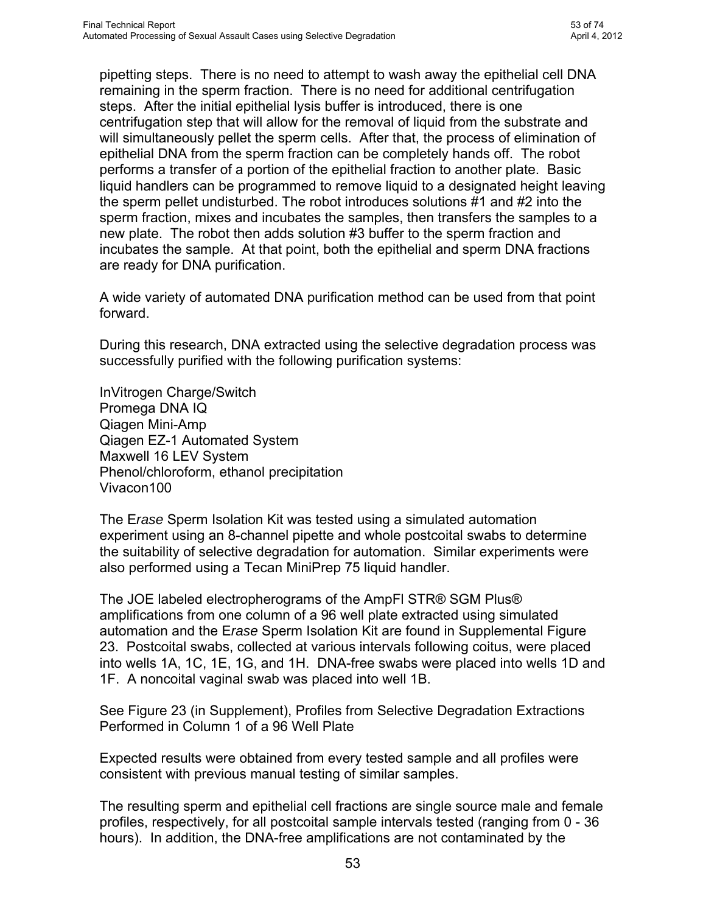pipetting steps. There is no need to attempt to wash away the epithelial cell DNA remaining in the sperm fraction. There is no need for additional centrifugation steps. After the initial epithelial lysis buffer is introduced, there is one centrifugation step that will allow for the removal of liquid from the substrate and will simultaneously pellet the sperm cells. After that, the process of elimination of epithelial DNA from the sperm fraction can be completely hands off. The robot performs a transfer of a portion of the epithelial fraction to another plate. Basic liquid handlers can be programmed to remove liquid to a designated height leaving the sperm pellet undisturbed. The robot introduces solutions #1 and #2 into the sperm fraction, mixes and incubates the samples, then transfers the samples to a new plate. The robot then adds solution #3 buffer to the sperm fraction and incubates the sample. At that point, both the epithelial and sperm DNA fractions are ready for DNA purification.

A wide variety of automated DNA purification method can be used from that point forward.

During this research, DNA extracted using the selective degradation process was successfully purified with the following purification systems:

InVitrogen Charge/Switch
Promega DNA IQ
Qiagen Mini-Amp
Qiagen EZ-1 Automated System
Maxwell 16 LEV System
Phenol/chloroform, ethanol precipitation
Vivacon100

The E*rase* Sperm Isolation Kit was tested using a simulated automation experiment using an 8-channel pipette and whole postcoital swabs to determine the suitability of selective degradation for automation. Similar experiments were also performed using a Tecan MiniPrep 75 liquid handler.

The JOE labeled electropherograms of the AmpFl STR® SGM Plus® amplifications from one column of a 96 well plate extracted using simulated automation and the E*rase* Sperm Isolation Kit are found in Supplemental Figure 23. Postcoital swabs, collected at various intervals following coitus, were placed into wells 1A, 1C, 1E, 1G, and 1H. DNA-free swabs were placed into wells 1D and 1F. A noncoital vaginal swab was placed into well 1B.

See Figure 23 (in Supplement), Profiles from Selective Degradation Extractions Performed in Column 1 of a 96 Well Plate

Expected results were obtained from every tested sample and all profiles were consistent with previous manual testing of similar samples.

The resulting sperm and epithelial cell fractions are single source male and female profiles, respectively, for all postcoital sample intervals tested (ranging from 0 - 36 hours). In addition, the DNA-free amplifications are not contaminated by the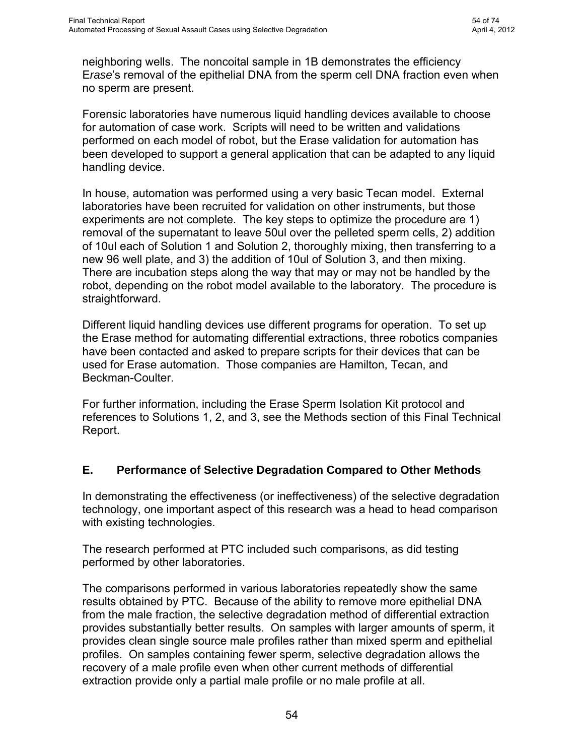neighboring wells. The noncoital sample in 1B demonstrates the efficiency E*rase*'s removal of the epithelial DNA from the sperm cell DNA fraction even when no sperm are present.

Forensic laboratories have numerous liquid handling devices available to choose for automation of case work. Scripts will need to be written and validations performed on each model of robot, but the Erase validation for automation has been developed to support a general application that can be adapted to any liquid handling device.

In house, automation was performed using a very basic Tecan model. External laboratories have been recruited for validation on other instruments, but those experiments are not complete. The key steps to optimize the procedure are 1) removal of the supernatant to leave 50ul over the pelleted sperm cells, 2) addition of 10ul each of Solution 1 and Solution 2, thoroughly mixing, then transferring to a new 96 well plate, and 3) the addition of 10ul of Solution 3, and then mixing. There are incubation steps along the way that may or may not be handled by the robot, depending on the robot model available to the laboratory. The procedure is straightforward.

Different liquid handling devices use different programs for operation. To set up the Erase method for automating differential extractions, three robotics companies have been contacted and asked to prepare scripts for their devices that can be used for Erase automation. Those companies are Hamilton, Tecan, and Beckman-Coulter.

For further information, including the Erase Sperm Isolation Kit protocol and references to Solutions 1, 2, and 3, see the Methods section of this Final Technical Report.

## E. Performance of Selective Degradation Compared to Other Methods

In demonstrating the effectiveness (or ineffectiveness) of the selective degradation technology, one important aspect of this research was a head to head comparison with existing technologies.

The research performed at PTC included such comparisons, as did testing performed by other laboratories.

The comparisons performed in various laboratories repeatedly show the same results obtained by PTC. Because of the ability to remove more epithelial DNA from the male fraction, the selective degradation method of differential extraction provides substantially better results. On samples with larger amounts of sperm, it provides clean single source male profiles rather than mixed sperm and epithelial profiles. On samples containing fewer sperm, selective degradation allows the recovery of a male profile even when other current methods of differential extraction provide only a partial male profile or no male profile at all.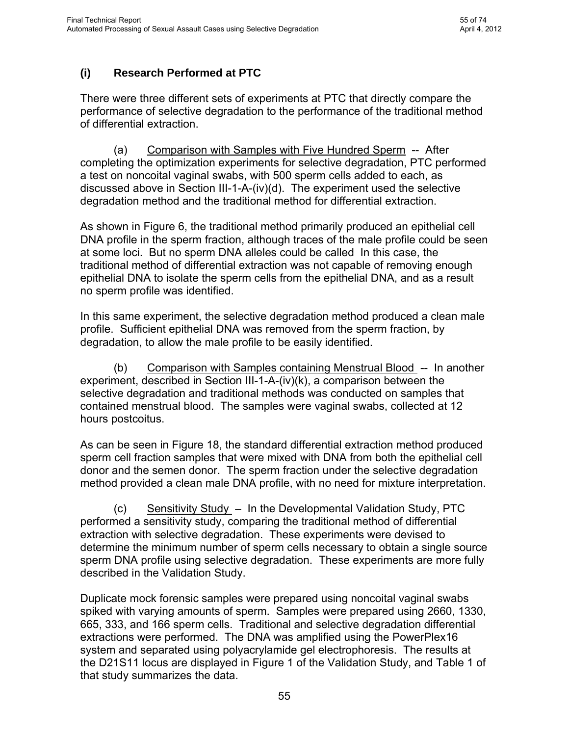### (i) Research Performed at PTC

There were three different sets of experiments at PTC that directly compare the performance of selective degradation to the performance of the traditional method of differential extraction.

(a) Comparison with Samples with Five Hundred Sperm -- After completing the optimization experiments for selective degradation, PTC performed a test on noncoital vaginal swabs, with 500 sperm cells added to each, as discussed above in Section III-1-A-(iv)(d). The experiment used the selective degradation method and the traditional method for differential extraction.

As shown in Figure 6, the traditional method primarily produced an epithelial cell DNA profile in the sperm fraction, although traces of the male profile could be seen at some loci. But no sperm DNA alleles could be called In this case, the traditional method of differential extraction was not capable of removing enough epithelial DNA to isolate the sperm cells from the epithelial DNA, and as a result no sperm profile was identified.

In this same experiment, the selective degradation method produced a clean male profile. Sufficient epithelial DNA was removed from the sperm fraction, by degradation, to allow the male profile to be easily identified.

(b) Comparison with Samples containing Menstrual Blood -- In another experiment, described in Section III-1-A-(iv)(k), a comparison between the selective degradation and traditional methods was conducted on samples that contained menstrual blood. The samples were vaginal swabs, collected at 12 hours postcoitus.

As can be seen in Figure 18, the standard differential extraction method produced sperm cell fraction samples that were mixed with DNA from both the epithelial cell donor and the semen donor. The sperm fraction under the selective degradation method provided a clean male DNA profile, with no need for mixture interpretation.

(c) Sensitivity Study – In the Developmental Validation Study, PTC performed a sensitivity study, comparing the traditional method of differential extraction with selective degradation. These experiments were devised to determine the minimum number of sperm cells necessary to obtain a single source sperm DNA profile using selective degradation. These experiments are more fully described in the Validation Study.

Duplicate mock forensic samples were prepared using noncoital vaginal swabs spiked with varying amounts of sperm. Samples were prepared using 2660, 1330, 665, 333, and 166 sperm cells. Traditional and selective degradation differential extractions were performed. The DNA was amplified using the PowerPlex16 system and separated using polyacrylamide gel electrophoresis. The results at the D21S11 locus are displayed in Figure 1 of the Validation Study, and Table 1 of that study summarizes the data.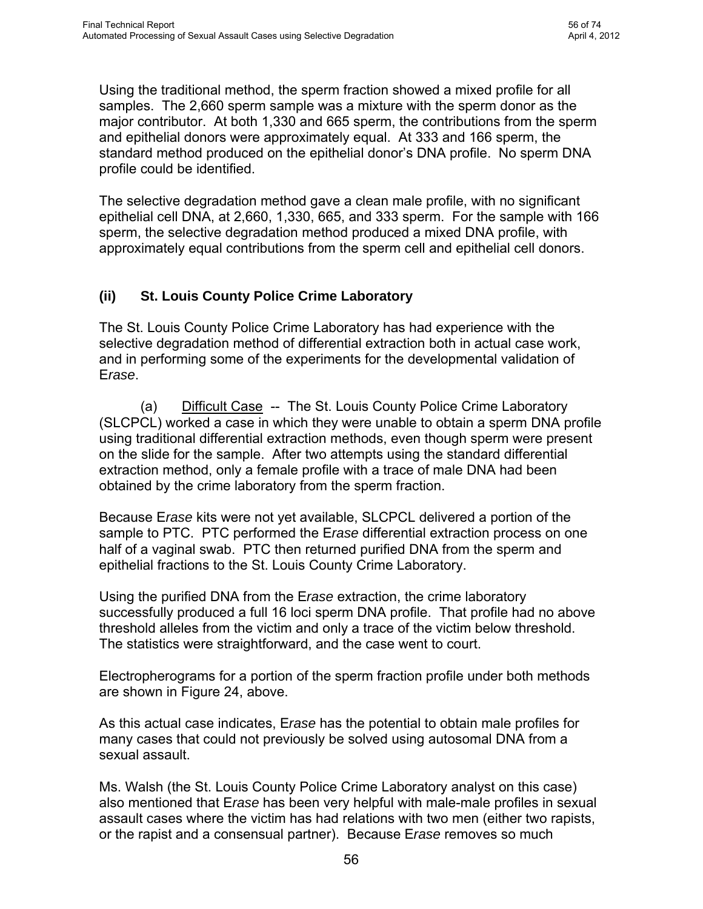Using the traditional method, the sperm fraction showed a mixed profile for all samples. The 2,660 sperm sample was a mixture with the sperm donor as the major contributor. At both 1,330 and 665 sperm, the contributions from the sperm and epithelial donors were approximately equal. At 333 and 166 sperm, the standard method produced on the epithelial donor's DNA profile. No sperm DNA profile could be identified.

The selective degradation method gave a clean male profile, with no significant epithelial cell DNA, at 2,660, 1,330, 665, and 333 sperm. For the sample with 166 sperm, the selective degradation method produced a mixed DNA profile, with approximately equal contributions from the sperm cell and epithelial cell donors.

### (ii) St. Louis County Police Crime Laboratory

The St. Louis County Police Crime Laboratory has had experience with the selective degradation method of differential extraction both in actual case work, and in performing some of the experiments for the developmental validation of E*rase*.

(a) Difficult Case -- The St. Louis County Police Crime Laboratory (SLCPCL) worked a case in which they were unable to obtain a sperm DNA profile using traditional differential extraction methods, even though sperm were present on the slide for the sample. After two attempts using the standard differential extraction method, only a female profile with a trace of male DNA had been obtained by the crime laboratory from the sperm fraction.

Because E*rase* kits were not yet available, SLCPCL delivered a portion of the sample to PTC. PTC performed the E*rase* differential extraction process on one half of a vaginal swab. PTC then returned purified DNA from the sperm and epithelial fractions to the St. Louis County Crime Laboratory.

Using the purified DNA from the E*rase* extraction, the crime laboratory successfully produced a full 16 loci sperm DNA profile. That profile had no above threshold alleles from the victim and only a trace of the victim below threshold. The statistics were straightforward, and the case went to court.

Electropherograms for a portion of the sperm fraction profile under both methods are shown in Figure 24, above.

As this actual case indicates, E*rase* has the potential to obtain male profiles for many cases that could not previously be solved using autosomal DNA from a sexual assault.

Ms. Walsh (the St. Louis County Police Crime Laboratory analyst on this case) also mentioned that E*rase* has been very helpful with male-male profiles in sexual assault cases where the victim has had relations with two men (either two rapists, or the rapist and a consensual partner). Because E*rase* removes so much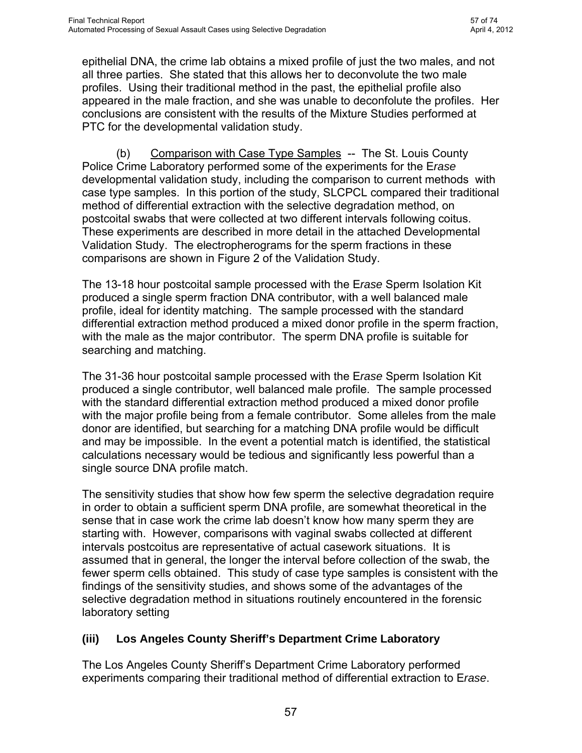epithelial DNA, the crime lab obtains a mixed profile of just the two males, and not all three parties. She stated that this allows her to deconvolute the two male profiles. Using their traditional method in the past, the epithelial profile also appeared in the male fraction, and she was unable to deconfolute the profiles. Her conclusions are consistent with the results of the Mixture Studies performed at PTC for the developmental validation study.

(b) Comparison with Case Type Samples -- The St. Louis County Police Crime Laboratory performed some of the experiments for the E*rase* developmental validation study, including the comparison to current methods with case type samples. In this portion of the study, SLCPCL compared their traditional method of differential extraction with the selective degradation method, on postcoital swabs that were collected at two different intervals following coitus. These experiments are described in more detail in the attached Developmental Validation Study. The electropherograms for the sperm fractions in these comparisons are shown in Figure 2 of the Validation Study.

The 13-18 hour postcoital sample processed with the E*rase* Sperm Isolation Kit produced a single sperm fraction DNA contributor, with a well balanced male profile, ideal for identity matching. The sample processed with the standard differential extraction method produced a mixed donor profile in the sperm fraction, with the male as the major contributor. The sperm DNA profile is suitable for searching and matching.

The 31-36 hour postcoital sample processed with the E*rase* Sperm Isolation Kit produced a single contributor, well balanced male profile. The sample processed with the standard differential extraction method produced a mixed donor profile with the major profile being from a female contributor. Some alleles from the male donor are identified, but searching for a matching DNA profile would be difficult and may be impossible. In the event a potential match is identified, the statistical calculations necessary would be tedious and significantly less powerful than a single source DNA profile match.

The sensitivity studies that show how few sperm the selective degradation require in order to obtain a sufficient sperm DNA profile, are somewhat theoretical in the sense that in case work the crime lab doesn't know how many sperm they are starting with. However, comparisons with vaginal swabs collected at different intervals postcoitus are representative of actual casework situations. It is assumed that in general, the longer the interval before collection of the swab, the fewer sperm cells obtained. This study of case type samples is consistent with the findings of the sensitivity studies, and shows some of the advantages of the selective degradation method in situations routinely encountered in the forensic laboratory setting

### (iii) Los Angeles County Sheriff's Department Crime Laboratory

The Los Angeles County Sheriff's Department Crime Laboratory performed experiments comparing their traditional method of differential extraction to E*rase*.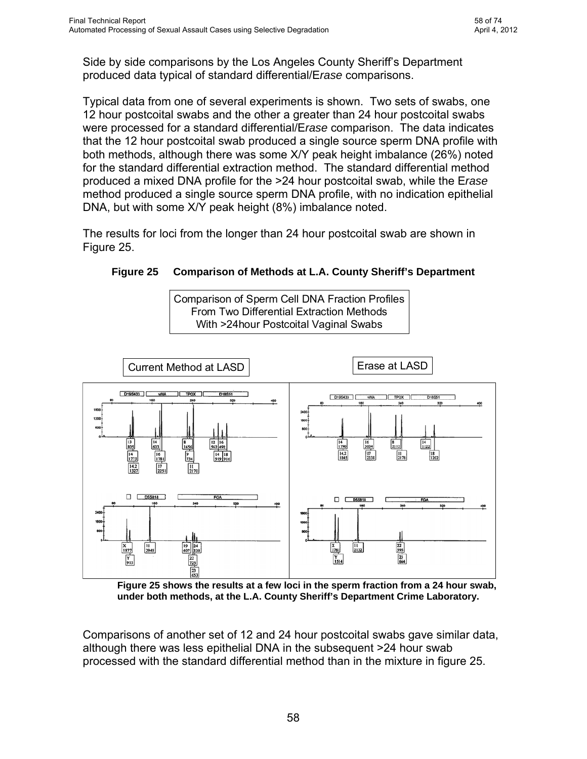Side by side comparisons by the Los Angeles County Sheriff's Department produced data typical of standard differential/E*rase* comparisons.

Typical data from one of several experiments is shown. Two sets of swabs, one 12 hour postcoital swabs and the other a greater than 24 hour postcoital swabs were processed for a standard differential/E*rase* comparison. The data indicates that the 12 hour postcoital swab produced a single source sperm DNA profile with both methods, although there was some X/Y peak height imbalance (26%) noted for the standard differential extraction method. The standard differential method produced a mixed DNA profile for the >24 hour postcoital swab, while the E*rase* method produced a single source sperm DNA profile, with no indication epithelial DNA, but with some X/Y peak height (8%) imbalance noted.

The results for loci from the longer than 24 hour postcoital swab are shown in Figure 25.

**Figure 25 Comparison of Methods at L.A. County Sheriff's Department**

Comparison of Sperm Cell DNA Fraction Profiles From Two Differential Extraction Methods With >24hour Postcoital Vaginal Swabs

Current Method at LASD | Erase at LASD

**Figure 25 shows the results at a few loci in the sperm fraction from a 24 hour swab, under both methods, at the L.A. County Sheriff's Department Crime Laboratory.**

Comparisons of another set of 12 and 24 hour postcoital swabs gave similar data, although there was less epithelial DNA in the subsequent >24 hour swab processed with the standard differential method than in the mixture in figure 25.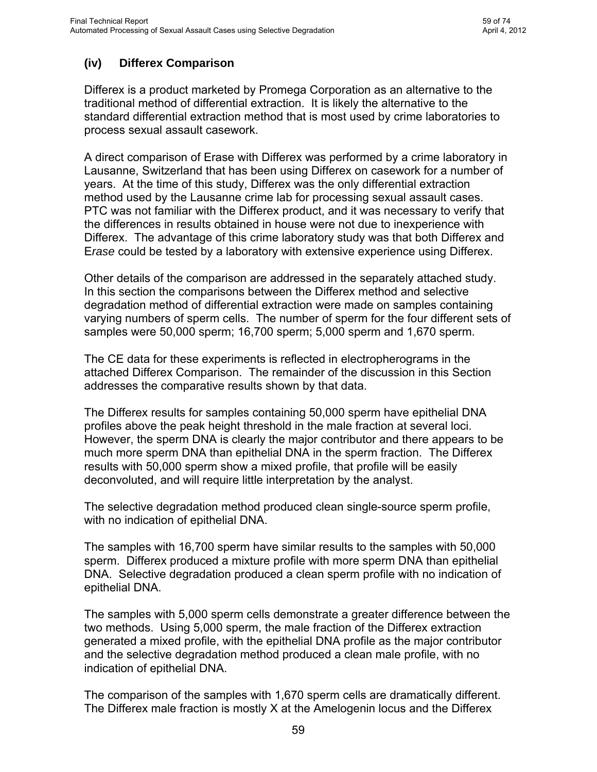### (iv) Differex Comparison

Differex is a product marketed by Promega Corporation as an alternative to the traditional method of differential extraction. It is likely the alternative to the standard differential extraction method that is most used by crime laboratories to process sexual assault casework.

A direct comparison of Erase with Differex was performed by a crime laboratory in Lausanne, Switzerland that has been using Differex on casework for a number of years. At the time of this study, Differex was the only differential extraction method used by the Lausanne crime lab for processing sexual assault cases. PTC was not familiar with the Differex product, and it was necessary to verify that the differences in results obtained in house were not due to inexperience with Differex. The advantage of this crime laboratory study was that both Differex and E*rase* could be tested by a laboratory with extensive experience using Differex.

Other details of the comparison are addressed in the separately attached study. In this section the comparisons between the Differex method and selective degradation method of differential extraction were made on samples containing varying numbers of sperm cells. The number of sperm for the four different sets of samples were 50,000 sperm; 16,700 sperm; 5,000 sperm and 1,670 sperm.

The CE data for these experiments is reflected in electropherograms in the attached Differex Comparison. The remainder of the discussion in this Section addresses the comparative results shown by that data.

The Differex results for samples containing 50,000 sperm have epithelial DNA profiles above the peak height threshold in the male fraction at several loci. However, the sperm DNA is clearly the major contributor and there appears to be much more sperm DNA than epithelial DNA in the sperm fraction. The Differex results with 50,000 sperm show a mixed profile, that profile will be easily deconvoluted, and will require little interpretation by the analyst.

The selective degradation method produced clean single-source sperm profile, with no indication of epithelial DNA.

The samples with 16,700 sperm have similar results to the samples with 50,000 sperm. Differex produced a mixture profile with more sperm DNA than epithelial DNA. Selective degradation produced a clean sperm profile with no indication of epithelial DNA.

The samples with 5,000 sperm cells demonstrate a greater difference between the two methods. Using 5,000 sperm, the male fraction of the Differex extraction generated a mixed profile, with the epithelial DNA profile as the major contributor and the selective degradation method produced a clean male profile, with no indication of epithelial DNA.

The comparison of the samples with 1,670 sperm cells are dramatically different. The Differex male fraction is mostly X at the Amelogenin locus and the Differex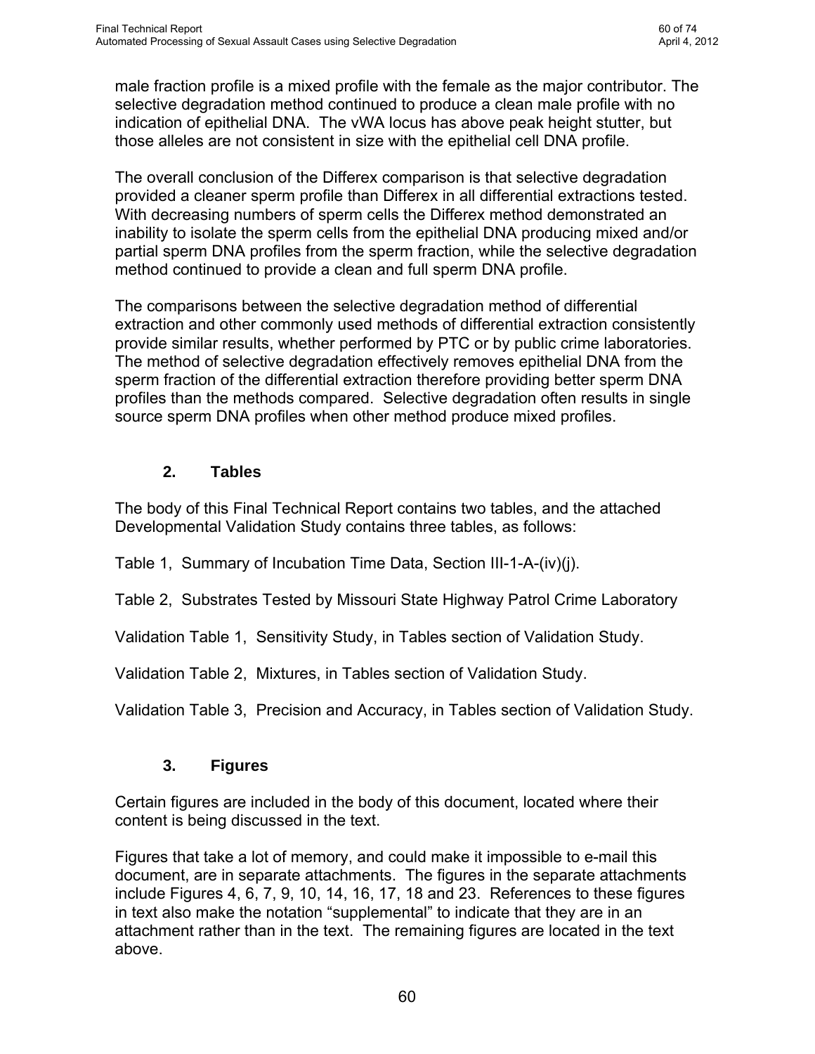male fraction profile is a mixed profile with the female as the major contributor. The selective degradation method continued to produce a clean male profile with no indication of epithelial DNA. The vWA locus has above peak height stutter, but those alleles are not consistent in size with the epithelial cell DNA profile.

The overall conclusion of the Differex comparison is that selective degradation provided a cleaner sperm profile than Differex in all differential extractions tested. With decreasing numbers of sperm cells the Differex method demonstrated an inability to isolate the sperm cells from the epithelial DNA producing mixed and/or partial sperm DNA profiles from the sperm fraction, while the selective degradation method continued to provide a clean and full sperm DNA profile.

The comparisons between the selective degradation method of differential extraction and other commonly used methods of differential extraction consistently provide similar results, whether performed by PTC or by public crime laboratories. The method of selective degradation effectively removes epithelial DNA from the sperm fraction of the differential extraction therefore providing better sperm DNA profiles than the methods compared. Selective degradation often results in single source sperm DNA profiles when other method produce mixed profiles.

### 2. Tables

The body of this Final Technical Report contains two tables, and the attached Developmental Validation Study contains three tables, as follows:

Table 1, Summary of Incubation Time Data, Section III-1-A-(iv)(j).

Table 2, Substrates Tested by Missouri State Highway Patrol Crime Laboratory

Validation Table 1, Sensitivity Study, in Tables section of Validation Study.

Validation Table 2, Mixtures, in Tables section of Validation Study.

Validation Table 3, Precision and Accuracy, in Tables section of Validation Study.

### 3. Figures

Certain figures are included in the body of this document, located where their content is being discussed in the text.

Figures that take a lot of memory, and could make it impossible to e-mail this document, are in separate attachments. The figures in the separate attachments include Figures 4, 6, 7, 9, 10, 14, 16, 17, 18 and 23. References to these figures in text also make the notation "supplemental" to indicate that they are in an attachment rather than in the text. The remaining figures are located in the text above.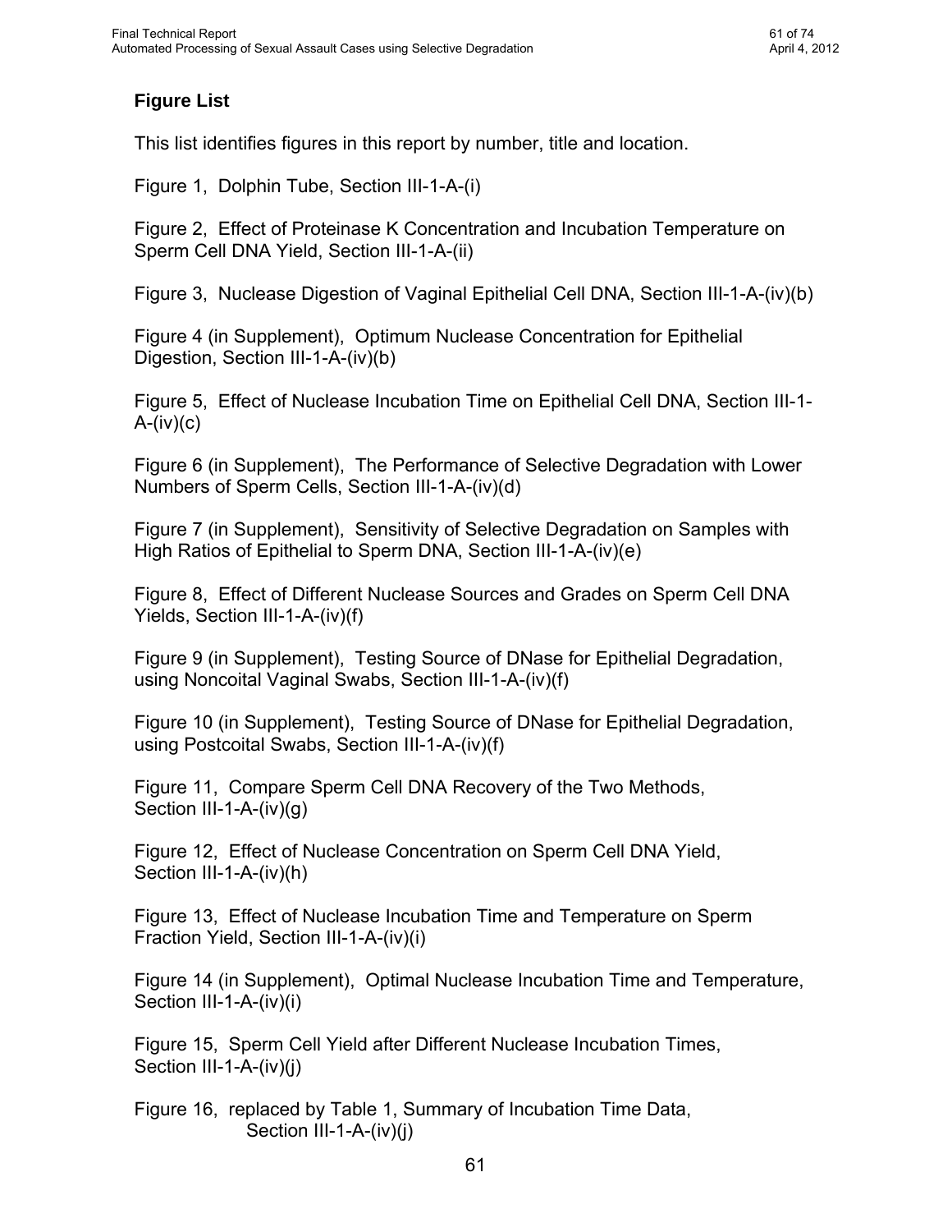## Figure List

This list identifies figures in this report by number, title and location.

Figure 1, Dolphin Tube, Section III-1-A-(i)

Figure 2, Effect of Proteinase K Concentration and Incubation Temperature on Sperm Cell DNA Yield, Section III-1-A-(ii)

Figure 3, Nuclease Digestion of Vaginal Epithelial Cell DNA, Section III-1-A-(iv)(b)

Figure 4 (in Supplement), Optimum Nuclease Concentration for Epithelial Digestion, Section III-1-A-(iv)(b)

Figure 5, Effect of Nuclease Incubation Time on Epithelial Cell DNA, Section III-1-A-(iv)(c)

Figure 6 (in Supplement), The Performance of Selective Degradation with Lower Numbers of Sperm Cells, Section III-1-A-(iv)(d)

Figure 7 (in Supplement), Sensitivity of Selective Degradation on Samples with High Ratios of Epithelial to Sperm DNA, Section III-1-A-(iv)(e)

Figure 8, Effect of Different Nuclease Sources and Grades on Sperm Cell DNA Yields, Section III-1-A-(iv)(f)

Figure 9 (in Supplement), Testing Source of DNase for Epithelial Degradation, using Noncoital Vaginal Swabs, Section III-1-A-(iv)(f)

Figure 10 (in Supplement), Testing Source of DNase for Epithelial Degradation, using Postcoital Swabs, Section III-1-A-(iv)(f)

Figure 11, Compare Sperm Cell DNA Recovery of the Two Methods, Section III-1-A-(iv)(g)

Figure 12, Effect of Nuclease Concentration on Sperm Cell DNA Yield, Section III-1-A-(iv)(h)

Figure 13, Effect of Nuclease Incubation Time and Temperature on Sperm Fraction Yield, Section III-1-A-(iv)(i)

Figure 14 (in Supplement), Optimal Nuclease Incubation Time and Temperature, Section III-1-A-(iv)(i)

Figure 15, Sperm Cell Yield after Different Nuclease Incubation Times, Section III-1-A-(iv)(j)

Figure 16, replaced by Table 1, Summary of Incubation Time Data, Section III-1-A-(iv)(j)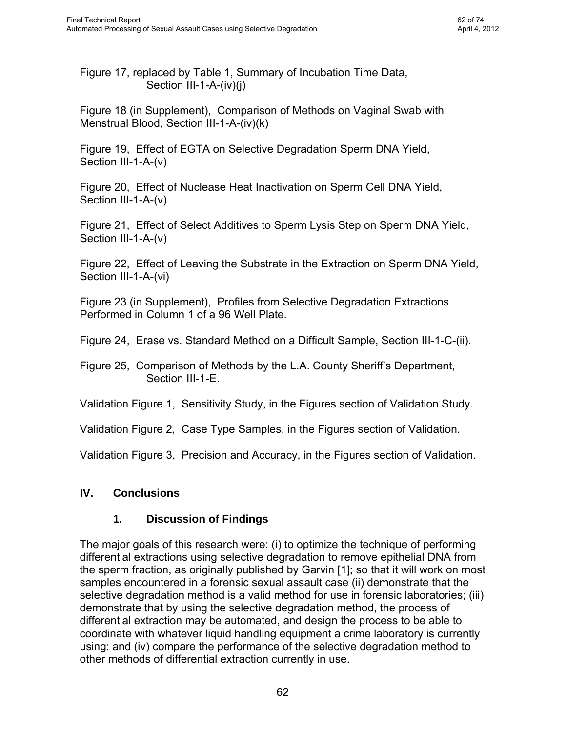Figure 17, replaced by Table 1, Summary of Incubation Time Data, Section III-1-A-(iv)(j)

Figure 18 (in Supplement), Comparison of Methods on Vaginal Swab with Menstrual Blood, Section III-1-A-(iv)(k)

Figure 19, Effect of EGTA on Selective Degradation Sperm DNA Yield, Section III-1-A-(v)

Figure 20, Effect of Nuclease Heat Inactivation on Sperm Cell DNA Yield, Section III-1-A-(v)

Figure 21, Effect of Select Additives to Sperm Lysis Step on Sperm DNA Yield, Section III-1-A-(v)

Figure 22, Effect of Leaving the Substrate in the Extraction on Sperm DNA Yield, Section III-1-A-(vi)

Figure 23 (in Supplement), Profiles from Selective Degradation Extractions Performed in Column 1 of a 96 Well Plate.

Figure 24, Erase vs. Standard Method on a Difficult Sample, Section III-1-C-(ii).

Figure 25, Comparison of Methods by the L.A. County Sheriff's Department, Section III-1-E.

Validation Figure 1, Sensitivity Study, in the Figures section of Validation Study.

Validation Figure 2, Case Type Samples, in the Figures section of Validation.

Validation Figure 3, Precision and Accuracy, in the Figures section of Validation.

## IV. Conclusions

### 1. Discussion of Findings

The major goals of this research were: (i) to optimize the technique of performing differential extractions using selective degradation to remove epithelial DNA from the sperm fraction, as originally published by Garvin [1]; so that it will work on most samples encountered in a forensic sexual assault case (ii) demonstrate that the selective degradation method is a valid method for use in forensic laboratories; (iii) demonstrate that by using the selective degradation method, the process of differential extraction may be automated, and design the process to be able to coordinate with whatever liquid handling equipment a crime laboratory is currently using; and (iv) compare the performance of the selective degradation method to other methods of differential extraction currently in use.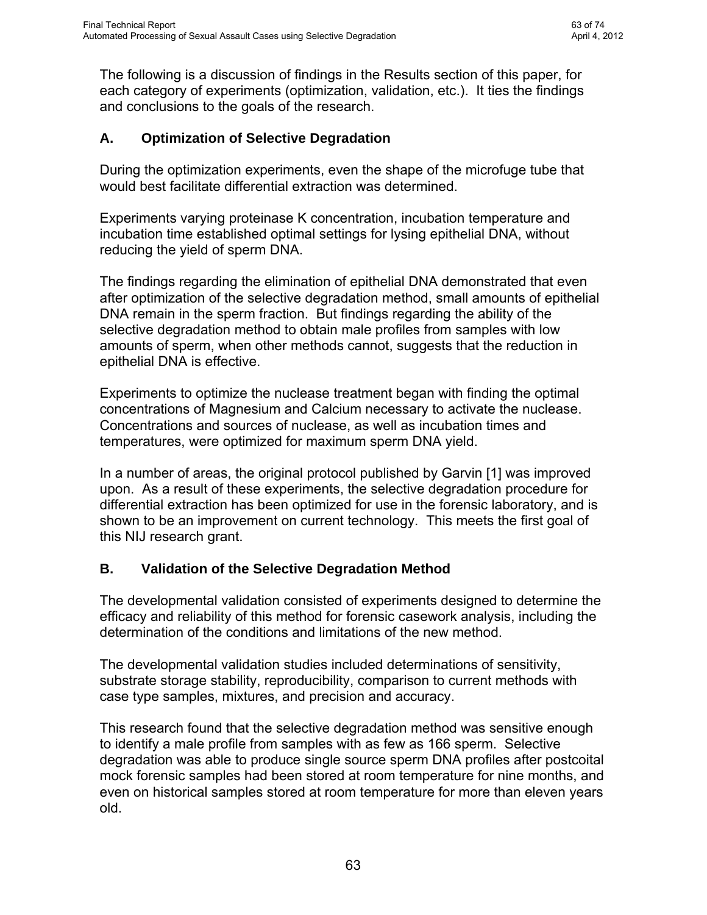The following is a discussion of findings in the Results section of this paper, for each category of experiments (optimization, validation, etc.). It ties the findings and conclusions to the goals of the research.

## A. Optimization of Selective Degradation

During the optimization experiments, even the shape of the microfuge tube that would best facilitate differential extraction was determined.

Experiments varying proteinase K concentration, incubation temperature and incubation time established optimal settings for lysing epithelial DNA, without reducing the yield of sperm DNA.

The findings regarding the elimination of epithelial DNA demonstrated that even after optimization of the selective degradation method, small amounts of epithelial DNA remain in the sperm fraction. But findings regarding the ability of the selective degradation method to obtain male profiles from samples with low amounts of sperm, when other methods cannot, suggests that the reduction in epithelial DNA is effective.

Experiments to optimize the nuclease treatment began with finding the optimal concentrations of Magnesium and Calcium necessary to activate the nuclease. Concentrations and sources of nuclease, as well as incubation times and temperatures, were optimized for maximum sperm DNA yield.

In a number of areas, the original protocol published by Garvin [1] was improved upon. As a result of these experiments, the selective degradation procedure for differential extraction has been optimized for use in the forensic laboratory, and is shown to be an improvement on current technology. This meets the first goal of this NIJ research grant.

## B. Validation of the Selective Degradation Method

The developmental validation consisted of experiments designed to determine the efficacy and reliability of this method for forensic casework analysis, including the determination of the conditions and limitations of the new method.

The developmental validation studies included determinations of sensitivity, substrate storage stability, reproducibility, comparison to current methods with case type samples, mixtures, and precision and accuracy.

This research found that the selective degradation method was sensitive enough to identify a male profile from samples with as few as 166 sperm. Selective degradation was able to produce single source sperm DNA profiles after postcoital mock forensic samples had been stored at room temperature for nine months, and even on historical samples stored at room temperature for more than eleven years old.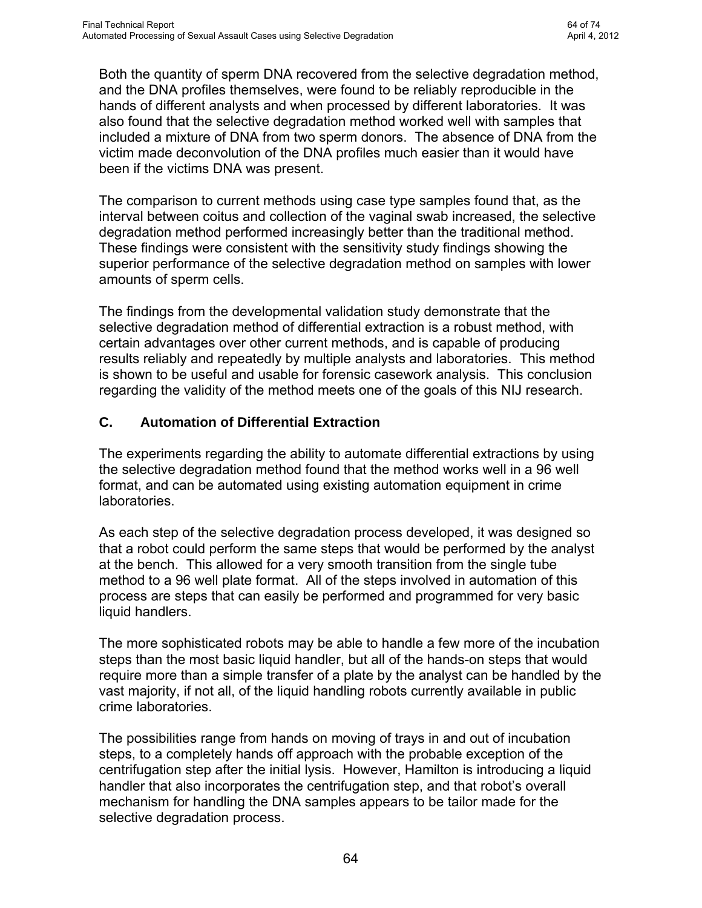Both the quantity of sperm DNA recovered from the selective degradation method, and the DNA profiles themselves, were found to be reliably reproducible in the hands of different analysts and when processed by different laboratories. It was also found that the selective degradation method worked well with samples that included a mixture of DNA from two sperm donors. The absence of DNA from the victim made deconvolution of the DNA profiles much easier than it would have been if the victims DNA was present.

The comparison to current methods using case type samples found that, as the interval between coitus and collection of the vaginal swab increased, the selective degradation method performed increasingly better than the traditional method. These findings were consistent with the sensitivity study findings showing the superior performance of the selective degradation method on samples with lower amounts of sperm cells.

The findings from the developmental validation study demonstrate that the selective degradation method of differential extraction is a robust method, with certain advantages over other current methods, and is capable of producing results reliably and repeatedly by multiple analysts and laboratories. This method is shown to be useful and usable for forensic casework analysis. This conclusion regarding the validity of the method meets one of the goals of this NIJ research.

## C. Automation of Differential Extraction

The experiments regarding the ability to automate differential extractions by using the selective degradation method found that the method works well in a 96 well format, and can be automated using existing automation equipment in crime laboratories.

As each step of the selective degradation process developed, it was designed so that a robot could perform the same steps that would be performed by the analyst at the bench. This allowed for a very smooth transition from the single tube method to a 96 well plate format. All of the steps involved in automation of this process are steps that can easily be performed and programmed for very basic liquid handlers.

The more sophisticated robots may be able to handle a few more of the incubation steps than the most basic liquid handler, but all of the hands-on steps that would require more than a simple transfer of a plate by the analyst can be handled by the vast majority, if not all, of the liquid handling robots currently available in public crime laboratories.

The possibilities range from hands on moving of trays in and out of incubation steps, to a completely hands off approach with the probable exception of the centrifugation step after the initial lysis. However, Hamilton is introducing a liquid handler that also incorporates the centrifugation step, and that robot's overall mechanism for handling the DNA samples appears to be tailor made for the selective degradation process.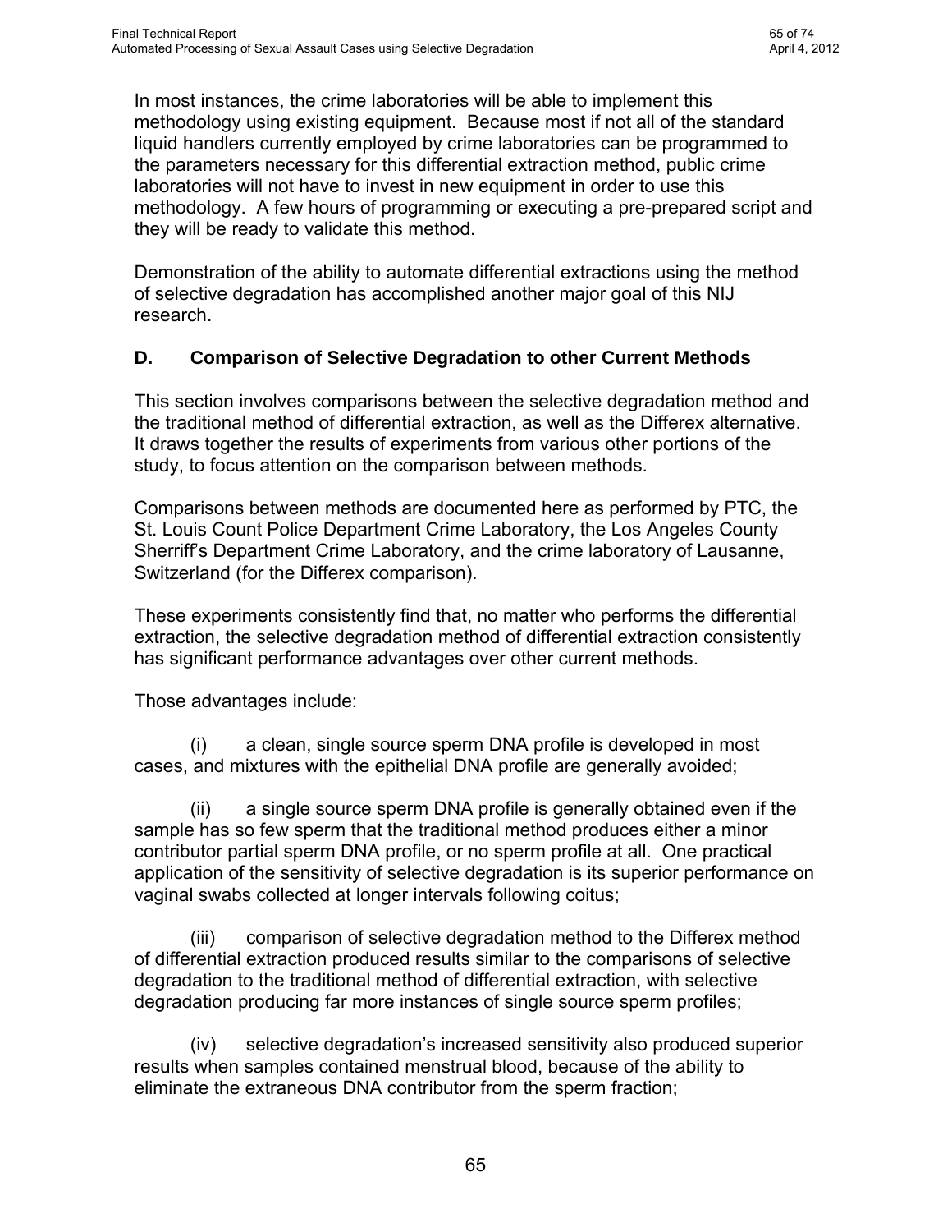In most instances, the crime laboratories will be able to implement this methodology using existing equipment. Because most if not all of the standard liquid handlers currently employed by crime laboratories can be programmed to the parameters necessary for this differential extraction method, public crime laboratories will not have to invest in new equipment in order to use this methodology. A few hours of programming or executing a pre-prepared script and they will be ready to validate this method.

Demonstration of the ability to automate differential extractions using the method of selective degradation has accomplished another major goal of this NIJ research.

## D. Comparison of Selective Degradation to other Current Methods

This section involves comparisons between the selective degradation method and the traditional method of differential extraction, as well as the Differex alternative. It draws together the results of experiments from various other portions of the study, to focus attention on the comparison between methods.

Comparisons between methods are documented here as performed by PTC, the St. Louis Count Police Department Crime Laboratory, the Los Angeles County Sherriff's Department Crime Laboratory, and the crime laboratory of Lausanne, Switzerland (for the Differex comparison).

These experiments consistently find that, no matter who performs the differential extraction, the selective degradation method of differential extraction consistently has significant performance advantages over other current methods.

Those advantages include:

(i) a clean, single source sperm DNA profile is developed in most cases, and mixtures with the epithelial DNA profile are generally avoided;

(ii) a single source sperm DNA profile is generally obtained even if the sample has so few sperm that the traditional method produces either a minor contributor partial sperm DNA profile, or no sperm profile at all. One practical application of the sensitivity of selective degradation is its superior performance on vaginal swabs collected at longer intervals following coitus;

(iii) comparison of selective degradation method to the Differex method of differential extraction produced results similar to the comparisons of selective degradation to the traditional method of differential extraction, with selective degradation producing far more instances of single source sperm profiles;

(iv) selective degradation's increased sensitivity also produced superior results when samples contained menstrual blood, because of the ability to eliminate the extraneous DNA contributor from the sperm fraction;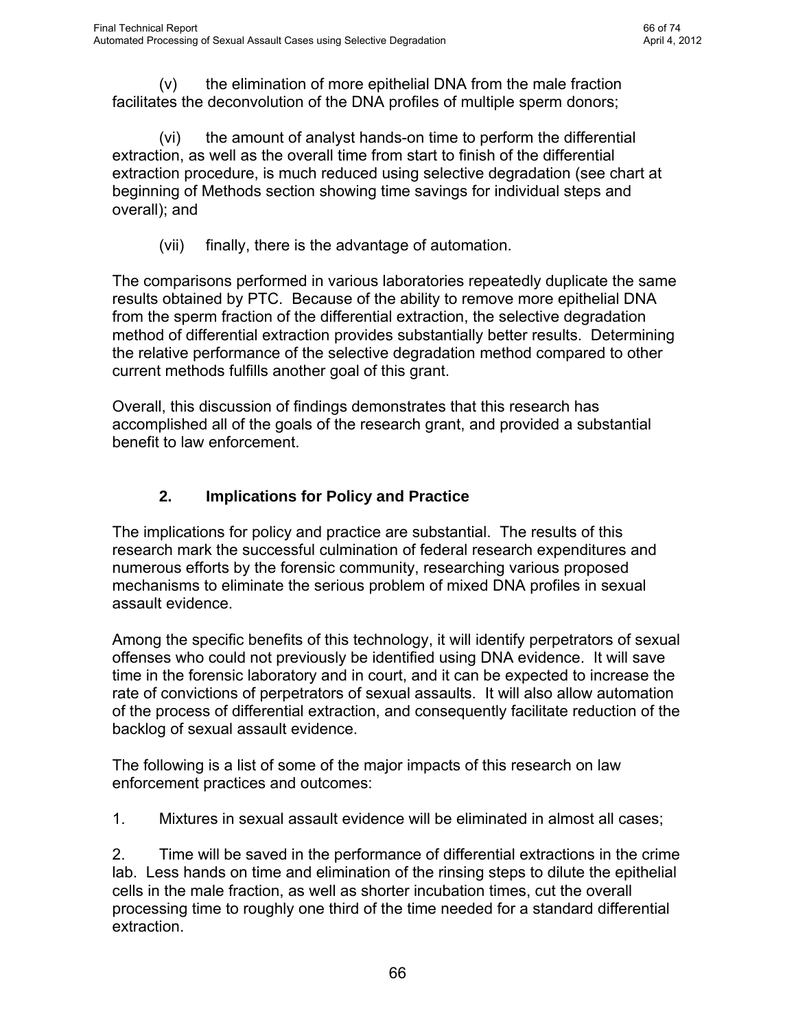(v) the elimination of more epithelial DNA from the male fraction facilitates the deconvolution of the DNA profiles of multiple sperm donors;

(vi) the amount of analyst hands-on time to perform the differential extraction, as well as the overall time from start to finish of the differential extraction procedure, is much reduced using selective degradation (see chart at beginning of Methods section showing time savings for individual steps and overall); and

(vii) finally, there is the advantage of automation.

The comparisons performed in various laboratories repeatedly duplicate the same results obtained by PTC. Because of the ability to remove more epithelial DNA from the sperm fraction of the differential extraction, the selective degradation method of differential extraction provides substantially better results. Determining the relative performance of the selective degradation method compared to other current methods fulfills another goal of this grant.

Overall, this discussion of findings demonstrates that this research has accomplished all of the goals of the research grant, and provided a substantial benefit to law enforcement.

## 2. Implications for Policy and Practice

The implications for policy and practice are substantial. The results of this research mark the successful culmination of federal research expenditures and numerous efforts by the forensic community, researching various proposed mechanisms to eliminate the serious problem of mixed DNA profiles in sexual assault evidence.

Among the specific benefits of this technology, it will identify perpetrators of sexual offenses who could not previously be identified using DNA evidence. It will save time in the forensic laboratory and in court, and it can be expected to increase the rate of convictions of perpetrators of sexual assaults. It will also allow automation of the process of differential extraction, and consequently facilitate reduction of the backlog of sexual assault evidence.

The following is a list of some of the major impacts of this research on law enforcement practices and outcomes:

1. Mixtures in sexual assault evidence will be eliminated in almost all cases;

2. Time will be saved in the performance of differential extractions in the crime lab. Less hands on time and elimination of the rinsing steps to dilute the epithelial cells in the male fraction, as well as shorter incubation times, cut the overall processing time to roughly one third of the time needed for a standard differential extraction.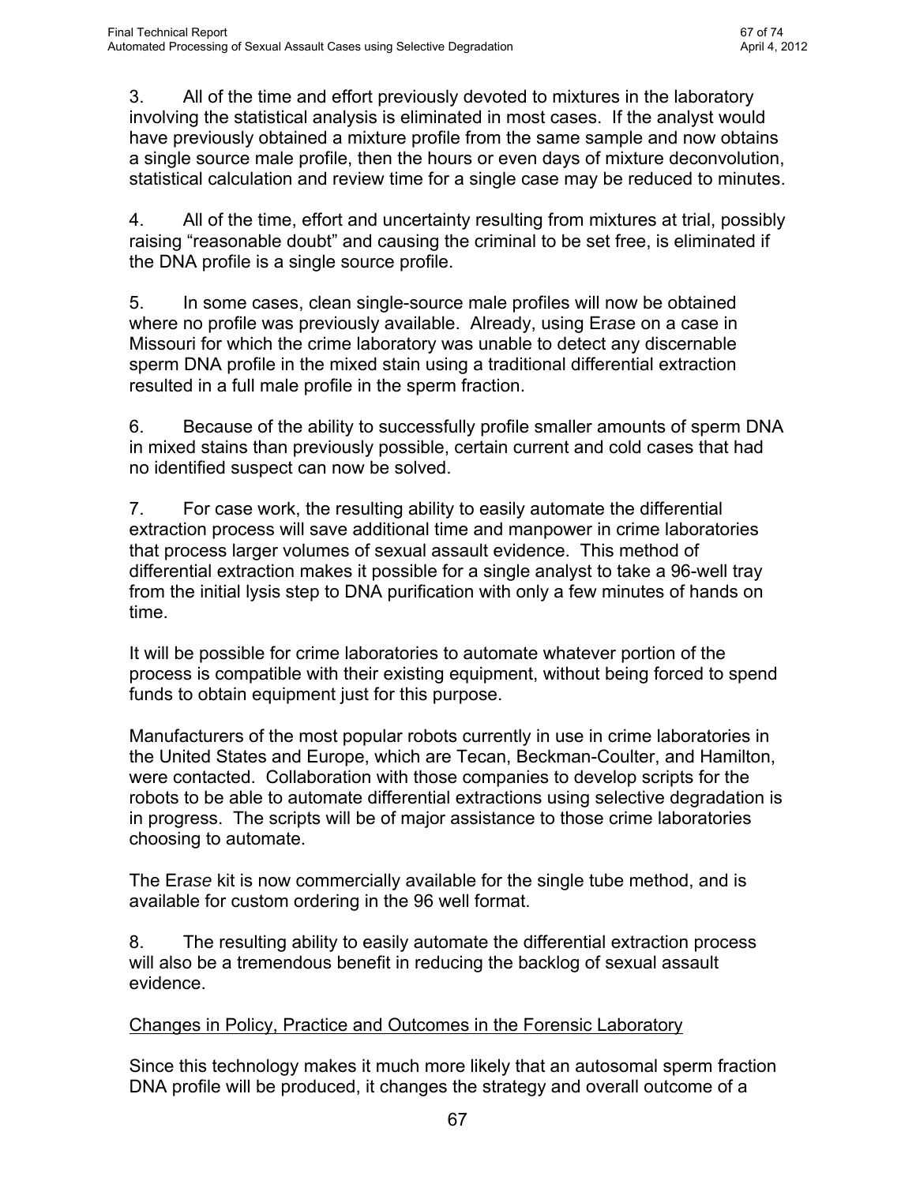3. All of the time and effort previously devoted to mixtures in the laboratory involving the statistical analysis is eliminated in most cases. If the analyst would have previously obtained a mixture profile from the same sample and now obtains a single source male profile, then the hours or even days of mixture deconvolution, statistical calculation and review time for a single case may be reduced to minutes.

4. All of the time, effort and uncertainty resulting from mixtures at trial, possibly raising "reasonable doubt" and causing the criminal to be set free, is eliminated if the DNA profile is a single source profile.

5. In some cases, clean single-source male profiles will now be obtained where no profile was previously available. Already, using Er*ase* on a case in Missouri for which the crime laboratory was unable to detect any discernable sperm DNA profile in the mixed stain using a traditional differential extraction resulted in a full male profile in the sperm fraction.

6. Because of the ability to successfully profile smaller amounts of sperm DNA in mixed stains than previously possible, certain current and cold cases that had no identified suspect can now be solved.

7. For case work, the resulting ability to easily automate the differential extraction process will save additional time and manpower in crime laboratories that process larger volumes of sexual assault evidence. This method of differential extraction makes it possible for a single analyst to take a 96-well tray from the initial lysis step to DNA purification with only a few minutes of hands on time.

It will be possible for crime laboratories to automate whatever portion of the process is compatible with their existing equipment, without being forced to spend funds to obtain equipment just for this purpose.

Manufacturers of the most popular robots currently in use in crime laboratories in the United States and Europe, which are Tecan, Beckman-Coulter, and Hamilton, were contacted. Collaboration with those companies to develop scripts for the robots to be able to automate differential extractions using selective degradation is in progress. The scripts will be of major assistance to those crime laboratories choosing to automate.

The Er*ase* kit is now commercially available for the single tube method, and is available for custom ordering in the 96 well format.

8. The resulting ability to easily automate the differential extraction process will also be a tremendous benefit in reducing the backlog of sexual assault evidence.

<u>Changes in Policy, Practice and Outcomes in the Forensic Laboratory</u>

Since this technology makes it much more likely that an autosomal sperm fraction DNA profile will be produced, it changes the strategy and overall outcome of a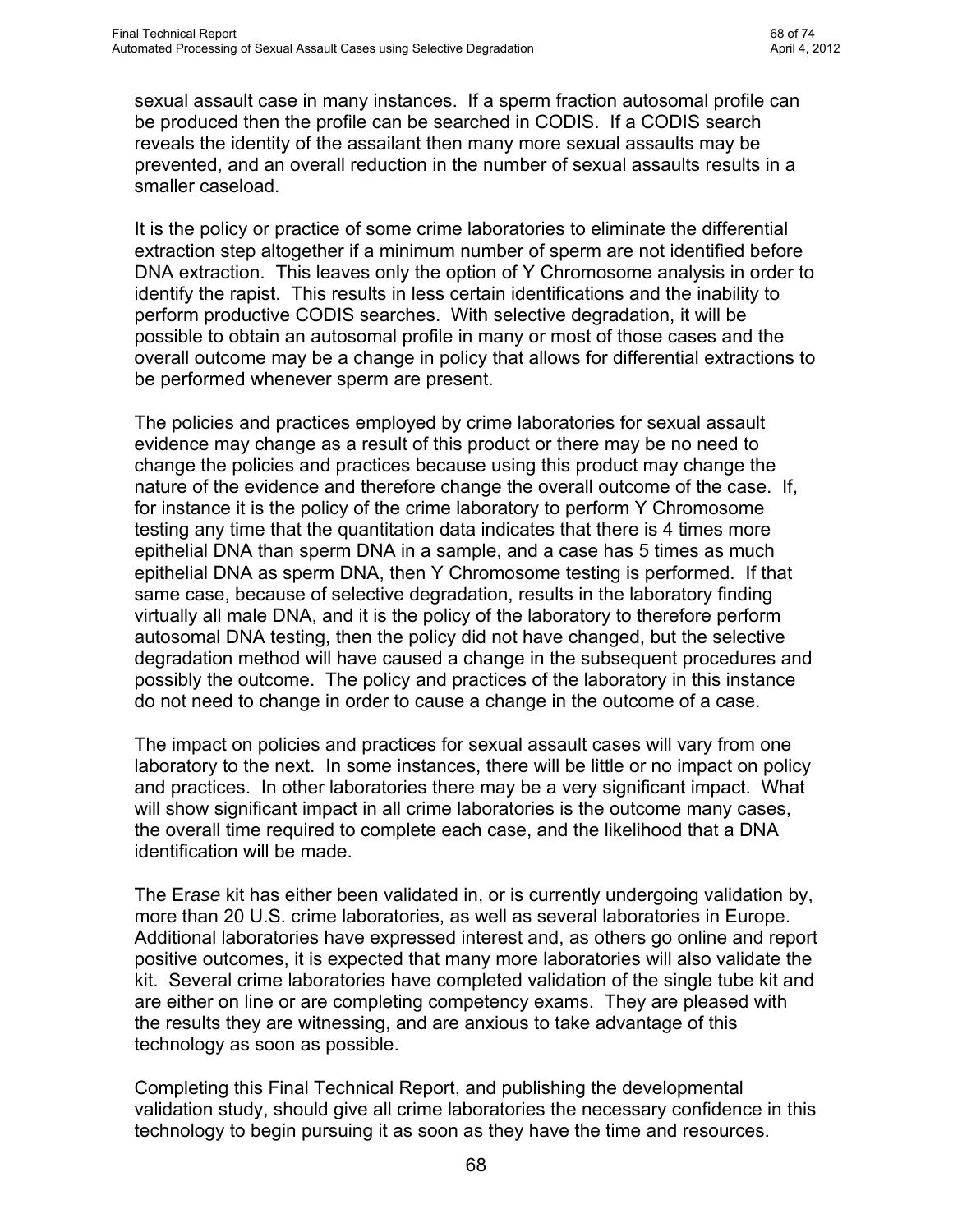sexual assault case in many instances. If a sperm fraction autosomal profile can be produced then the profile can be searched in CODIS. If a CODIS search reveals the identity of the assailant then many more sexual assaults may be prevented, and an overall reduction in the number of sexual assaults results in a smaller caseload.

It is the policy or practice of some crime laboratories to eliminate the differential extraction step altogether if a minimum number of sperm are not identified before DNA extraction. This leaves only the option of Y Chromosome analysis in order to identify the rapist. This results in less certain identifications and the inability to perform productive CODIS searches. With selective degradation, it will be possible to obtain an autosomal profile in many or most of those cases and the overall outcome may be a change in policy that allows for differential extractions to be performed whenever sperm are present.

The policies and practices employed by crime laboratories for sexual assault evidence may change as a result of this product or there may be no need to change the policies and practices because using this product may change the nature of the evidence and therefore change the overall outcome of the case. If, for instance it is the policy of the crime laboratory to perform Y Chromosome testing any time that the quantitation data indicates that there is 4 times more epithelial DNA than sperm DNA in a sample, and a case has 5 times as much epithelial DNA as sperm DNA, then Y Chromosome testing is performed. If that same case, because of selective degradation, results in the laboratory finding virtually all male DNA, and it is the policy of the laboratory to therefore perform autosomal DNA testing, then the policy did not have changed, but the selective degradation method will have caused a change in the subsequent procedures and possibly the outcome. The policy and practices of the laboratory in this instance do not need to change in order to cause a change in the outcome of a case.

The impact on policies and practices for sexual assault cases will vary from one laboratory to the next. In some instances, there will be little or no impact on policy and practices. In other laboratories there may be a very significant impact. What will show significant impact in all crime laboratories is the outcome many cases, the overall time required to complete each case, and the likelihood that a DNA identification will be made.

The Er*ase* kit has either been validated in, or is currently undergoing validation by, more than 20 U.S. crime laboratories, as well as several laboratories in Europe. Additional laboratories have expressed interest and, as others go online and report positive outcomes, it is expected that many more laboratories will also validate the kit. Several crime laboratories have completed validation of the single tube kit and are either on line or are completing competency exams. They are pleased with the results they are witnessing, and are anxious to take advantage of this technology as soon as possible.

Completing this Final Technical Report, and publishing the developmental validation study, should give all crime laboratories the necessary confidence in this technology to begin pursuing it as soon as they have the time and resources.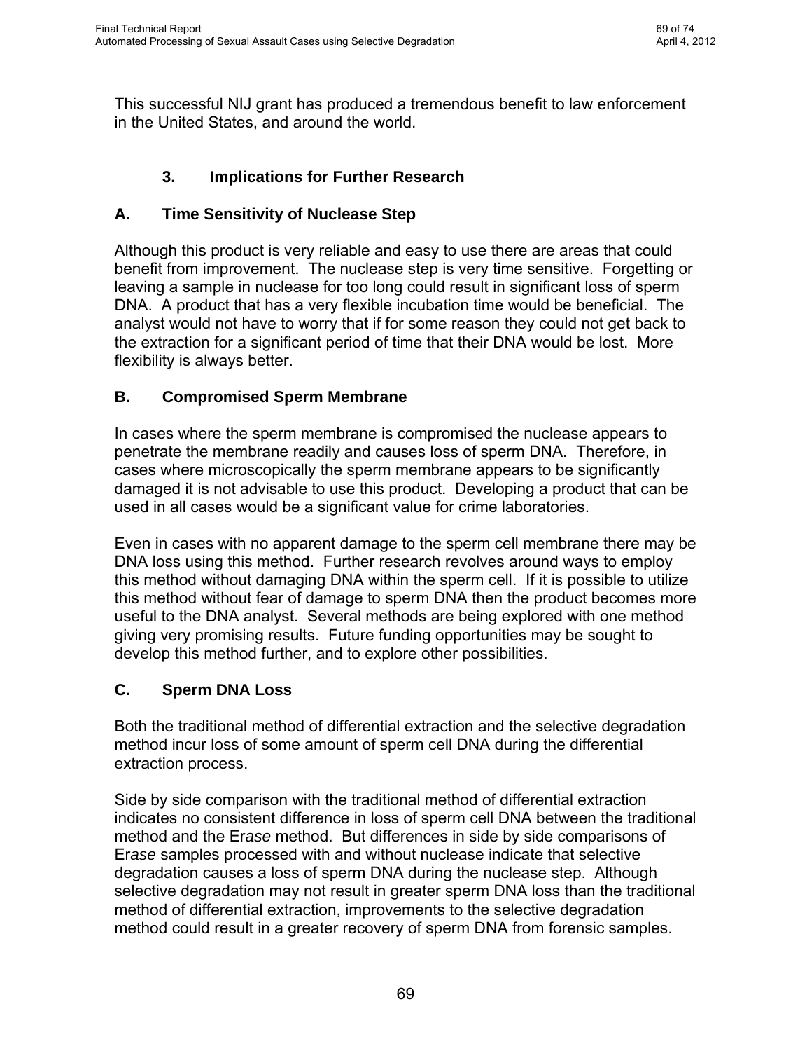This successful NIJ grant has produced a tremendous benefit to law enforcement in the United States, and around the world.

## 3. Implications for Further Research

### A. Time Sensitivity of Nuclease Step

Although this product is very reliable and easy to use there are areas that could benefit from improvement. The nuclease step is very time sensitive. Forgetting or leaving a sample in nuclease for too long could result in significant loss of sperm DNA. A product that has a very flexible incubation time would be beneficial. The analyst would not have to worry that if for some reason they could not get back to the extraction for a significant period of time that their DNA would be lost. More flexibility is always better.

### B. Compromised Sperm Membrane

In cases where the sperm membrane is compromised the nuclease appears to penetrate the membrane readily and causes loss of sperm DNA. Therefore, in cases where microscopically the sperm membrane appears to be significantly damaged it is not advisable to use this product. Developing a product that can be used in all cases would be a significant value for crime laboratories.

Even in cases with no apparent damage to the sperm cell membrane there may be DNA loss using this method. Further research revolves around ways to employ this method without damaging DNA within the sperm cell. If it is possible to utilize this method without fear of damage to sperm DNA then the product becomes more useful to the DNA analyst. Several methods are being explored with one method giving very promising results. Future funding opportunities may be sought to develop this method further, and to explore other possibilities.

### C. Sperm DNA Loss

Both the traditional method of differential extraction and the selective degradation method incur loss of some amount of sperm cell DNA during the differential extraction process.

Side by side comparison with the traditional method of differential extraction indicates no consistent difference in loss of sperm cell DNA between the traditional method and the Er*ase* method. But differences in side by side comparisons of Er*ase* samples processed with and without nuclease indicate that selective degradation causes a loss of sperm DNA during the nuclease step. Although selective degradation may not result in greater sperm DNA loss than the traditional method of differential extraction, improvements to the selective degradation method could result in a greater recovery of sperm DNA from forensic samples.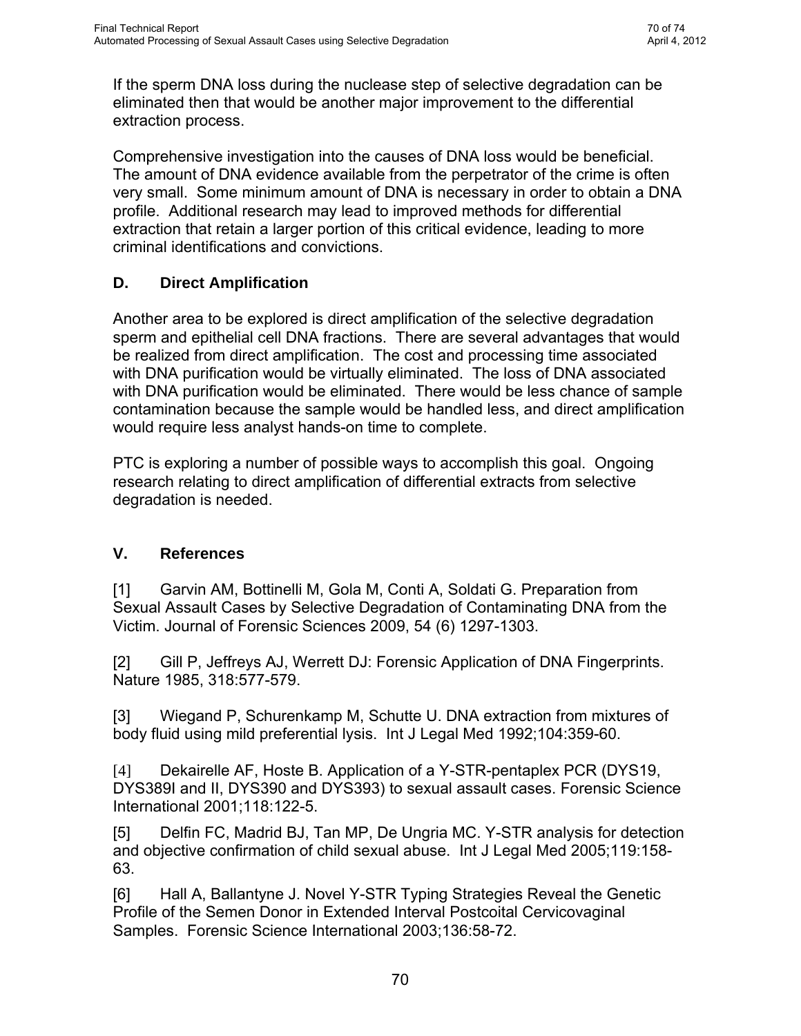If the sperm DNA loss during the nuclease step of selective degradation can be eliminated then that would be another major improvement to the differential extraction process.

Comprehensive investigation into the causes of DNA loss would be beneficial. The amount of DNA evidence available from the perpetrator of the crime is often very small. Some minimum amount of DNA is necessary in order to obtain a DNA profile. Additional research may lead to improved methods for differential extraction that retain a larger portion of this critical evidence, leading to more criminal identifications and convictions.

### D. Direct Amplification

Another area to be explored is direct amplification of the selective degradation sperm and epithelial cell DNA fractions. There are several advantages that would be realized from direct amplification. The cost and processing time associated with DNA purification would be virtually eliminated. The loss of DNA associated with DNA purification would be eliminated. There would be less chance of sample contamination because the sample would be handled less, and direct amplification would require less analyst hands-on time to complete.

PTC is exploring a number of possible ways to accomplish this goal. Ongoing research relating to direct amplification of differential extracts from selective degradation is needed.

## V. References

[1] Garvin AM, Bottinelli M, Gola M, Conti A, Soldati G. Preparation from Sexual Assault Cases by Selective Degradation of Contaminating DNA from the Victim. Journal of Forensic Sciences 2009, 54 (6) 1297-1303.

[2] Gill P, Jeffreys AJ, Werrett DJ: Forensic Application of DNA Fingerprints. Nature 1985, 318:577-579.

[3] Wiegand P, Schurenkamp M, Schutte U. DNA extraction from mixtures of body fluid using mild preferential lysis. Int J Legal Med 1992;104:359-60.

[4] Dekairelle AF, Hoste B. Application of a Y-STR-pentaplex PCR (DYS19, DYS389I and II, DYS390 and DYS393) to sexual assault cases. Forensic Science International 2001;118:122-5.

[5] Delfin FC, Madrid BJ, Tan MP, De Ungria MC. Y-STR analysis for detection and objective confirmation of child sexual abuse. Int J Legal Med 2005;119:158-63.

[6] Hall A, Ballantyne J. Novel Y-STR Typing Strategies Reveal the Genetic Profile of the Semen Donor in Extended Interval Postcoital Cervicovaginal Samples. Forensic Science International 2003;136:58-72.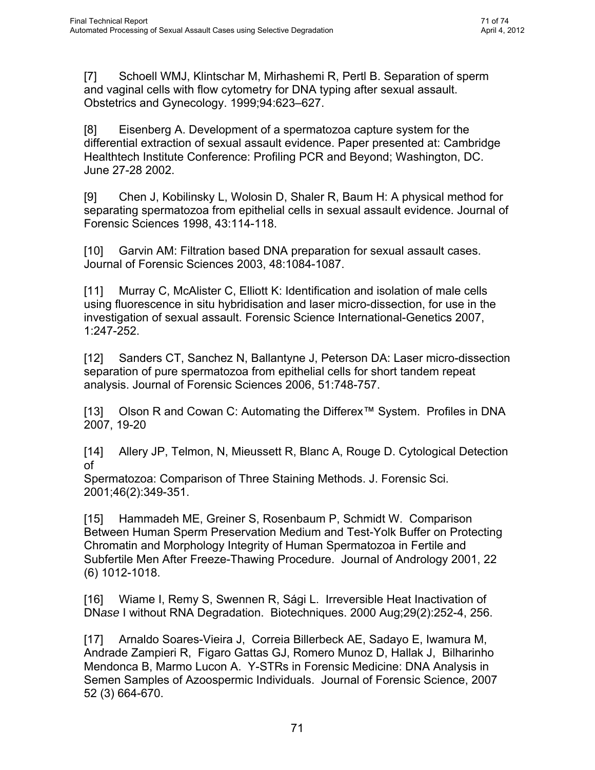[7] Schoell WMJ, Klintschar M, Mirhashemi R, Pertl B. Separation of sperm and vaginal cells with flow cytometry for DNA typing after sexual assault. Obstetrics and Gynecology. 1999;94:623–627.

[8] Eisenberg A. Development of a spermatozoa capture system for the differential extraction of sexual assault evidence. Paper presented at: Cambridge Healthtech Institute Conference: Profiling PCR and Beyond; Washington, DC. June 27-28 2002.

[9] Chen J, Kobilinsky L, Wolosin D, Shaler R, Baum H: A physical method for separating spermatozoa from epithelial cells in sexual assault evidence. Journal of Forensic Sciences 1998, 43:114-118.

[10] Garvin AM: Filtration based DNA preparation for sexual assault cases. Journal of Forensic Sciences 2003, 48:1084-1087.

[11] Murray C, McAlister C, Elliott K: Identification and isolation of male cells using fluorescence in situ hybridisation and laser micro-dissection, for use in the investigation of sexual assault. Forensic Science International-Genetics 2007, 1:247-252.

[12] Sanders CT, Sanchez N, Ballantyne J, Peterson DA: Laser micro-dissection separation of pure spermatozoa from epithelial cells for short tandem repeat analysis. Journal of Forensic Sciences 2006, 51:748-757.

[13] Olson R and Cowan C: Automating the Differex™ System. Profiles in DNA 2007, 19-20

[14] Allery JP, Telmon, N, Mieussett R, Blanc A, Rouge D. Cytological Detection of
Spermatozoa: Comparison of Three Staining Methods. J. Forensic Sci. 2001;46(2):349-351.

[15] Hammadeh ME, Greiner S, Rosenbaum P, Schmidt W. Comparison Between Human Sperm Preservation Medium and Test-Yolk Buffer on Protecting Chromatin and Morphology Integrity of Human Spermatozoa in Fertile and Subfertile Men After Freeze-Thawing Procedure. Journal of Andrology 2001, 22 (6) 1012-1018.

[16] Wiame I, Remy S, Swennen R, Sági L. Irreversible Heat Inactivation of DN*ase* I without RNA Degradation. Biotechniques. 2000 Aug;29(2):252-4, 256.

[17] Arnaldo Soares-Vieira J, Correia Billerbeck AE, Sadayo E, Iwamura M, Andrade Zampieri R, Figaro Gattas GJ, Romero Munoz D, Hallak J, Bilharinho Mendonca B, Marmo Lucon A. Y-STRs in Forensic Medicine: DNA Analysis in Semen Samples of Azoospermic Individuals. Journal of Forensic Science, 2007 52 (3) 664-670.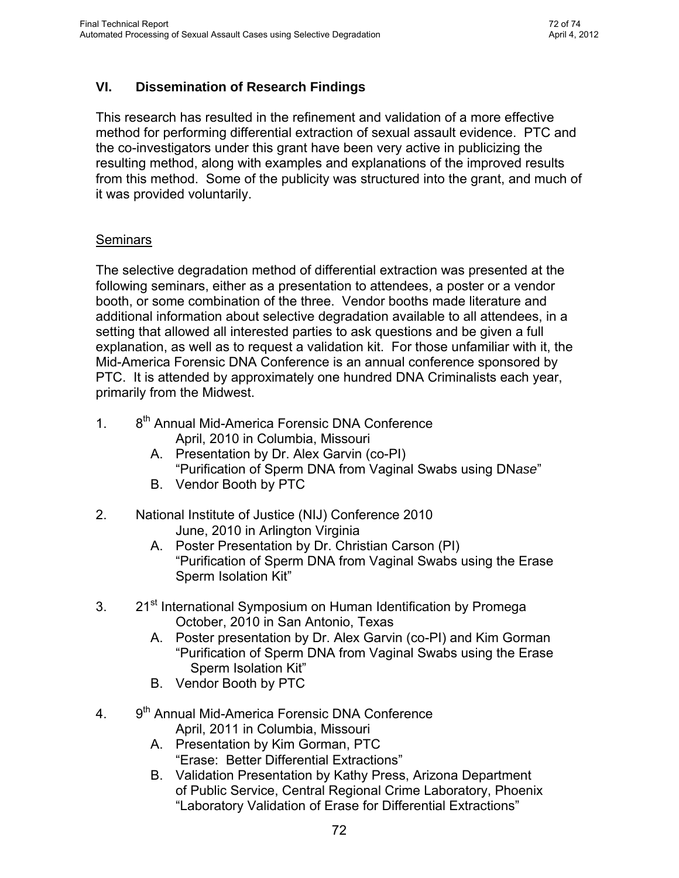## VI. Dissemination of Research Findings

This research has resulted in the refinement and validation of a more effective method for performing differential extraction of sexual assault evidence. PTC and the co-investigators under this grant have been very active in publicizing the resulting method, along with examples and explanations of the improved results from this method. Some of the publicity was structured into the grant, and much of it was provided voluntarily.

### Seminars

The selective degradation method of differential extraction was presented at the following seminars, either as a presentation to attendees, a poster or a vendor booth, or some combination of the three. Vendor booths made literature and additional information about selective degradation available to all attendees, in a setting that allowed all interested parties to ask questions and be given a full explanation, as well as to request a validation kit. For those unfamiliar with it, the Mid-America Forensic DNA Conference is an annual conference sponsored by PTC. It is attended by approximately one hundred DNA Criminalists each year, primarily from the Midwest.

1. 8th Annual Mid-America Forensic DNA Conference
   April, 2010 in Columbia, Missouri
   A. Presentation by Dr. Alex Garvin (co-PI)
      "Purification of Sperm DNA from Vaginal Swabs using DN*ase*"
   B. Vendor Booth by PTC

2. National Institute of Justice (NIJ) Conference 2010
   June, 2010 in Arlington Virginia
   A. Poster Presentation by Dr. Christian Carson (PI)
      "Purification of Sperm DNA from Vaginal Swabs using the Erase Sperm Isolation Kit"

3. 21st International Symposium on Human Identification by Promega
   October, 2010 in San Antonio, Texas
   A. Poster presentation by Dr. Alex Garvin (co-PI) and Kim Gorman
      "Purification of Sperm DNA from Vaginal Swabs using the Erase Sperm Isolation Kit"
   B. Vendor Booth by PTC

4. 9th Annual Mid-America Forensic DNA Conference
   April, 2011 in Columbia, Missouri
   A. Presentation by Kim Gorman, PTC
      "Erase: Better Differential Extractions"
   B. Validation Presentation by Kathy Press, Arizona Department of Public Service, Central Regional Crime Laboratory, Phoenix
      "Laboratory Validation of Erase for Differential Extractions"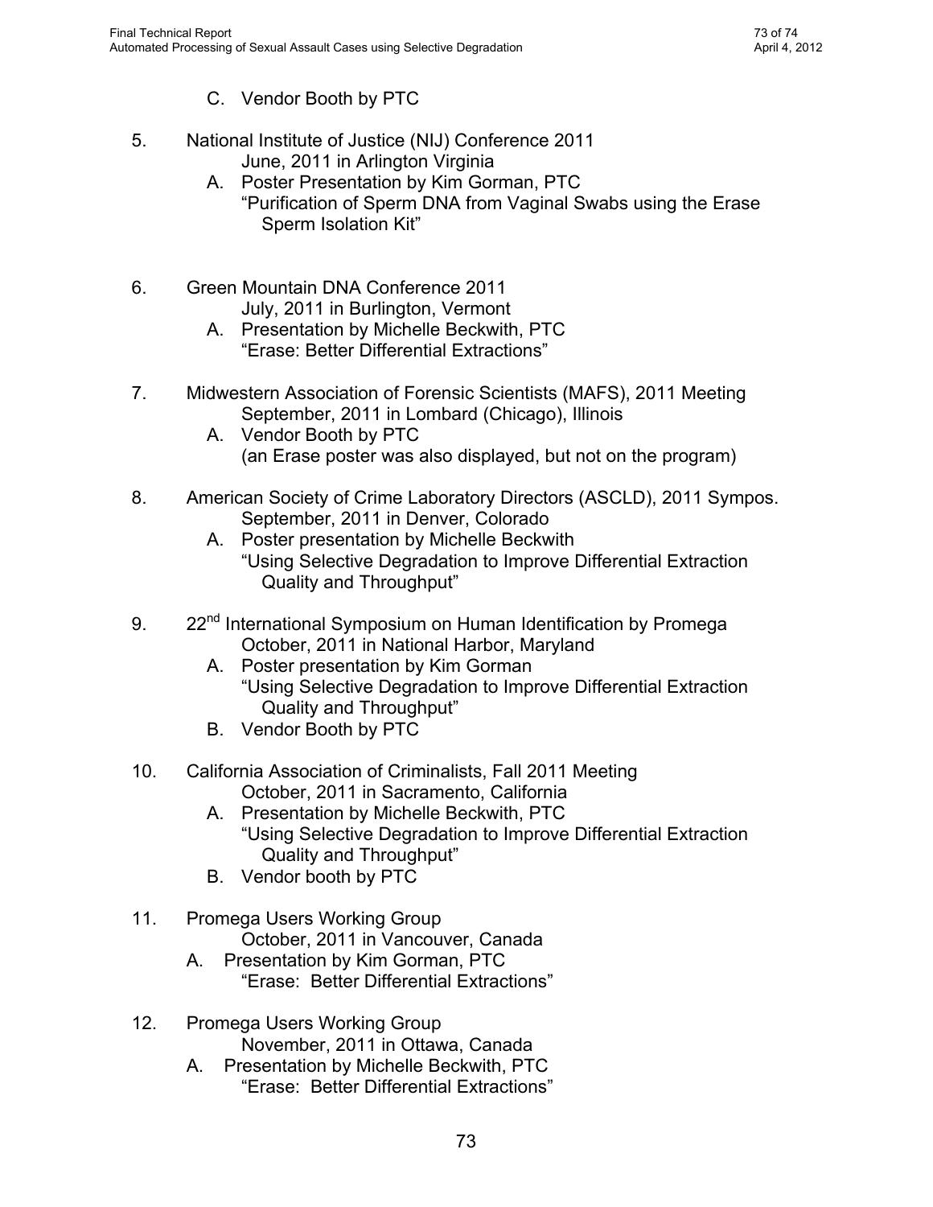C. Vendor Booth by PTC

5. National Institute of Justice (NIJ) Conference 2011
   June, 2011 in Arlington Virginia
   A. Poster Presentation by Kim Gorman, PTC
      "Purification of Sperm DNA from Vaginal Swabs using the Erase Sperm Isolation Kit"

6. Green Mountain DNA Conference 2011
   July, 2011 in Burlington, Vermont
   A. Presentation by Michelle Beckwith, PTC
      "Erase: Better Differential Extractions"

7. Midwestern Association of Forensic Scientists (MAFS), 2011 Meeting
   September, 2011 in Lombard (Chicago), Illinois
   A. Vendor Booth by PTC
      (an Erase poster was also displayed, but not on the program)

8. American Society of Crime Laboratory Directors (ASCLD), 2011 Sympos.
   September, 2011 in Denver, Colorado
   A. Poster presentation by Michelle Beckwith
      "Using Selective Degradation to Improve Differential Extraction Quality and Throughput"

9. 22nd International Symposium on Human Identification by Promega
   October, 2011 in National Harbor, Maryland
   A. Poster presentation by Kim Gorman
      "Using Selective Degradation to Improve Differential Extraction Quality and Throughput"
   B. Vendor Booth by PTC

10. California Association of Criminalists, Fall 2011 Meeting
    October, 2011 in Sacramento, California
    A. Presentation by Michelle Beckwith, PTC
       "Using Selective Degradation to Improve Differential Extraction Quality and Throughput"
    B. Vendor booth by PTC

11. Promega Users Working Group
    October, 2011 in Vancouver, Canada
    A. Presentation by Kim Gorman, PTC
       "Erase: Better Differential Extractions"

12. Promega Users Working Group
    November, 2011 in Ottawa, Canada
    A. Presentation by Michelle Beckwith, PTC
       "Erase: Better Differential Extractions"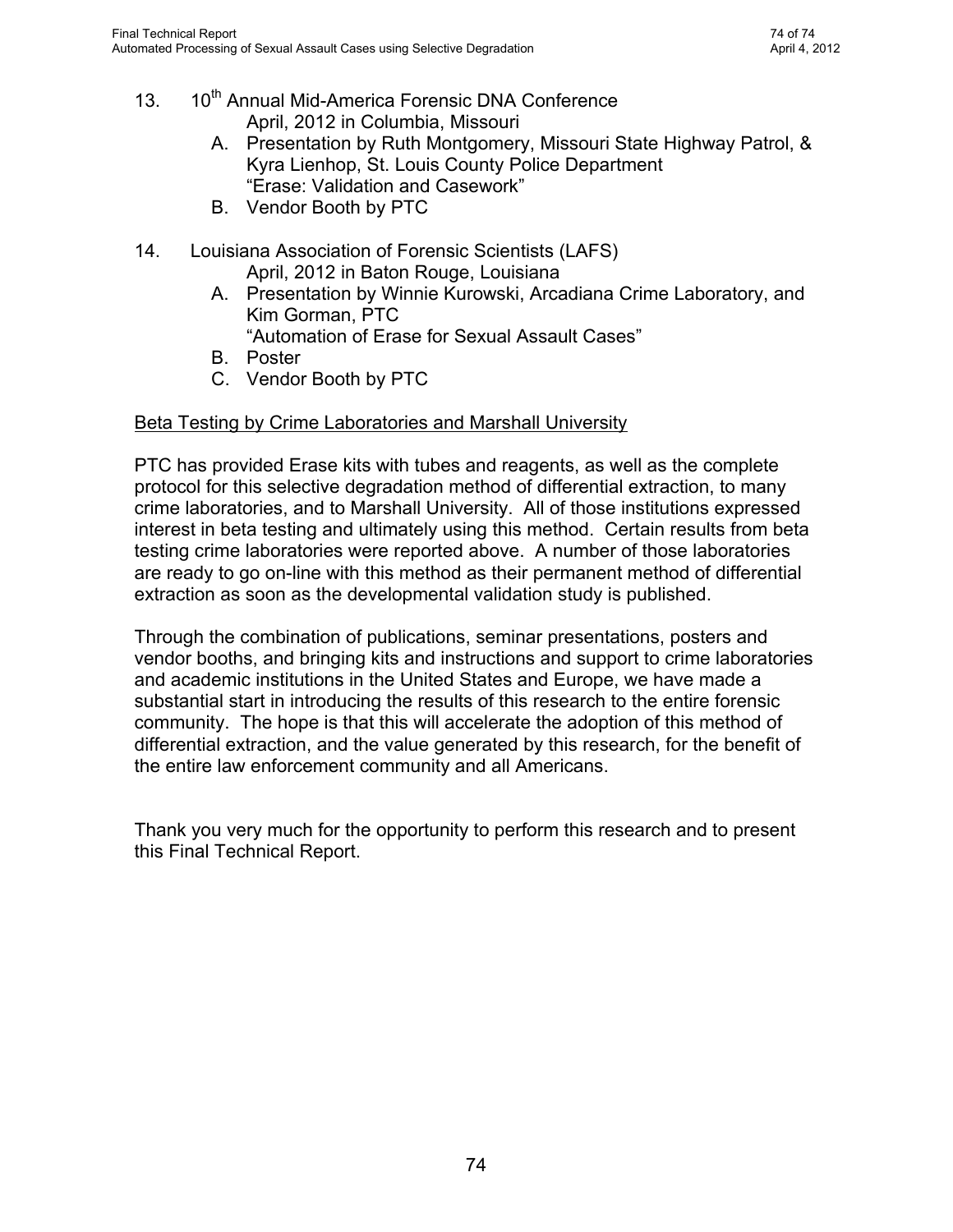13. 10[th] Annual Mid-America Forensic DNA Conference
    April, 2012 in Columbia, Missouri
    A. Presentation by Ruth Montgomery, Missouri State Highway Patrol, & Kyra Lienhop, St. Louis County Police Department
       "Erase: Validation and Casework"
    B. Vendor Booth by PTC

14. Louisiana Association of Forensic Scientists (LAFS)
    April, 2012 in Baton Rouge, Louisiana
    A. Presentation by Winnie Kurowski, Arcadiana Crime Laboratory, and Kim Gorman, PTC
       "Automation of Erase for Sexual Assault Cases"
    B. Poster
    C. Vendor Booth by PTC

<u>Beta Testing by Crime Laboratories and Marshall University</u>

PTC has provided Erase kits with tubes and reagents, as well as the complete protocol for this selective degradation method of differential extraction, to many crime laboratories, and to Marshall University. All of those institutions expressed interest in beta testing and ultimately using this method. Certain results from beta testing crime laboratories were reported above. A number of those laboratories are ready to go on-line with this method as their permanent method of differential extraction as soon as the developmental validation study is published.

Through the combination of publications, seminar presentations, posters and vendor booths, and bringing kits and instructions and support to crime laboratories and academic institutions in the United States and Europe, we have made a substantial start in introducing the results of this research to the entire forensic community. The hope is that this will accelerate the adoption of this method of differential extraction, and the value generated by this research, for the benefit of the entire law enforcement community and all Americans.

Thank you very much for the opportunity to perform this research and to present this Final Technical Report.